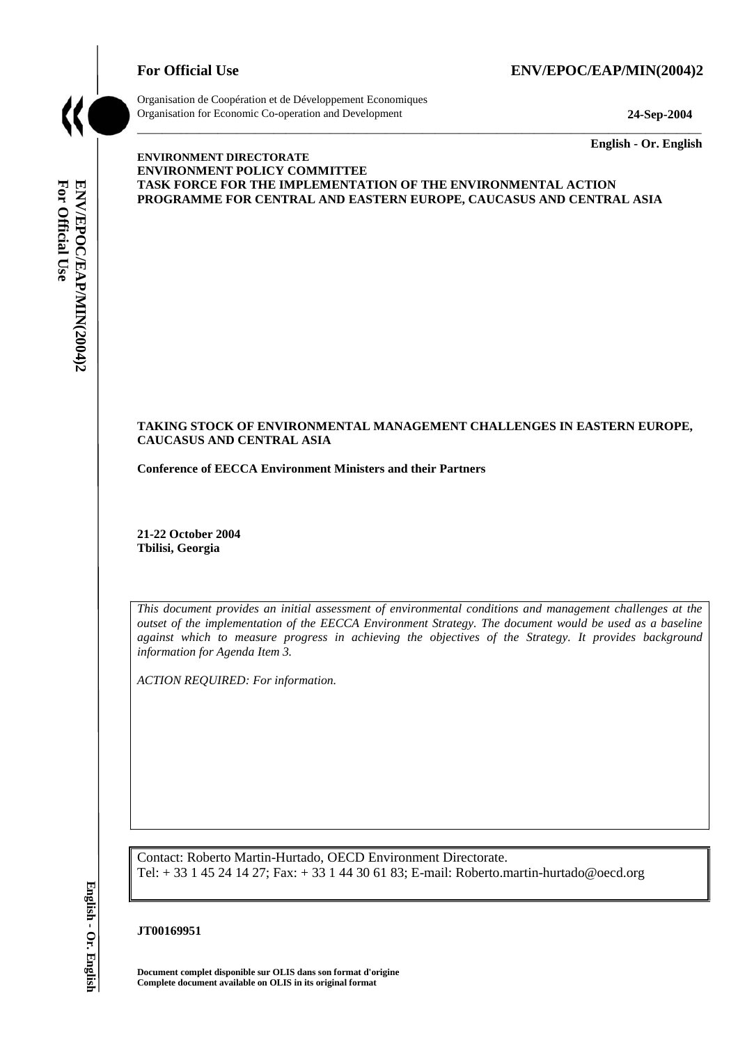**For Official Use** **ENV/EPOC/EAP/MIN(2004)2**

Organisation de Coopération et de Développement Economiques
Organisation for Economic Co-operation and Development **24-Sep-2004**

**English - Or. English**

**ENVIRONMENT DIRECTORATE**
**ENVIRONMENT POLICY COMMITTEE**
**TASK FORCE FOR THE IMPLEMENTATION OF THE ENVIRONMENTAL ACTION PROGRAMME FOR CENTRAL AND EASTERN EUROPE, CAUCASUS AND CENTRAL ASIA**

**TAKING STOCK OF ENVIRONMENTAL MANAGEMENT CHALLENGES IN EASTERN EUROPE, CAUCASUS AND CENTRAL ASIA**

**Conference of EECCA Environment Ministers and their Partners**

**21-22 October 2004**
**Tbilisi, Georgia**

*This document provides an initial assessment of environmental conditions and management challenges at the outset of the implementation of the EECCA Environment Strategy. The document would be used as a baseline against which to measure progress in achieving the objectives of the Strategy. It provides background information for Agenda Item 3.*

*ACTION REQUIRED: For information.*

Contact: Roberto Martin-Hurtado, OECD Environment Directorate.
Tel: + 33 1 45 24 14 27; Fax: + 33 1 44 30 61 83; E-mail: Roberto.martin-hurtado@oecd.org

**JT00169951**

**Document complet disponible sur OLIS dans son format d'origine**
**Complete document available on OLIS in its original format**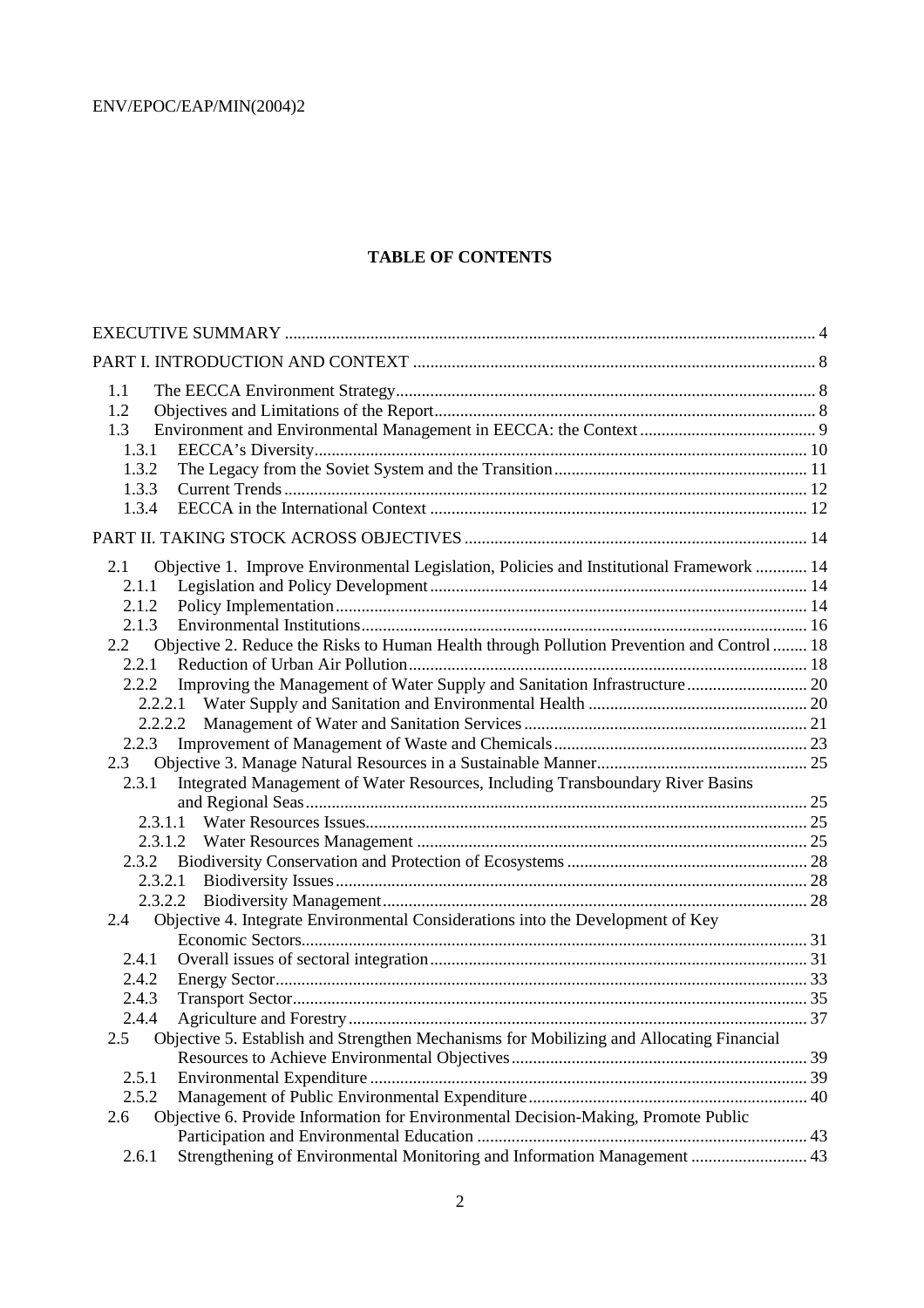**TABLE OF CONTENTS**

EXECUTIVE SUMMARY ... 4

PART I. INTRODUCTION AND CONTEXT ... 8

- 1.1 The EECCA Environment Strategy ... 8
- 1.2 Objectives and Limitations of the Report ... 8
- 1.3 Environment and Environmental Management in EECCA: the Context ... 9
  - 1.3.1 EECCA's Diversity ... 10
  - 1.3.2 The Legacy from the Soviet System and the Transition ... 11
  - 1.3.3 Current Trends ... 12
  - 1.3.4 EECCA in the International Context ... 12

PART II. TAKING STOCK ACROSS OBJECTIVES ... 14

- 2.1 Objective 1. Improve Environmental Legislation, Policies and Institutional Framework ... 14
  - 2.1.1 Legislation and Policy Development ... 14
  - 2.1.2 Policy Implementation ... 14
  - 2.1.3 Environmental Institutions ... 16
- 2.2 Objective 2. Reduce the Risks to Human Health through Pollution Prevention and Control ... 18
  - 2.2.1 Reduction of Urban Air Pollution ... 18
  - 2.2.2 Improving the Management of Water Supply and Sanitation Infrastructure ... 20
    - 2.2.2.1 Water Supply and Sanitation and Environmental Health ... 20
    - 2.2.2.2 Management of Water and Sanitation Services ... 21
  - 2.2.3 Improvement of Management of Waste and Chemicals ... 23
- 2.3 Objective 3. Manage Natural Resources in a Sustainable Manner ... 25
  - 2.3.1 Integrated Management of Water Resources, Including Transboundary River Basins and Regional Seas ... 25
    - 2.3.1.1 Water Resources Issues ... 25
    - 2.3.1.2 Water Resources Management ... 25
  - 2.3.2 Biodiversity Conservation and Protection of Ecosystems ... 28
    - 2.3.2.1 Biodiversity Issues ... 28
    - 2.3.2.2 Biodiversity Management ... 28
- 2.4 Objective 4. Integrate Environmental Considerations into the Development of Key Economic Sectors ... 31
  - 2.4.1 Overall issues of sectoral integration ... 31
  - 2.4.2 Energy Sector ... 33
  - 2.4.3 Transport Sector ... 35
  - 2.4.4 Agriculture and Forestry ... 37
- 2.5 Objective 5. Establish and Strengthen Mechanisms for Mobilizing and Allocating Financial Resources to Achieve Environmental Objectives ... 39
  - 2.5.1 Environmental Expenditure ... 39
  - 2.5.2 Management of Public Environmental Expenditure ... 40
- 2.6 Objective 6. Provide Information for Environmental Decision-Making, Promote Public Participation and Environmental Education ... 43
  - 2.6.1 Strengthening of Environmental Monitoring and Information Management ... 43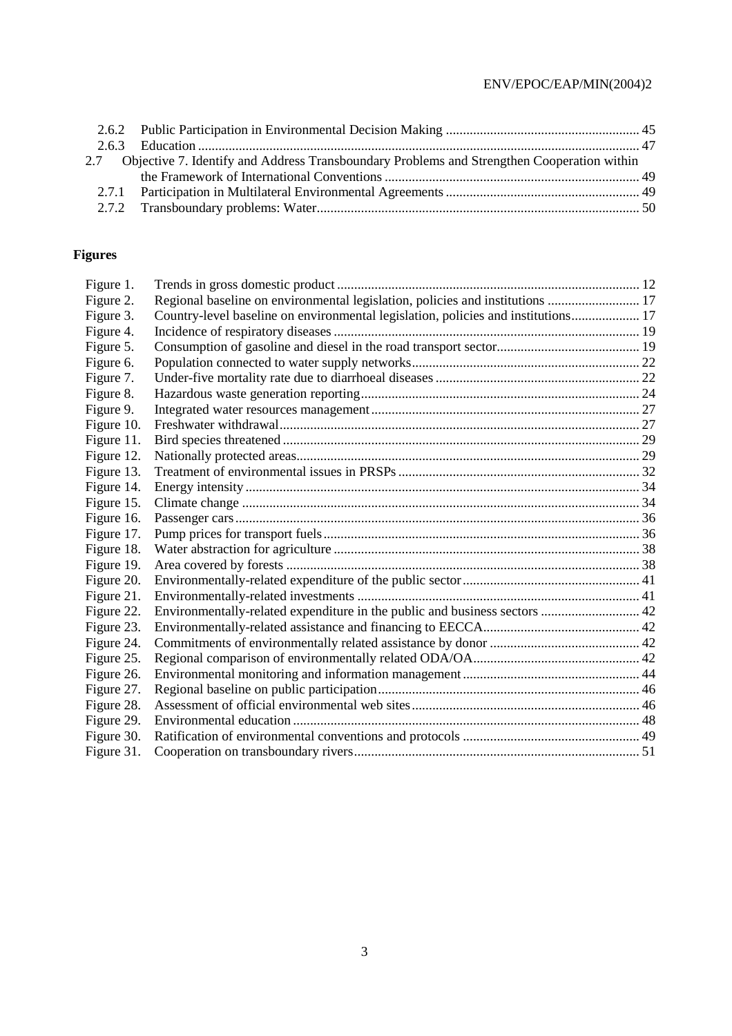2.6.2 Public Participation in Environmental Decision Making ........................................................ 45
2.6.3 Education ................................................................................................................................ 47

2.7 Objective 7. Identify and Address Transboundary Problems and Strengthen Cooperation within the Framework of International Conventions .......................................................................... 49

2.7.1 Participation in Multilateral Environmental Agreements ........................................................ 49
2.7.2 Transboundary problems: Water.............................................................................................. 50

**Figures**

Figure 1. Trends in gross domestic product ........................................................................................ 12
Figure 2. Regional baseline on environmental legislation, policies and institutions ........................... 17
Figure 3. Country-level baseline on environmental legislation, policies and institutions.................... 17
Figure 4. Incidence of respiratory diseases ......................................................................................... 19
Figure 5. Consumption of gasoline and diesel in the road transport sector.......................................... 19
Figure 6. Population connected to water supply networks................................................................... 22
Figure 7. Under-five mortality rate due to diarrhoeal diseases ............................................................ 22
Figure 8. Hazardous waste generation reporting.................................................................................. 24
Figure 9. Integrated water resources management............................................................................... 27
Figure 10. Freshwater withdrawal.......................................................................................................... 27
Figure 11. Bird species threatened ......................................................................................................... 29
Figure 12. Nationally protected areas..................................................................................................... 29
Figure 13. Treatment of environmental issues in PRSPs ....................................................................... 32
Figure 14. Energy intensity .................................................................................................................... 34
Figure 15. Climate change ..................................................................................................................... 34
Figure 16. Passenger cars....................................................................................................................... 36
Figure 17. Pump prices for transport fuels............................................................................................. 36
Figure 18. Water abstraction for agriculture .......................................................................................... 38
Figure 19. Area covered by forests ........................................................................................................ 38
Figure 20. Environmentally-related expenditure of the public sector.................................................... 41
Figure 21. Environmentally-related investments ................................................................................... 41
Figure 22. Environmentally-related expenditure in the public and business sectors ............................. 42
Figure 23. Environmentally-related assistance and financing to EECCA.............................................. 42
Figure 24. Commitments of environmentally related assistance by donor ............................................ 42
Figure 25. Regional comparison of environmentally related ODA/OA................................................. 42
Figure 26. Environmental monitoring and information management.................................................... 44
Figure 27. Regional baseline on public participation............................................................................. 46
Figure 28. Assessment of official environmental web sites................................................................... 46
Figure 29. Environmental education ...................................................................................................... 48
Figure 30. Ratification of environmental conventions and protocols .................................................... 49
Figure 31. Cooperation on transboundary rivers.................................................................................... 51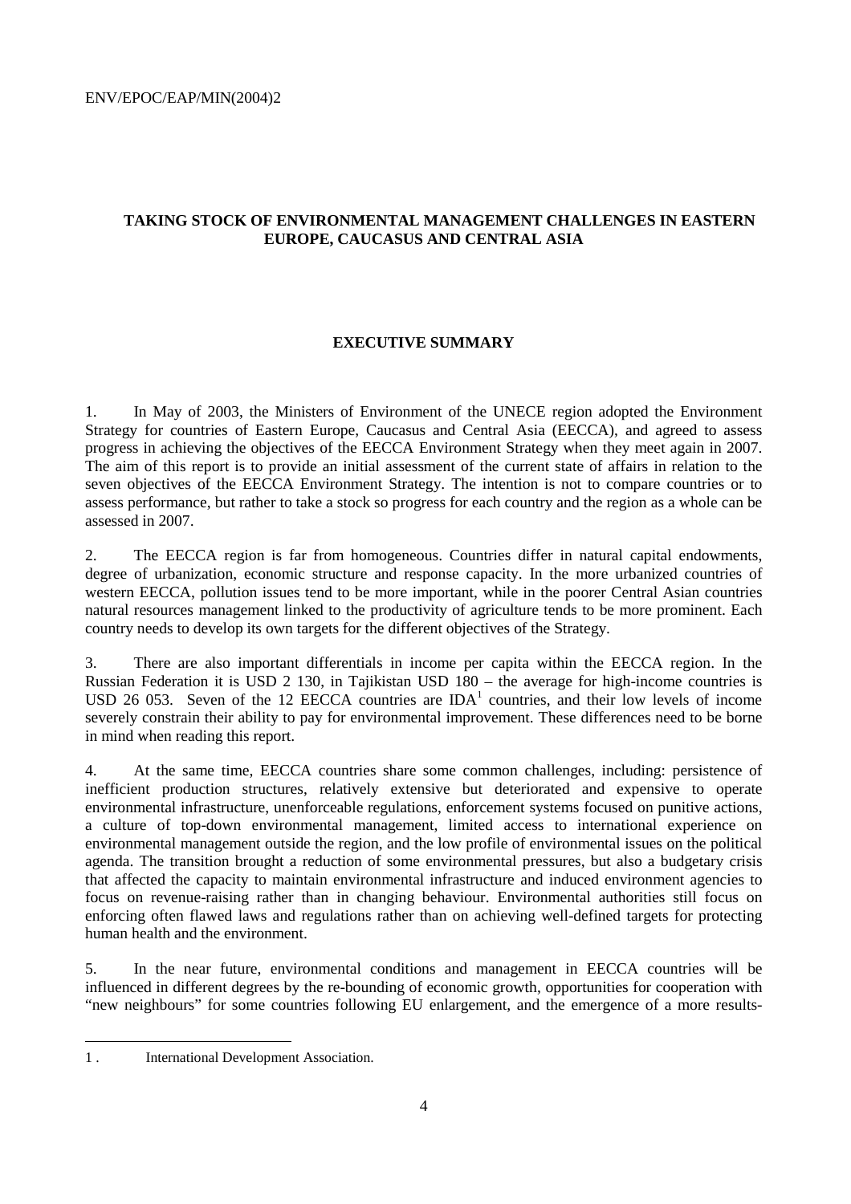## TAKING STOCK OF ENVIRONMENTAL MANAGEMENT CHALLENGES IN EASTERN EUROPE, CAUCASUS AND CENTRAL ASIA

### EXECUTIVE SUMMARY

1. In May of 2003, the Ministers of Environment of the UNECE region adopted the Environment Strategy for countries of Eastern Europe, Caucasus and Central Asia (EECCA), and agreed to assess progress in achieving the objectives of the EECCA Environment Strategy when they meet again in 2007. The aim of this report is to provide an initial assessment of the current state of affairs in relation to the seven objectives of the EECCA Environment Strategy. The intention is not to compare countries or to assess performance, but rather to take a stock so progress for each country and the region as a whole can be assessed in 2007.

2. The EECCA region is far from homogeneous. Countries differ in natural capital endowments, degree of urbanization, economic structure and response capacity. In the more urbanized countries of western EECCA, pollution issues tend to be more important, while in the poorer Central Asian countries natural resources management linked to the productivity of agriculture tends to be more prominent. Each country needs to develop its own targets for the different objectives of the Strategy.

3. There are also important differentials in income per capita within the EECCA region. In the Russian Federation it is USD 2 130, in Tajikistan USD 180 – the average for high-income countries is USD 26 053. Seven of the 12 EECCA countries are IDA[1] countries, and their low levels of income severely constrain their ability to pay for environmental improvement. These differences need to be borne in mind when reading this report.

4. At the same time, EECCA countries share some common challenges, including: persistence of inefficient production structures, relatively extensive but deteriorated and expensive to operate environmental infrastructure, unenforceable regulations, enforcement systems focused on punitive actions, a culture of top-down environmental management, limited access to international experience on environmental management outside the region, and the low profile of environmental issues on the political agenda. The transition brought a reduction of some environmental pressures, but also a budgetary crisis that affected the capacity to maintain environmental infrastructure and induced environment agencies to focus on revenue-raising rather than in changing behaviour. Environmental authorities still focus on enforcing often flawed laws and regulations rather than on achieving well-defined targets for protecting human health and the environment.

5. In the near future, environmental conditions and management in EECCA countries will be influenced in different degrees by the re-bounding of economic growth, opportunities for cooperation with "new neighbours" for some countries following EU enlargement, and the emergence of a more results-

---

1 . International Development Association.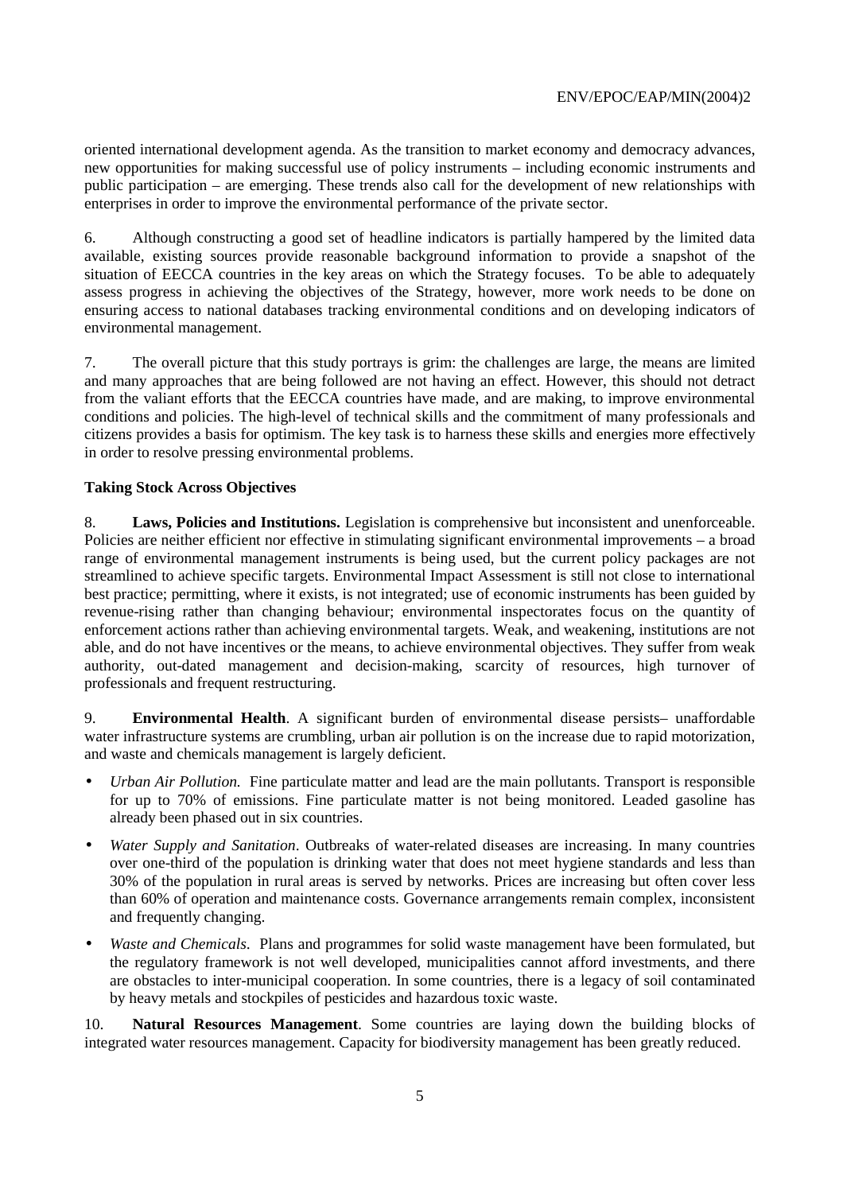oriented international development agenda. As the transition to market economy and democracy advances, new opportunities for making successful use of policy instruments – including economic instruments and public participation – are emerging. These trends also call for the development of new relationships with enterprises in order to improve the environmental performance of the private sector.

6. Although constructing a good set of headline indicators is partially hampered by the limited data available, existing sources provide reasonable background information to provide a snapshot of the situation of EECCA countries in the key areas on which the Strategy focuses. To be able to adequately assess progress in achieving the objectives of the Strategy, however, more work needs to be done on ensuring access to national databases tracking environmental conditions and on developing indicators of environmental management.

7. The overall picture that this study portrays is grim: the challenges are large, the means are limited and many approaches that are being followed are not having an effect. However, this should not detract from the valiant efforts that the EECCA countries have made, and are making, to improve environmental conditions and policies. The high-level of technical skills and the commitment of many professionals and citizens provides a basis for optimism. The key task is to harness these skills and energies more effectively in order to resolve pressing environmental problems.

**Taking Stock Across Objectives**

8. **Laws, Policies and Institutions.** Legislation is comprehensive but inconsistent and unenforceable. Policies are neither efficient nor effective in stimulating significant environmental improvements – a broad range of environmental management instruments is being used, but the current policy packages are not streamlined to achieve specific targets. Environmental Impact Assessment is still not close to international best practice; permitting, where it exists, is not integrated; use of economic instruments has been guided by revenue-rising rather than changing behaviour; environmental inspectorates focus on the quantity of enforcement actions rather than achieving environmental targets. Weak, and weakening, institutions are not able, and do not have incentives or the means, to achieve environmental objectives. They suffer from weak authority, out-dated management and decision-making, scarcity of resources, high turnover of professionals and frequent restructuring.

9. **Environmental Health**. A significant burden of environmental disease persists– unaffordable water infrastructure systems are crumbling, urban air pollution is on the increase due to rapid motorization, and waste and chemicals management is largely deficient.

- *Urban Air Pollution.* Fine particulate matter and lead are the main pollutants. Transport is responsible for up to 70% of emissions. Fine particulate matter is not being monitored. Leaded gasoline has already been phased out in six countries.
- *Water Supply and Sanitation*. Outbreaks of water-related diseases are increasing. In many countries over one-third of the population is drinking water that does not meet hygiene standards and less than 30% of the population in rural areas is served by networks. Prices are increasing but often cover less than 60% of operation and maintenance costs. Governance arrangements remain complex, inconsistent and frequently changing.
- *Waste and Chemicals*. Plans and programmes for solid waste management have been formulated, but the regulatory framework is not well developed, municipalities cannot afford investments, and there are obstacles to inter-municipal cooperation. In some countries, there is a legacy of soil contaminated by heavy metals and stockpiles of pesticides and hazardous toxic waste.

10. **Natural Resources Management**. Some countries are laying down the building blocks of integrated water resources management. Capacity for biodiversity management has been greatly reduced.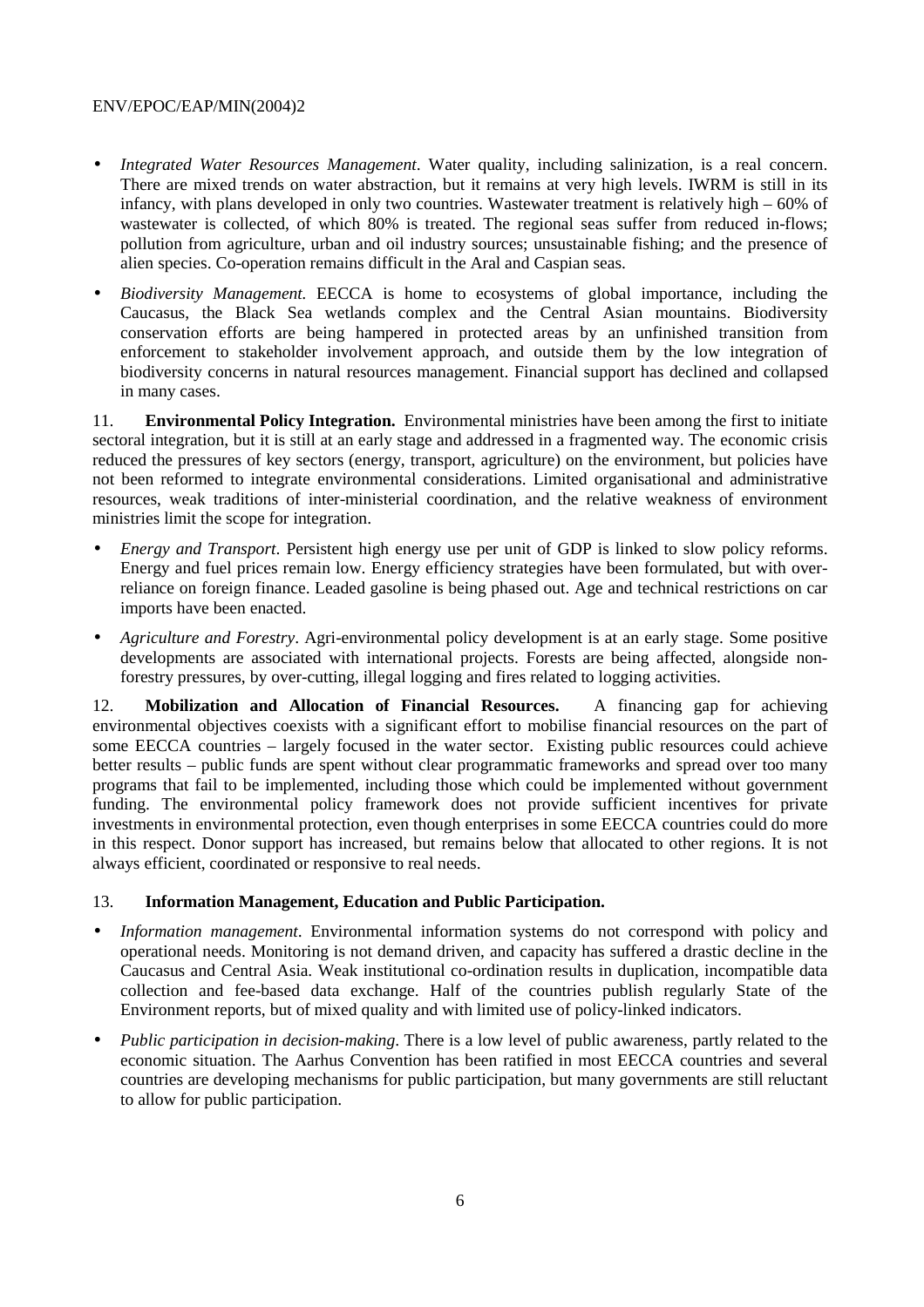- *Integrated Water Resources Management*. Water quality, including salinization, is a real concern. There are mixed trends on water abstraction, but it remains at very high levels. IWRM is still in its infancy, with plans developed in only two countries. Wastewater treatment is relatively high – 60% of wastewater is collected, of which 80% is treated. The regional seas suffer from reduced in-flows; pollution from agriculture, urban and oil industry sources; unsustainable fishing; and the presence of alien species. Co-operation remains difficult in the Aral and Caspian seas.

- *Biodiversity Management.* EECCA is home to ecosystems of global importance, including the Caucasus, the Black Sea wetlands complex and the Central Asian mountains. Biodiversity conservation efforts are being hampered in protected areas by an unfinished transition from enforcement to stakeholder involvement approach, and outside them by the low integration of biodiversity concerns in natural resources management. Financial support has declined and collapsed in many cases.

11. **Environmental Policy Integration.** Environmental ministries have been among the first to initiate sectoral integration, but it is still at an early stage and addressed in a fragmented way. The economic crisis reduced the pressures of key sectors (energy, transport, agriculture) on the environment, but policies have not been reformed to integrate environmental considerations. Limited organisational and administrative resources, weak traditions of inter-ministerial coordination, and the relative weakness of environment ministries limit the scope for integration.

- *Energy and Transport*. Persistent high energy use per unit of GDP is linked to slow policy reforms. Energy and fuel prices remain low. Energy efficiency strategies have been formulated, but with over-reliance on foreign finance. Leaded gasoline is being phased out. Age and technical restrictions on car imports have been enacted.

- *Agriculture and Forestry*. Agri-environmental policy development is at an early stage. Some positive developments are associated with international projects. Forests are being affected, alongside non-forestry pressures, by over-cutting, illegal logging and fires related to logging activities.

12. **Mobilization and Allocation of Financial Resources.** A financing gap for achieving environmental objectives coexists with a significant effort to mobilise financial resources on the part of some EECCA countries – largely focused in the water sector. Existing public resources could achieve better results – public funds are spent without clear programmatic frameworks and spread over too many programs that fail to be implemented, including those which could be implemented without government funding. The environmental policy framework does not provide sufficient incentives for private investments in environmental protection, even though enterprises in some EECCA countries could do more in this respect. Donor support has increased, but remains below that allocated to other regions. It is not always efficient, coordinated or responsive to real needs.

13. **Information Management, Education and Public Participation.**

- *Information management*. Environmental information systems do not correspond with policy and operational needs. Monitoring is not demand driven, and capacity has suffered a drastic decline in the Caucasus and Central Asia. Weak institutional co-ordination results in duplication, incompatible data collection and fee-based data exchange. Half of the countries publish regularly State of the Environment reports, but of mixed quality and with limited use of policy-linked indicators.

- *Public participation in decision-making*. There is a low level of public awareness, partly related to the economic situation. The Aarhus Convention has been ratified in most EECCA countries and several countries are developing mechanisms for public participation, but many governments are still reluctant to allow for public participation.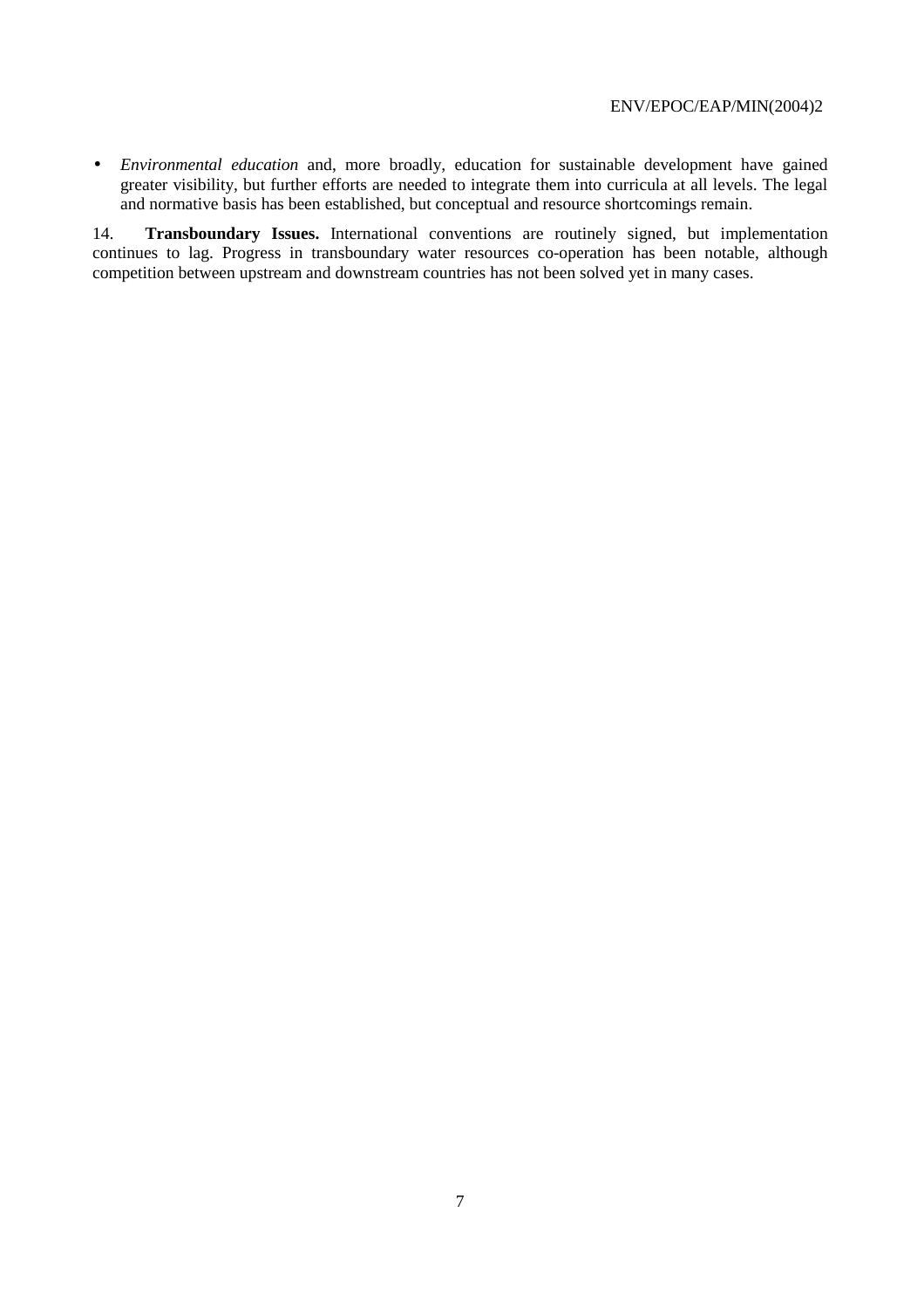- *Environmental education* and, more broadly, education for sustainable development have gained greater visibility, but further efforts are needed to integrate them into curricula at all levels. The legal and normative basis has been established, but conceptual and resource shortcomings remain.

14. **Transboundary Issues.** International conventions are routinely signed, but implementation continues to lag. Progress in transboundary water resources co-operation has been notable, although competition between upstream and downstream countries has not been solved yet in many cases.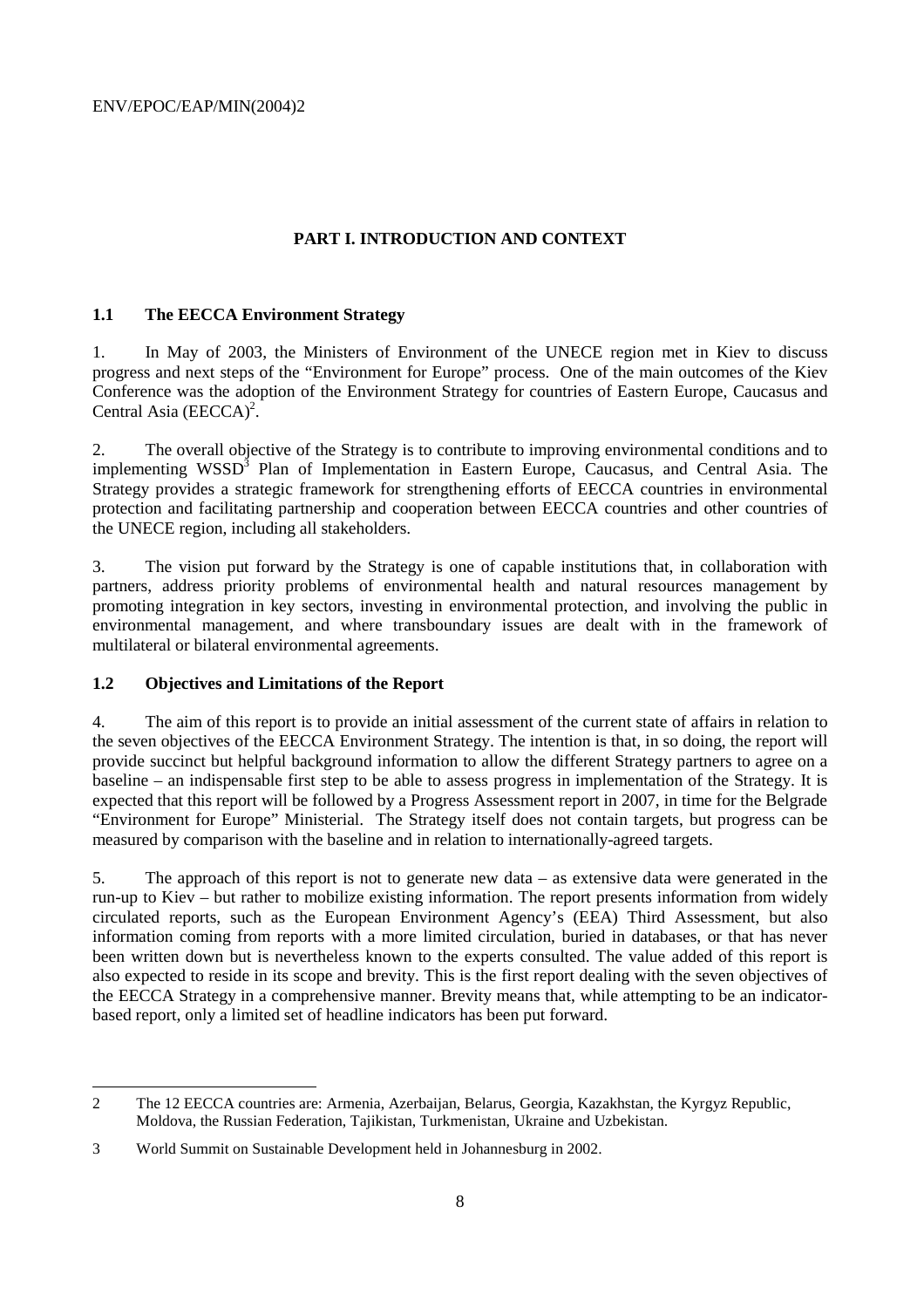# PART I. INTRODUCTION AND CONTEXT

## 1.1 The EECCA Environment Strategy

1. In May of 2003, the Ministers of Environment of the UNECE region met in Kiev to discuss progress and next steps of the "Environment for Europe" process. One of the main outcomes of the Kiev Conference was the adoption of the Environment Strategy for countries of Eastern Europe, Caucasus and Central Asia (EECCA)[2].

2. The overall objective of the Strategy is to contribute to improving environmental conditions and to implementing WSSD[3] Plan of Implementation in Eastern Europe, Caucasus, and Central Asia. The Strategy provides a strategic framework for strengthening efforts of EECCA countries in environmental protection and facilitating partnership and cooperation between EECCA countries and other countries of the UNECE region, including all stakeholders.

3. The vision put forward by the Strategy is one of capable institutions that, in collaboration with partners, address priority problems of environmental health and natural resources management by promoting integration in key sectors, investing in environmental protection, and involving the public in environmental management, and where transboundary issues are dealt with in the framework of multilateral or bilateral environmental agreements.

## 1.2 Objectives and Limitations of the Report

4. The aim of this report is to provide an initial assessment of the current state of affairs in relation to the seven objectives of the EECCA Environment Strategy. The intention is that, in so doing, the report will provide succinct but helpful background information to allow the different Strategy partners to agree on a baseline – an indispensable first step to be able to assess progress in implementation of the Strategy. It is expected that this report will be followed by a Progress Assessment report in 2007, in time for the Belgrade "Environment for Europe" Ministerial. The Strategy itself does not contain targets, but progress can be measured by comparison with the baseline and in relation to internationally-agreed targets.

5. The approach of this report is not to generate new data – as extensive data were generated in the run-up to Kiev – but rather to mobilize existing information. The report presents information from widely circulated reports, such as the European Environment Agency's (EEA) Third Assessment, but also information coming from reports with a more limited circulation, buried in databases, or that has never been written down but is nevertheless known to the experts consulted. The value added of this report is also expected to reside in its scope and brevity. This is the first report dealing with the seven objectives of the EECCA Strategy in a comprehensive manner. Brevity means that, while attempting to be an indicator-based report, only a limited set of headline indicators has been put forward.

---

2 The 12 EECCA countries are: Armenia, Azerbaijan, Belarus, Georgia, Kazakhstan, the Kyrgyz Republic, Moldova, the Russian Federation, Tajikistan, Turkmenistan, Ukraine and Uzbekistan.

3 World Summit on Sustainable Development held in Johannesburg in 2002.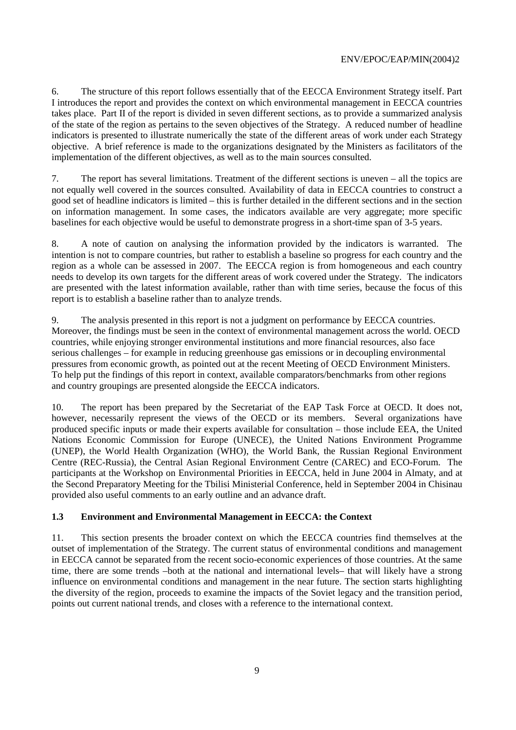6. The structure of this report follows essentially that of the EECCA Environment Strategy itself. Part I introduces the report and provides the context on which environmental management in EECCA countries takes place. Part II of the report is divided in seven different sections, as to provide a summarized analysis of the state of the region as pertains to the seven objectives of the Strategy. A reduced number of headline indicators is presented to illustrate numerically the state of the different areas of work under each Strategy objective. A brief reference is made to the organizations designated by the Ministers as facilitators of the implementation of the different objectives, as well as to the main sources consulted.

7. The report has several limitations. Treatment of the different sections is uneven – all the topics are not equally well covered in the sources consulted. Availability of data in EECCA countries to construct a good set of headline indicators is limited – this is further detailed in the different sections and in the section on information management. In some cases, the indicators available are very aggregate; more specific baselines for each objective would be useful to demonstrate progress in a short-time span of 3-5 years.

8. A note of caution on analysing the information provided by the indicators is warranted. The intention is not to compare countries, but rather to establish a baseline so progress for each country and the region as a whole can be assessed in 2007. The EECCA region is from homogeneous and each country needs to develop its own targets for the different areas of work covered under the Strategy. The indicators are presented with the latest information available, rather than with time series, because the focus of this report is to establish a baseline rather than to analyze trends.

9. The analysis presented in this report is not a judgment on performance by EECCA countries. Moreover, the findings must be seen in the context of environmental management across the world. OECD countries, while enjoying stronger environmental institutions and more financial resources, also face serious challenges – for example in reducing greenhouse gas emissions or in decoupling environmental pressures from economic growth, as pointed out at the recent Meeting of OECD Environment Ministers. To help put the findings of this report in context, available comparators/benchmarks from other regions and country groupings are presented alongside the EECCA indicators.

10. The report has been prepared by the Secretariat of the EAP Task Force at OECD. It does not, however, necessarily represent the views of the OECD or its members. Several organizations have produced specific inputs or made their experts available for consultation – those include EEA, the United Nations Economic Commission for Europe (UNECE), the United Nations Environment Programme (UNEP), the World Health Organization (WHO), the World Bank, the Russian Regional Environment Centre (REC-Russia), the Central Asian Regional Environment Centre (CAREC) and ECO-Forum. The participants at the Workshop on Environmental Priorities in EECCA, held in June 2004 in Almaty, and at the Second Preparatory Meeting for the Tbilisi Ministerial Conference, held in September 2004 in Chisinau provided also useful comments to an early outline and an advance draft.

### 1.3 Environment and Environmental Management in EECCA: the Context

11. This section presents the broader context on which the EECCA countries find themselves at the outset of implementation of the Strategy. The current status of environmental conditions and management in EECCA cannot be separated from the recent socio-economic experiences of those countries. At the same time, there are some trends –both at the national and international levels– that will likely have a strong influence on environmental conditions and management in the near future. The section starts highlighting the diversity of the region, proceeds to examine the impacts of the Soviet legacy and the transition period, points out current national trends, and closes with a reference to the international context.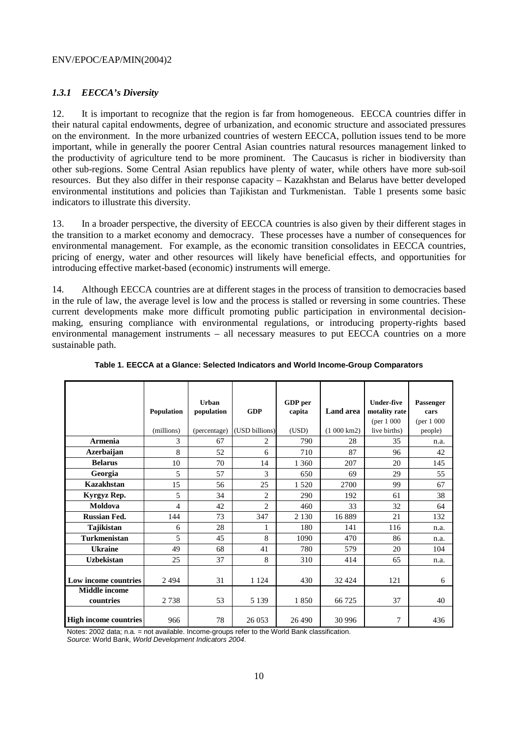### *1.3.1 EECCA's Diversity*

12. It is important to recognize that the region is far from homogeneous. EECCA countries differ in their natural capital endowments, degree of urbanization, and economic structure and associated pressures on the environment. In the more urbanized countries of western EECCA, pollution issues tend to be more important, while in generally the poorer Central Asian countries natural resources management linked to the productivity of agriculture tend to be more prominent. The Caucasus is richer in biodiversity than other sub-regions. Some Central Asian republics have plenty of water, while others have more sub-soil resources. But they also differ in their response capacity – Kazakhstan and Belarus have better developed environmental institutions and policies than Tajikistan and Turkmenistan. Table 1 presents some basic indicators to illustrate this diversity.

13. In a broader perspective, the diversity of EECCA countries is also given by their different stages in the transition to a market economy and democracy. These processes have a number of consequences for environmental management. For example, as the economic transition consolidates in EECCA countries, pricing of energy, water and other resources will likely have beneficial effects, and opportunities for introducing effective market-based (economic) instruments will emerge.

14. Although EECCA countries are at different stages in the process of transition to democracies based in the rule of law, the average level is low and the process is stalled or reversing in some countries. These current developments make more difficult promoting public participation in environmental decision-making, ensuring compliance with environmental regulations, or introducing property-rights based environmental management instruments – all necessary measures to put EECCA countries on a more sustainable path.

**Table 1. EECCA at a Glance: Selected Indicators and World Income-Group Comparators**

| | Population (millions) | Urban population (percentage) | GDP (USD billions) | GDP per capita (USD) | Land area (1 000 km2) | Under-five motality rate (per 1 000 live births) | Passenger cars (per 1 000 people) |
|---|---|---|---|---|---|---|---|
| **Armenia** | 3 | 67 | 2 | 790 | 28 | 35 | n.a. |
| **Azerbaijan** | 8 | 52 | 6 | 710 | 87 | 96 | 42 |
| **Belarus** | 10 | 70 | 14 | 1 360 | 207 | 20 | 145 |
| **Georgia** | 5 | 57 | 3 | 650 | 69 | 29 | 55 |
| **Kazakhstan** | 15 | 56 | 25 | 1 520 | 2700 | 99 | 67 |
| **Kyrgyz Rep.** | 5 | 34 | 2 | 290 | 192 | 61 | 38 |
| **Moldova** | 4 | 42 | 2 | 460 | 33 | 32 | 64 |
| **Russian Fed.** | 144 | 73 | 347 | 2 130 | 16 889 | 21 | 132 |
| **Tajikistan** | 6 | 28 | 1 | 180 | 141 | 116 | n.a. |
| **Turkmenistan** | 5 | 45 | 8 | 1090 | 470 | 86 | n.a. |
| **Ukraine** | 49 | 68 | 41 | 780 | 579 | 20 | 104 |
| **Uzbekistan** | 25 | 37 | 8 | 310 | 414 | 65 | n.a. |
| **Low income countries** | 2 494 | 31 | 1 124 | 430 | 32 424 | 121 | 6 |
| **Middle income countries** | 2 738 | 53 | 5 139 | 1 850 | 66 725 | 37 | 40 |
| **High income countries** | 966 | 78 | 26 053 | 26 490 | 30 996 | 7 | 436 |

Notes: 2002 data; n.a. = not available. Income-groups refer to the World Bank classification.
*Source:* World Bank, *World Development Indicators 2004*.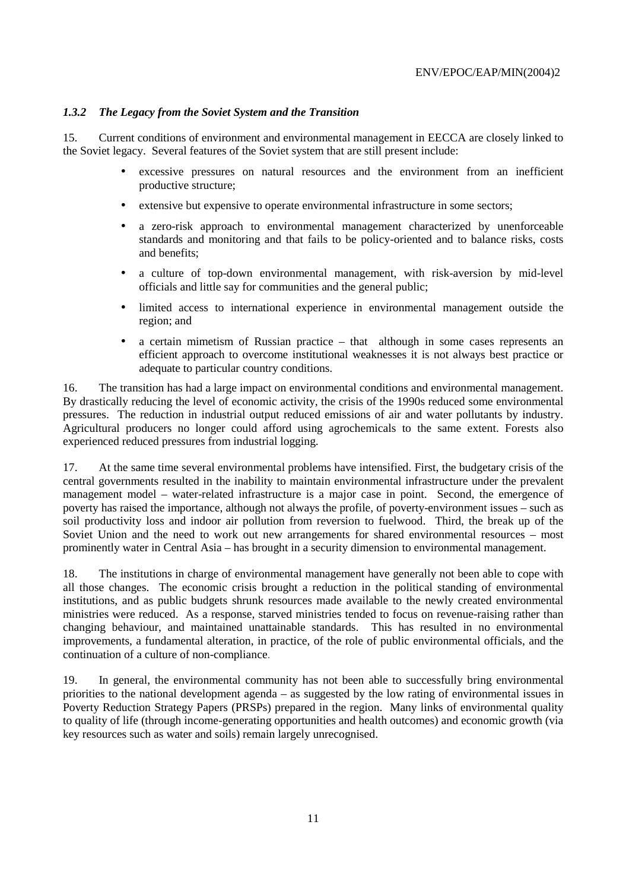### *1.3.2 The Legacy from the Soviet System and the Transition*

15. Current conditions of environment and environmental management in EECCA are closely linked to the Soviet legacy. Several features of the Soviet system that are still present include:

- excessive pressures on natural resources and the environment from an inefficient productive structure;
- extensive but expensive to operate environmental infrastructure in some sectors;
- a zero-risk approach to environmental management characterized by unenforceable standards and monitoring and that fails to be policy-oriented and to balance risks, costs and benefits;
- a culture of top-down environmental management, with risk-aversion by mid-level officials and little say for communities and the general public;
- limited access to international experience in environmental management outside the region; and
- a certain mimetism of Russian practice – that although in some cases represents an efficient approach to overcome institutional weaknesses it is not always best practice or adequate to particular country conditions.

16. The transition has had a large impact on environmental conditions and environmental management. By drastically reducing the level of economic activity, the crisis of the 1990s reduced some environmental pressures. The reduction in industrial output reduced emissions of air and water pollutants by industry. Agricultural producers no longer could afford using agrochemicals to the same extent. Forests also experienced reduced pressures from industrial logging.

17. At the same time several environmental problems have intensified. First, the budgetary crisis of the central governments resulted in the inability to maintain environmental infrastructure under the prevalent management model – water-related infrastructure is a major case in point. Second, the emergence of poverty has raised the importance, although not always the profile, of poverty-environment issues – such as soil productivity loss and indoor air pollution from reversion to fuelwood. Third, the break up of the Soviet Union and the need to work out new arrangements for shared environmental resources – most prominently water in Central Asia – has brought in a security dimension to environmental management.

18. The institutions in charge of environmental management have generally not been able to cope with all those changes. The economic crisis brought a reduction in the political standing of environmental institutions, and as public budgets shrunk resources made available to the newly created environmental ministries were reduced. As a response, starved ministries tended to focus on revenue-raising rather than changing behaviour, and maintained unattainable standards. This has resulted in no environmental improvements, a fundamental alteration, in practice, of the role of public environmental officials, and the continuation of a culture of non-compliance.

19. In general, the environmental community has not been able to successfully bring environmental priorities to the national development agenda – as suggested by the low rating of environmental issues in Poverty Reduction Strategy Papers (PRSPs) prepared in the region. Many links of environmental quality to quality of life (through income-generating opportunities and health outcomes) and economic growth (via key resources such as water and soils) remain largely unrecognised.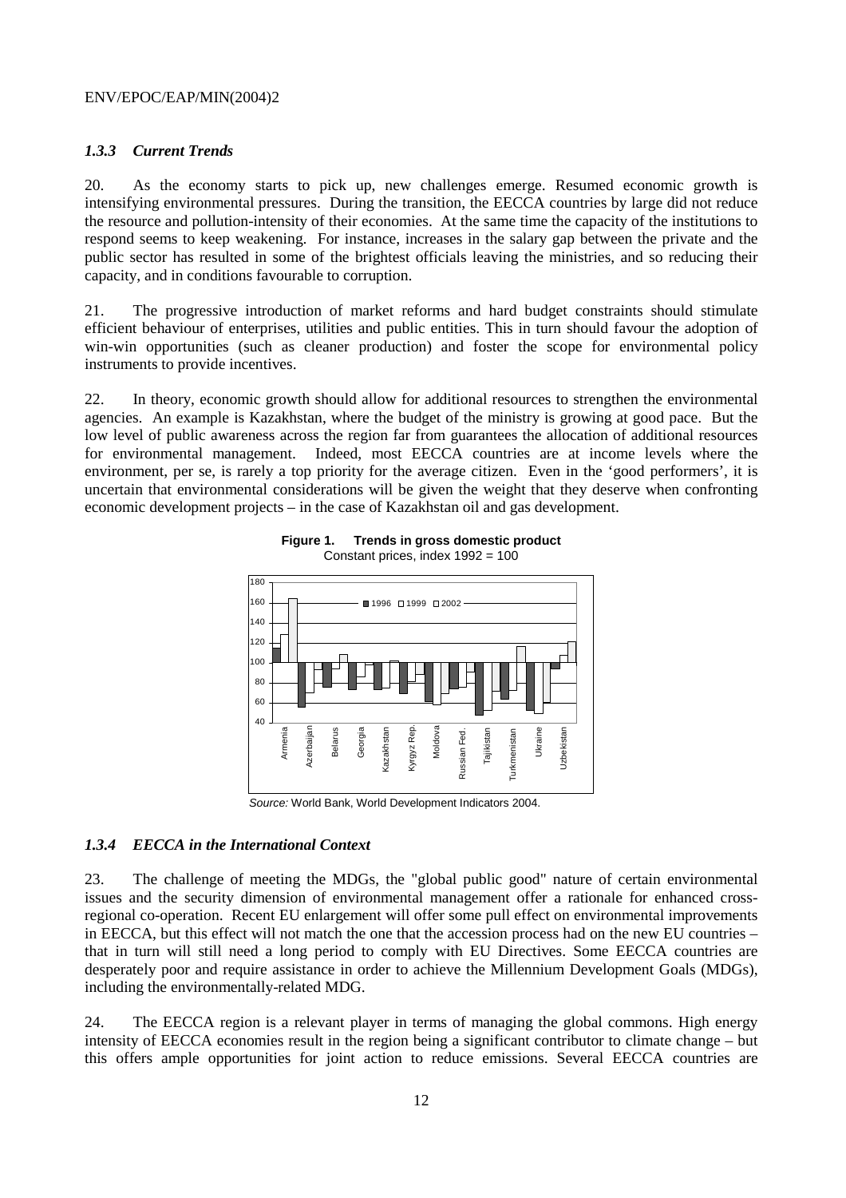### *1.3.3 Current Trends*

20. As the economy starts to pick up, new challenges emerge. Resumed economic growth is intensifying environmental pressures. During the transition, the EECCA countries by large did not reduce the resource and pollution-intensity of their economies. At the same time the capacity of the institutions to respond seems to keep weakening. For instance, increases in the salary gap between the private and the public sector has resulted in some of the brightest officials leaving the ministries, and so reducing their capacity, and in conditions favourable to corruption.

21. The progressive introduction of market reforms and hard budget constraints should stimulate efficient behaviour of enterprises, utilities and public entities. This in turn should favour the adoption of win-win opportunities (such as cleaner production) and foster the scope for environmental policy instruments to provide incentives.

22. In theory, economic growth should allow for additional resources to strengthen the environmental agencies. An example is Kazakhstan, where the budget of the ministry is growing at good pace. But the low level of public awareness across the region far from guarantees the allocation of additional resources for environmental management. Indeed, most EECCA countries are at income levels where the environment, per se, is rarely a top priority for the average citizen. Even in the 'good performers', it is uncertain that environmental considerations will be given the weight that they deserve when confronting economic development projects – in the case of Kazakhstan oil and gas development.

**Figure 1. Trends in gross domestic product**
Constant prices, index 1992 = 100

*Source:* World Bank, World Development Indicators 2004.

### *1.3.4 EECCA in the International Context*

23. The challenge of meeting the MDGs, the "global public good" nature of certain environmental issues and the security dimension of environmental management offer a rationale for enhanced cross-regional co-operation. Recent EU enlargement will offer some pull effect on environmental improvements in EECCA, but this effect will not match the one that the accession process had on the new EU countries – that in turn will still need a long period to comply with EU Directives. Some EECCA countries are desperately poor and require assistance in order to achieve the Millennium Development Goals (MDGs), including the environmentally-related MDG.

24. The EECCA region is a relevant player in terms of managing the global commons. High energy intensity of EECCA economies result in the region being a significant contributor to climate change – but this offers ample opportunities for joint action to reduce emissions. Several EECCA countries are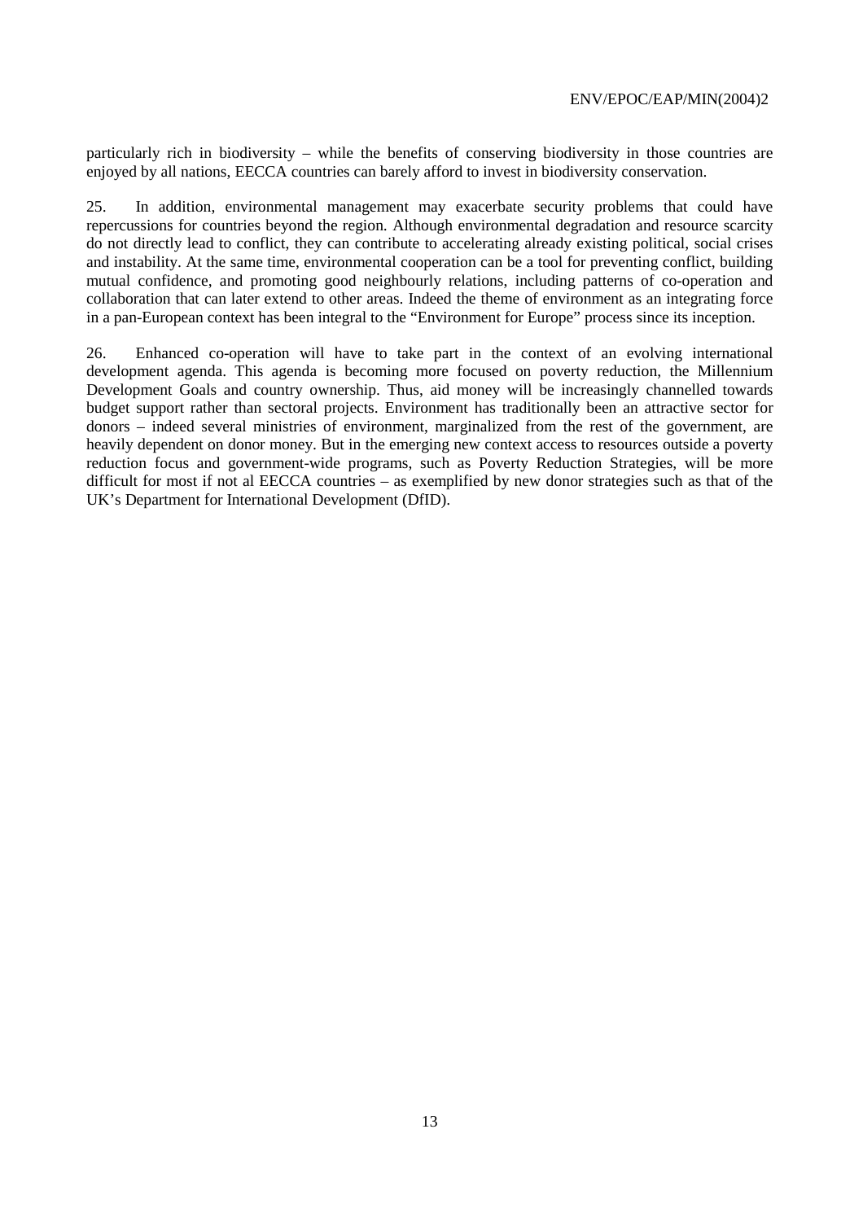particularly rich in biodiversity – while the benefits of conserving biodiversity in those countries are enjoyed by all nations, EECCA countries can barely afford to invest in biodiversity conservation.

25. In addition, environmental management may exacerbate security problems that could have repercussions for countries beyond the region. Although environmental degradation and resource scarcity do not directly lead to conflict, they can contribute to accelerating already existing political, social crises and instability. At the same time, environmental cooperation can be a tool for preventing conflict, building mutual confidence, and promoting good neighbourly relations, including patterns of co-operation and collaboration that can later extend to other areas. Indeed the theme of environment as an integrating force in a pan-European context has been integral to the "Environment for Europe" process since its inception.

26. Enhanced co-operation will have to take part in the context of an evolving international development agenda. This agenda is becoming more focused on poverty reduction, the Millennium Development Goals and country ownership. Thus, aid money will be increasingly channelled towards budget support rather than sectoral projects. Environment has traditionally been an attractive sector for donors – indeed several ministries of environment, marginalized from the rest of the government, are heavily dependent on donor money. But in the emerging new context access to resources outside a poverty reduction focus and government-wide programs, such as Poverty Reduction Strategies, will be more difficult for most if not al EECCA countries – as exemplified by new donor strategies such as that of the UK's Department for International Development (DfID).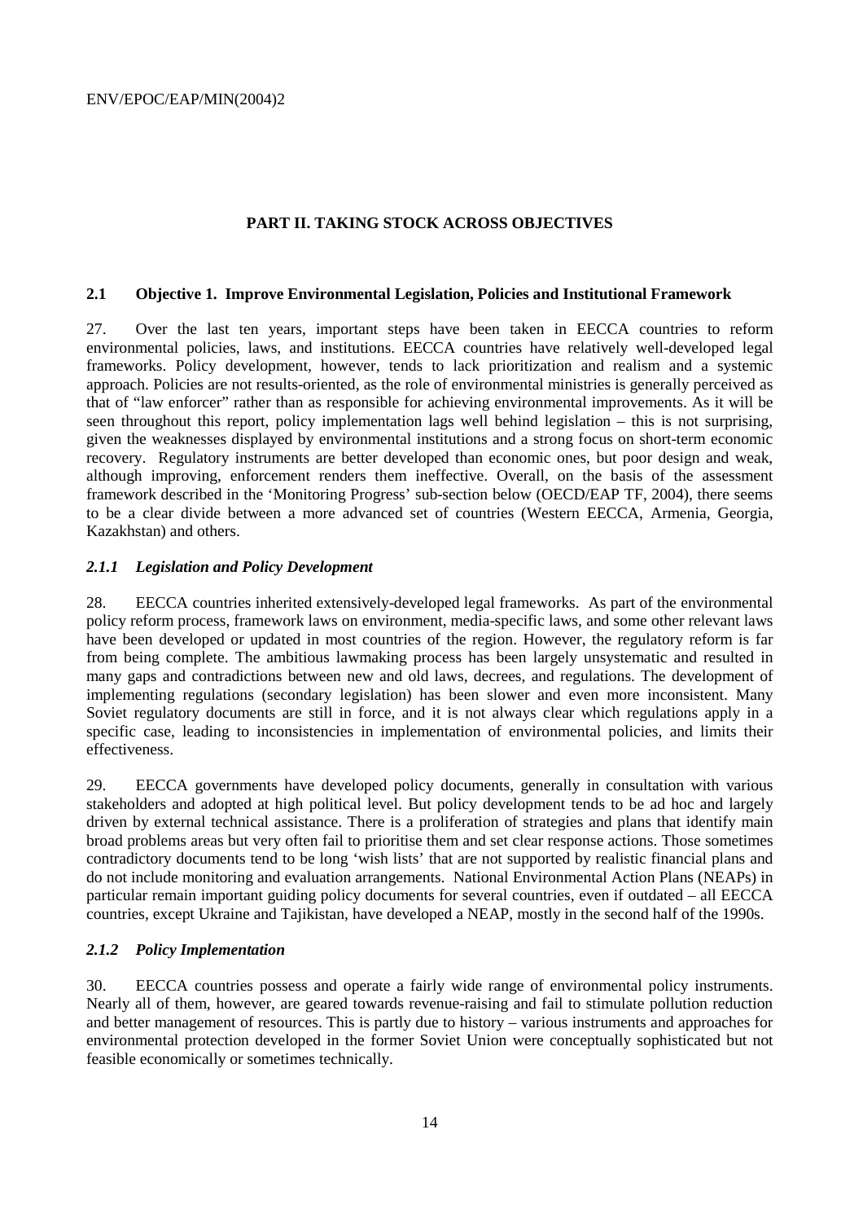# PART II. TAKING STOCK ACROSS OBJECTIVES

## 2.1 Objective 1. Improve Environmental Legislation, Policies and Institutional Framework

27. Over the last ten years, important steps have been taken in EECCA countries to reform environmental policies, laws, and institutions. EECCA countries have relatively well-developed legal frameworks. Policy development, however, tends to lack prioritization and realism and a systemic approach. Policies are not results-oriented, as the role of environmental ministries is generally perceived as that of "law enforcer" rather than as responsible for achieving environmental improvements. As it will be seen throughout this report, policy implementation lags well behind legislation – this is not surprising, given the weaknesses displayed by environmental institutions and a strong focus on short-term economic recovery. Regulatory instruments are better developed than economic ones, but poor design and weak, although improving, enforcement renders them ineffective. Overall, on the basis of the assessment framework described in the 'Monitoring Progress' sub-section below (OECD/EAP TF, 2004), there seems to be a clear divide between a more advanced set of countries (Western EECCA, Armenia, Georgia, Kazakhstan) and others.

### *2.1.1 Legislation and Policy Development*

28. EECCA countries inherited extensively-developed legal frameworks. As part of the environmental policy reform process, framework laws on environment, media-specific laws, and some other relevant laws have been developed or updated in most countries of the region. However, the regulatory reform is far from being complete. The ambitious lawmaking process has been largely unsystematic and resulted in many gaps and contradictions between new and old laws, decrees, and regulations. The development of implementing regulations (secondary legislation) has been slower and even more inconsistent. Many Soviet regulatory documents are still in force, and it is not always clear which regulations apply in a specific case, leading to inconsistencies in implementation of environmental policies, and limits their effectiveness.

29. EECCA governments have developed policy documents, generally in consultation with various stakeholders and adopted at high political level. But policy development tends to be ad hoc and largely driven by external technical assistance. There is a proliferation of strategies and plans that identify main broad problems areas but very often fail to prioritise them and set clear response actions. Those sometimes contradictory documents tend to be long 'wish lists' that are not supported by realistic financial plans and do not include monitoring and evaluation arrangements. National Environmental Action Plans (NEAPs) in particular remain important guiding policy documents for several countries, even if outdated – all EECCA countries, except Ukraine and Tajikistan, have developed a NEAP, mostly in the second half of the 1990s.

### *2.1.2 Policy Implementation*

30. EECCA countries possess and operate a fairly wide range of environmental policy instruments. Nearly all of them, however, are geared towards revenue-raising and fail to stimulate pollution reduction and better management of resources. This is partly due to history – various instruments and approaches for environmental protection developed in the former Soviet Union were conceptually sophisticated but not feasible economically or sometimes technically.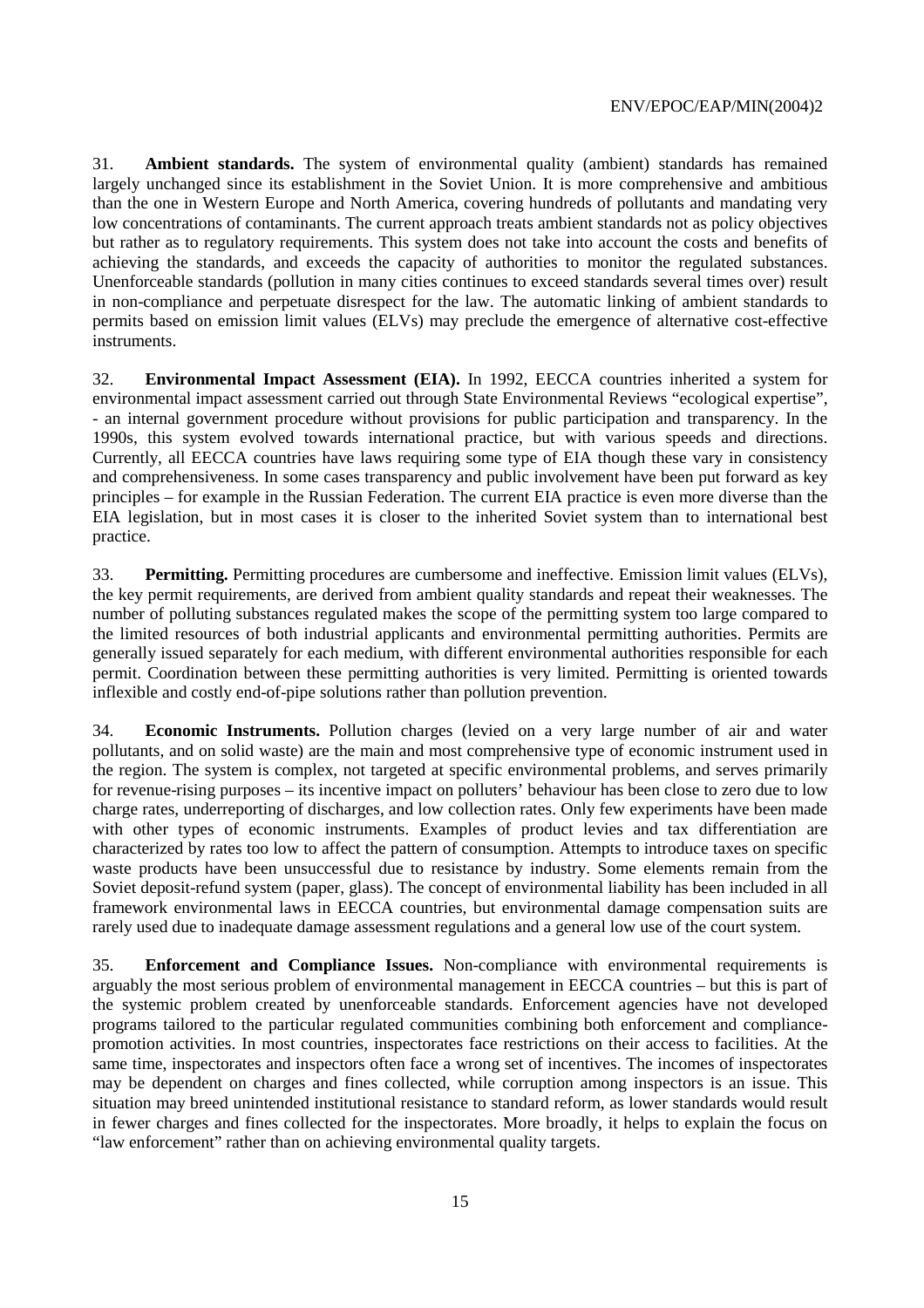31. **Ambient standards.** The system of environmental quality (ambient) standards has remained largely unchanged since its establishment in the Soviet Union. It is more comprehensive and ambitious than the one in Western Europe and North America, covering hundreds of pollutants and mandating very low concentrations of contaminants. The current approach treats ambient standards not as policy objectives but rather as to regulatory requirements. This system does not take into account the costs and benefits of achieving the standards, and exceeds the capacity of authorities to monitor the regulated substances. Unenforceable standards (pollution in many cities continues to exceed standards several times over) result in non-compliance and perpetuate disrespect for the law. The automatic linking of ambient standards to permits based on emission limit values (ELVs) may preclude the emergence of alternative cost-effective instruments.

32. **Environmental Impact Assessment (EIA).** In 1992, EECCA countries inherited a system for environmental impact assessment carried out through State Environmental Reviews "ecological expertise", - an internal government procedure without provisions for public participation and transparency. In the 1990s, this system evolved towards international practice, but with various speeds and directions. Currently, all EECCA countries have laws requiring some type of EIA though these vary in consistency and comprehensiveness. In some cases transparency and public involvement have been put forward as key principles – for example in the Russian Federation. The current EIA practice is even more diverse than the EIA legislation, but in most cases it is closer to the inherited Soviet system than to international best practice.

33. **Permitting.** Permitting procedures are cumbersome and ineffective. Emission limit values (ELVs), the key permit requirements, are derived from ambient quality standards and repeat their weaknesses. The number of polluting substances regulated makes the scope of the permitting system too large compared to the limited resources of both industrial applicants and environmental permitting authorities. Permits are generally issued separately for each medium, with different environmental authorities responsible for each permit. Coordination between these permitting authorities is very limited. Permitting is oriented towards inflexible and costly end-of-pipe solutions rather than pollution prevention.

34. **Economic Instruments.** Pollution charges (levied on a very large number of air and water pollutants, and on solid waste) are the main and most comprehensive type of economic instrument used in the region. The system is complex, not targeted at specific environmental problems, and serves primarily for revenue-rising purposes – its incentive impact on polluters' behaviour has been close to zero due to low charge rates, underreporting of discharges, and low collection rates. Only few experiments have been made with other types of economic instruments. Examples of product levies and tax differentiation are characterized by rates too low to affect the pattern of consumption. Attempts to introduce taxes on specific waste products have been unsuccessful due to resistance by industry. Some elements remain from the Soviet deposit-refund system (paper, glass). The concept of environmental liability has been included in all framework environmental laws in EECCA countries, but environmental damage compensation suits are rarely used due to inadequate damage assessment regulations and a general low use of the court system.

35. **Enforcement and Compliance Issues.** Non-compliance with environmental requirements is arguably the most serious problem of environmental management in EECCA countries – but this is part of the systemic problem created by unenforceable standards. Enforcement agencies have not developed programs tailored to the particular regulated communities combining both enforcement and compliance-promotion activities. In most countries, inspectorates face restrictions on their access to facilities. At the same time, inspectorates and inspectors often face a wrong set of incentives. The incomes of inspectorates may be dependent on charges and fines collected, while corruption among inspectors is an issue. This situation may breed unintended institutional resistance to standard reform, as lower standards would result in fewer charges and fines collected for the inspectorates. More broadly, it helps to explain the focus on "law enforcement" rather than on achieving environmental quality targets.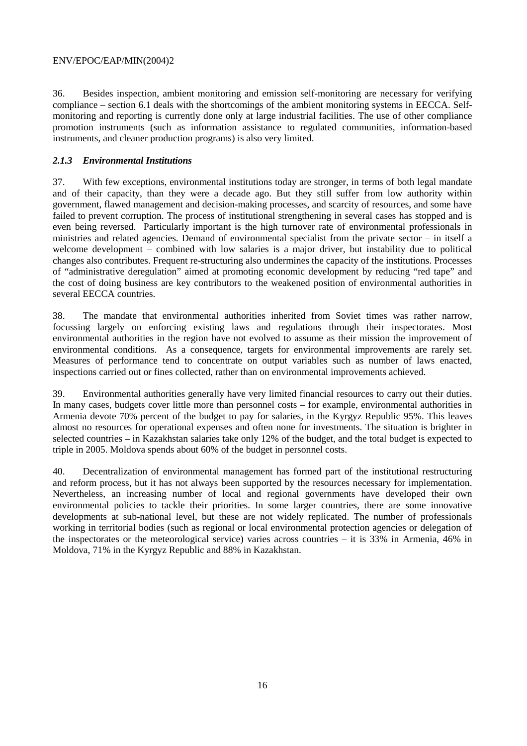36. Besides inspection, ambient monitoring and emission self-monitoring are necessary for verifying compliance – section 6.1 deals with the shortcomings of the ambient monitoring systems in EECCA. Self-monitoring and reporting is currently done only at large industrial facilities. The use of other compliance promotion instruments (such as information assistance to regulated communities, information-based instruments, and cleaner production programs) is also very limited.

### *2.1.3 Environmental Institutions*

37. With few exceptions, environmental institutions today are stronger, in terms of both legal mandate and of their capacity, than they were a decade ago. But they still suffer from low authority within government, flawed management and decision-making processes, and scarcity of resources, and some have failed to prevent corruption. The process of institutional strengthening in several cases has stopped and is even being reversed. Particularly important is the high turnover rate of environmental professionals in ministries and related agencies. Demand of environmental specialist from the private sector – in itself a welcome development – combined with low salaries is a major driver, but instability due to political changes also contributes. Frequent re-structuring also undermines the capacity of the institutions. Processes of "administrative deregulation" aimed at promoting economic development by reducing "red tape" and the cost of doing business are key contributors to the weakened position of environmental authorities in several EECCA countries.

38. The mandate that environmental authorities inherited from Soviet times was rather narrow, focussing largely on enforcing existing laws and regulations through their inspectorates. Most environmental authorities in the region have not evolved to assume as their mission the improvement of environmental conditions. As a consequence, targets for environmental improvements are rarely set. Measures of performance tend to concentrate on output variables such as number of laws enacted, inspections carried out or fines collected, rather than on environmental improvements achieved.

39. Environmental authorities generally have very limited financial resources to carry out their duties. In many cases, budgets cover little more than personnel costs – for example, environmental authorities in Armenia devote 70% percent of the budget to pay for salaries, in the Kyrgyz Republic 95%. This leaves almost no resources for operational expenses and often none for investments. The situation is brighter in selected countries – in Kazakhstan salaries take only 12% of the budget, and the total budget is expected to triple in 2005. Moldova spends about 60% of the budget in personnel costs.

40. Decentralization of environmental management has formed part of the institutional restructuring and reform process, but it has not always been supported by the resources necessary for implementation. Nevertheless, an increasing number of local and regional governments have developed their own environmental policies to tackle their priorities. In some larger countries, there are some innovative developments at sub-national level, but these are not widely replicated. The number of professionals working in territorial bodies (such as regional or local environmental protection agencies or delegation of the inspectorates or the meteorological service) varies across countries – it is 33% in Armenia, 46% in Moldova, 71% in the Kyrgyz Republic and 88% in Kazakhstan.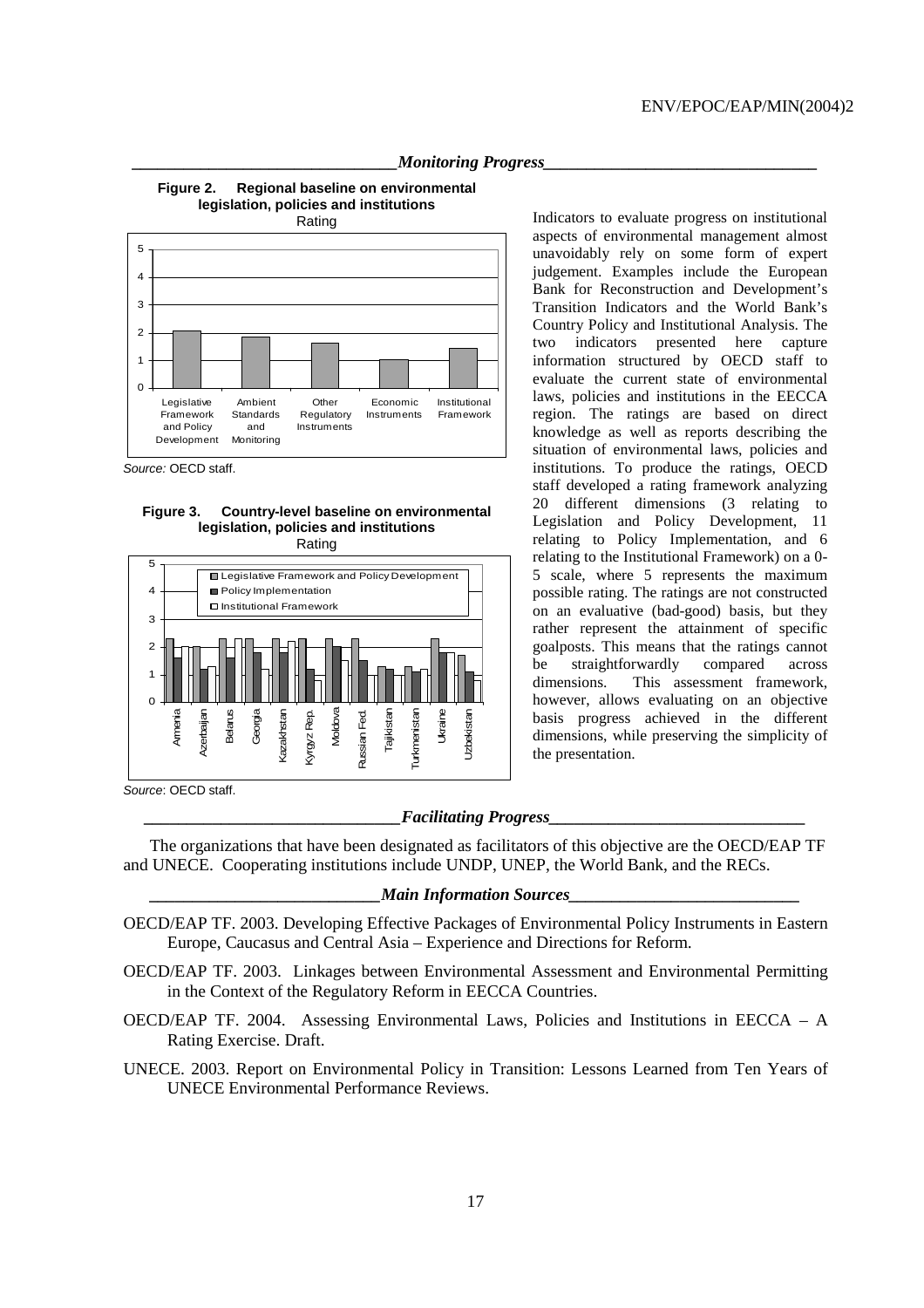## *Monitoring Progress*

**Figure 2. Regional baseline on environmental legislation, policies and institutions**

Rating

Source: OECD staff.

**Figure 3. Country-level baseline on environmental legislation, policies and institutions**

Rating

Source: OECD staff.

Indicators to evaluate progress on institutional aspects of environmental management almost unavoidably rely on some form of expert judgement. Examples include the European Bank for Reconstruction and Development's Transition Indicators and the World Bank's Country Policy and Institutional Analysis. The two indicators presented here capture information structured by OECD staff to evaluate the current state of environmental laws, policies and institutions in the EECCA region. The ratings are based on direct knowledge as well as reports describing the situation of environmental laws, policies and institutions. To produce the ratings, OECD staff developed a rating framework analyzing 20 different dimensions (3 relating to Legislation and Policy Development, 11 relating to Policy Implementation, and 6 relating to the Institutional Framework) on a 0-5 scale, where 5 represents the maximum possible rating. The ratings are not constructed on an evaluative (bad-good) basis, but they rather represent the attainment of specific goalposts. This means that the ratings cannot be straightforwardly compared across dimensions. This assessment framework, however, allows evaluating on an objective basis progress achieved in the different dimensions, while preserving the simplicity of the presentation.

## *Facilitating Progress*

The organizations that have been designated as facilitators of this objective are the OECD/EAP TF and UNECE. Cooperating institutions include UNDP, UNEP, the World Bank, and the RECs.

## *Main Information Sources*

OECD/EAP TF. 2003. Developing Effective Packages of Environmental Policy Instruments in Eastern Europe, Caucasus and Central Asia – Experience and Directions for Reform.

OECD/EAP TF. 2003. Linkages between Environmental Assessment and Environmental Permitting in the Context of the Regulatory Reform in EECCA Countries.

OECD/EAP TF. 2004. Assessing Environmental Laws, Policies and Institutions in EECCA – A Rating Exercise. Draft.

UNECE. 2003. Report on Environmental Policy in Transition: Lessons Learned from Ten Years of UNECE Environmental Performance Reviews.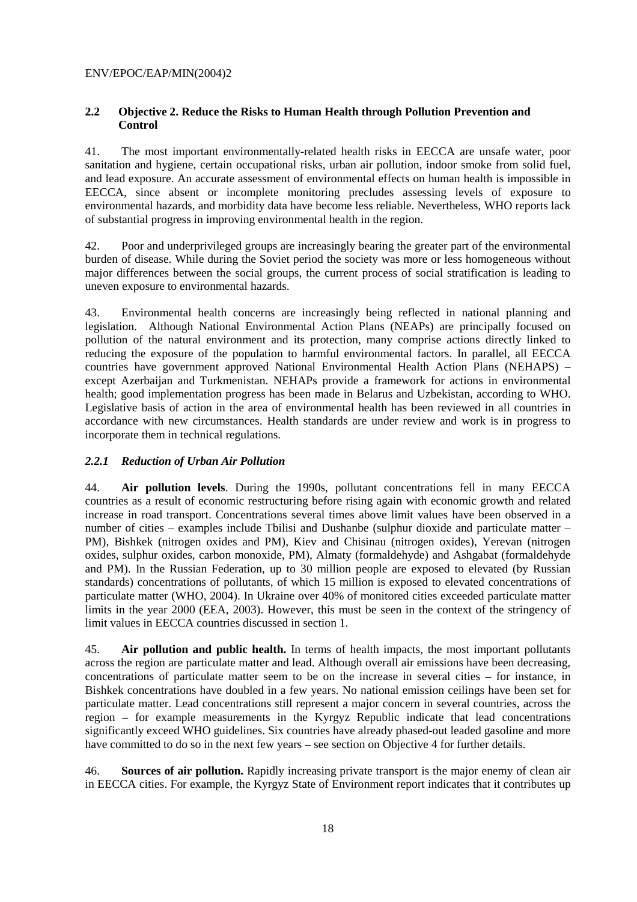## 2.2 Objective 2. Reduce the Risks to Human Health through Pollution Prevention and Control

41. The most important environmentally-related health risks in EECCA are unsafe water, poor sanitation and hygiene, certain occupational risks, urban air pollution, indoor smoke from solid fuel, and lead exposure. An accurate assessment of environmental effects on human health is impossible in EECCA, since absent or incomplete monitoring precludes assessing levels of exposure to environmental hazards, and morbidity data have become less reliable. Nevertheless, WHO reports lack of substantial progress in improving environmental health in the region.

42. Poor and underprivileged groups are increasingly bearing the greater part of the environmental burden of disease. While during the Soviet period the society was more or less homogeneous without major differences between the social groups, the current process of social stratification is leading to uneven exposure to environmental hazards.

43. Environmental health concerns are increasingly being reflected in national planning and legislation. Although National Environmental Action Plans (NEAPs) are principally focused on pollution of the natural environment and its protection, many comprise actions directly linked to reducing the exposure of the population to harmful environmental factors. In parallel, all EECCA countries have government approved National Environmental Health Action Plans (NEHAPS) – except Azerbaijan and Turkmenistan. NEHAPs provide a framework for actions in environmental health; good implementation progress has been made in Belarus and Uzbekistan, according to WHO. Legislative basis of action in the area of environmental health has been reviewed in all countries in accordance with new circumstances. Health standards are under review and work is in progress to incorporate them in technical regulations.

### *2.2.1 Reduction of Urban Air Pollution*

44. **Air pollution levels**. During the 1990s, pollutant concentrations fell in many EECCA countries as a result of economic restructuring before rising again with economic growth and related increase in road transport. Concentrations several times above limit values have been observed in a number of cities – examples include Tbilisi and Dushanbe (sulphur dioxide and particulate matter – PM), Bishkek (nitrogen oxides and PM), Kiev and Chisinau (nitrogen oxides), Yerevan (nitrogen oxides, sulphur oxides, carbon monoxide, PM), Almaty (formaldehyde) and Ashgabat (formaldehyde and PM). In the Russian Federation, up to 30 million people are exposed to elevated (by Russian standards) concentrations of pollutants, of which 15 million is exposed to elevated concentrations of particulate matter (WHO, 2004). In Ukraine over 40% of monitored cities exceeded particulate matter limits in the year 2000 (EEA, 2003). However, this must be seen in the context of the stringency of limit values in EECCA countries discussed in section 1.

45. **Air pollution and public health.** In terms of health impacts, the most important pollutants across the region are particulate matter and lead. Although overall air emissions have been decreasing, concentrations of particulate matter seem to be on the increase in several cities – for instance, in Bishkek concentrations have doubled in a few years. No national emission ceilings have been set for particulate matter. Lead concentrations still represent a major concern in several countries, across the region – for example measurements in the Kyrgyz Republic indicate that lead concentrations significantly exceed WHO guidelines. Six countries have already phased-out leaded gasoline and more have committed to do so in the next few years – see section on Objective 4 for further details.

46. **Sources of air pollution.** Rapidly increasing private transport is the major enemy of clean air in EECCA cities. For example, the Kyrgyz State of Environment report indicates that it contributes up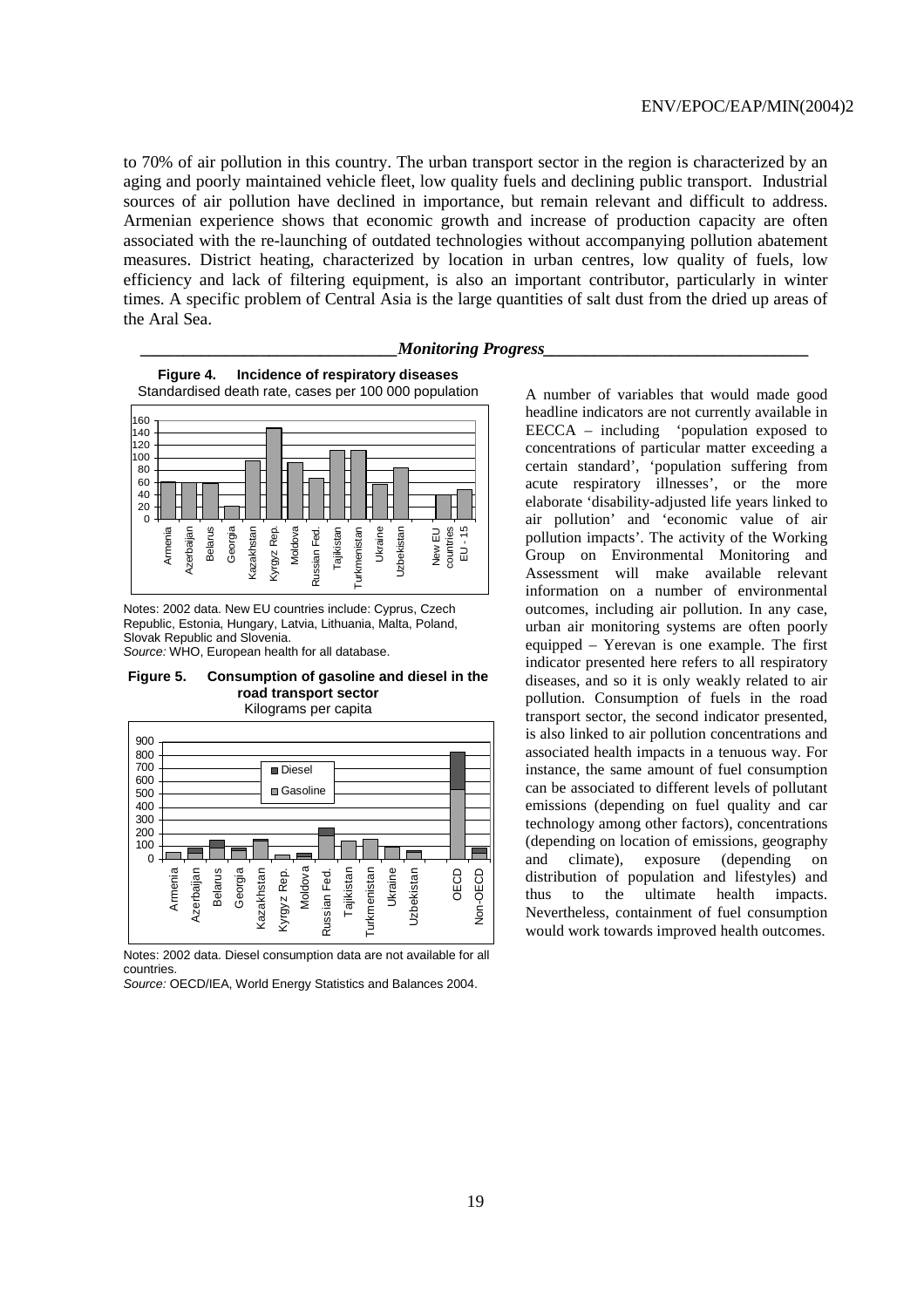to 70% of air pollution in this country. The urban transport sector in the region is characterized by an aging and poorly maintained vehicle fleet, low quality fuels and declining public transport. Industrial sources of air pollution have declined in importance, but remain relevant and difficult to address. Armenian experience shows that economic growth and increase of production capacity are often associated with the re-launching of outdated technologies without accompanying pollution abatement measures. District heating, characterized by location in urban centres, low quality of fuels, low efficiency and lack of filtering equipment, is also an important contributor, particularly in winter times. A specific problem of Central Asia is the large quantities of salt dust from the dried up areas of the Aral Sea.

### *Monitoring Progress*

**Figure 4. Incidence of respiratory diseases**
Standardised death rate, cases per 100 000 population

Notes: 2002 data. New EU countries include: Cyprus, Czech Republic, Estonia, Hungary, Latvia, Lithuania, Malta, Poland, Slovak Republic and Slovenia.
*Source:* WHO, European health for all database.

**Figure 5. Consumption of gasoline and diesel in the road transport sector**
Kilograms per capita

Notes: 2002 data. Diesel consumption data are not available for all countries.
*Source:* OECD/IEA, World Energy Statistics and Balances 2004.

A number of variables that would made good headline indicators are not currently available in EECCA – including 'population exposed to concentrations of particular matter exceeding a certain standard', 'population suffering from acute respiratory illnesses', or the more elaborate 'disability-adjusted life years linked to air pollution' and 'economic value of air pollution impacts'. The activity of the Working Group on Environmental Monitoring and Assessment will make available relevant information on a number of environmental outcomes, including air pollution. In any case, urban air monitoring systems are often poorly equipped – Yerevan is one example. The first indicator presented here refers to all respiratory diseases, and so it is only weakly related to air pollution. Consumption of fuels in the road transport sector, the second indicator presented, is also linked to air pollution concentrations and associated health impacts in a tenuous way. For instance, the same amount of fuel consumption can be associated to different levels of pollutant emissions (depending on fuel quality and car technology among other factors), concentrations (depending on location of emissions, geography and climate), exposure (depending on distribution of population and lifestyles) and thus to the ultimate health impacts. Nevertheless, containment of fuel consumption would work towards improved health outcomes.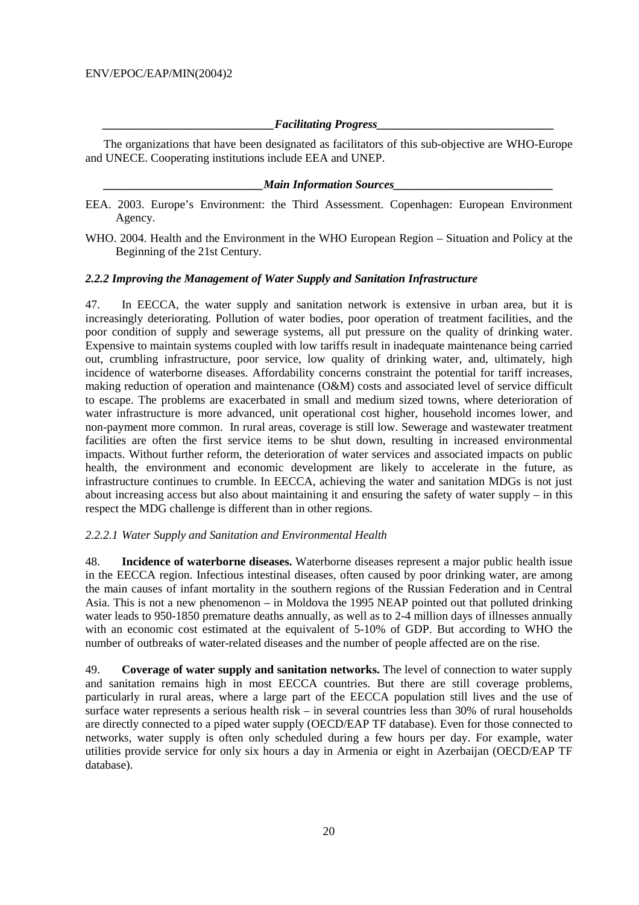***Facilitating Progress***

The organizations that have been designated as facilitators of this sub-objective are WHO-Europe and UNECE. Cooperating institutions include EEA and UNEP.

***Main Information Sources***

EEA. 2003. Europe's Environment: the Third Assessment. Copenhagen: European Environment Agency.

WHO. 2004. Health and the Environment in the WHO European Region – Situation and Policy at the Beginning of the 21st Century.

### *2.2.2 Improving the Management of Water Supply and Sanitation Infrastructure*

47. In EECCA, the water supply and sanitation network is extensive in urban area, but it is increasingly deteriorating. Pollution of water bodies, poor operation of treatment facilities, and the poor condition of supply and sewerage systems, all put pressure on the quality of drinking water. Expensive to maintain systems coupled with low tariffs result in inadequate maintenance being carried out, crumbling infrastructure, poor service, low quality of drinking water, and, ultimately, high incidence of waterborne diseases. Affordability concerns constraint the potential for tariff increases, making reduction of operation and maintenance (O&M) costs and associated level of service difficult to escape. The problems are exacerbated in small and medium sized towns, where deterioration of water infrastructure is more advanced, unit operational cost higher, household incomes lower, and non-payment more common. In rural areas, coverage is still low. Sewerage and wastewater treatment facilities are often the first service items to be shut down, resulting in increased environmental impacts. Without further reform, the deterioration of water services and associated impacts on public health, the environment and economic development are likely to accelerate in the future, as infrastructure continues to crumble. In EECCA, achieving the water and sanitation MDGs is not just about increasing access but also about maintaining it and ensuring the safety of water supply – in this respect the MDG challenge is different than in other regions.

#### *2.2.2.1 Water Supply and Sanitation and Environmental Health*

48. **Incidence of waterborne diseases.** Waterborne diseases represent a major public health issue in the EECCA region. Infectious intestinal diseases, often caused by poor drinking water, are among the main causes of infant mortality in the southern regions of the Russian Federation and in Central Asia. This is not a new phenomenon – in Moldova the 1995 NEAP pointed out that polluted drinking water leads to 950-1850 premature deaths annually, as well as to 2-4 million days of illnesses annually with an economic cost estimated at the equivalent of 5-10% of GDP. But according to WHO the number of outbreaks of water-related diseases and the number of people affected are on the rise.

49. **Coverage of water supply and sanitation networks.** The level of connection to water supply and sanitation remains high in most EECCA countries. But there are still coverage problems, particularly in rural areas, where a large part of the EECCA population still lives and the use of surface water represents a serious health risk – in several countries less than 30% of rural households are directly connected to a piped water supply (OECD/EAP TF database). Even for those connected to networks, water supply is often only scheduled during a few hours per day. For example, water utilities provide service for only six hours a day in Armenia or eight in Azerbaijan (OECD/EAP TF database).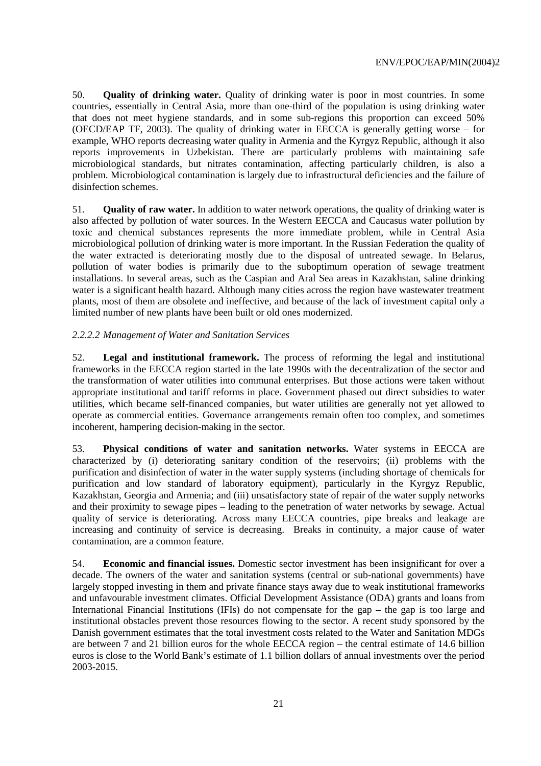50. **Quality of drinking water.** Quality of drinking water is poor in most countries. In some countries, essentially in Central Asia, more than one-third of the population is using drinking water that does not meet hygiene standards, and in some sub-regions this proportion can exceed 50% (OECD/EAP TF, 2003). The quality of drinking water in EECCA is generally getting worse – for example, WHO reports decreasing water quality in Armenia and the Kyrgyz Republic, although it also reports improvements in Uzbekistan. There are particularly problems with maintaining safe microbiological standards, but nitrates contamination, affecting particularly children, is also a problem. Microbiological contamination is largely due to infrastructural deficiencies and the failure of disinfection schemes.

51. **Quality of raw water.** In addition to water network operations, the quality of drinking water is also affected by pollution of water sources. In the Western EECCA and Caucasus water pollution by toxic and chemical substances represents the more immediate problem, while in Central Asia microbiological pollution of drinking water is more important. In the Russian Federation the quality of the water extracted is deteriorating mostly due to the disposal of untreated sewage. In Belarus, pollution of water bodies is primarily due to the suboptimum operation of sewage treatment installations. In several areas, such as the Caspian and Aral Sea areas in Kazakhstan, saline drinking water is a significant health hazard. Although many cities across the region have wastewater treatment plants, most of them are obsolete and ineffective, and because of the lack of investment capital only a limited number of new plants have been built or old ones modernized.

#### *2.2.2.2 Management of Water and Sanitation Services*

52. **Legal and institutional framework.** The process of reforming the legal and institutional frameworks in the EECCA region started in the late 1990s with the decentralization of the sector and the transformation of water utilities into communal enterprises. But those actions were taken without appropriate institutional and tariff reforms in place. Government phased out direct subsidies to water utilities, which became self-financed companies, but water utilities are generally not yet allowed to operate as commercial entities. Governance arrangements remain often too complex, and sometimes incoherent, hampering decision-making in the sector.

53. **Physical conditions of water and sanitation networks.** Water systems in EECCA are characterized by (i) deteriorating sanitary condition of the reservoirs; (ii) problems with the purification and disinfection of water in the water supply systems (including shortage of chemicals for purification and low standard of laboratory equipment), particularly in the Kyrgyz Republic, Kazakhstan, Georgia and Armenia; and (iii) unsatisfactory state of repair of the water supply networks and their proximity to sewage pipes – leading to the penetration of water networks by sewage. Actual quality of service is deteriorating. Across many EECCA countries, pipe breaks and leakage are increasing and continuity of service is decreasing. Breaks in continuity, a major cause of water contamination, are a common feature.

54. **Economic and financial issues.** Domestic sector investment has been insignificant for over a decade. The owners of the water and sanitation systems (central or sub-national governments) have largely stopped investing in them and private finance stays away due to weak institutional frameworks and unfavourable investment climates. Official Development Assistance (ODA) grants and loans from International Financial Institutions (IFIs) do not compensate for the gap – the gap is too large and institutional obstacles prevent those resources flowing to the sector. A recent study sponsored by the Danish government estimates that the total investment costs related to the Water and Sanitation MDGs are between 7 and 21 billion euros for the whole EECCA region – the central estimate of 14.6 billion euros is close to the World Bank's estimate of 1.1 billion dollars of annual investments over the period 2003-2015.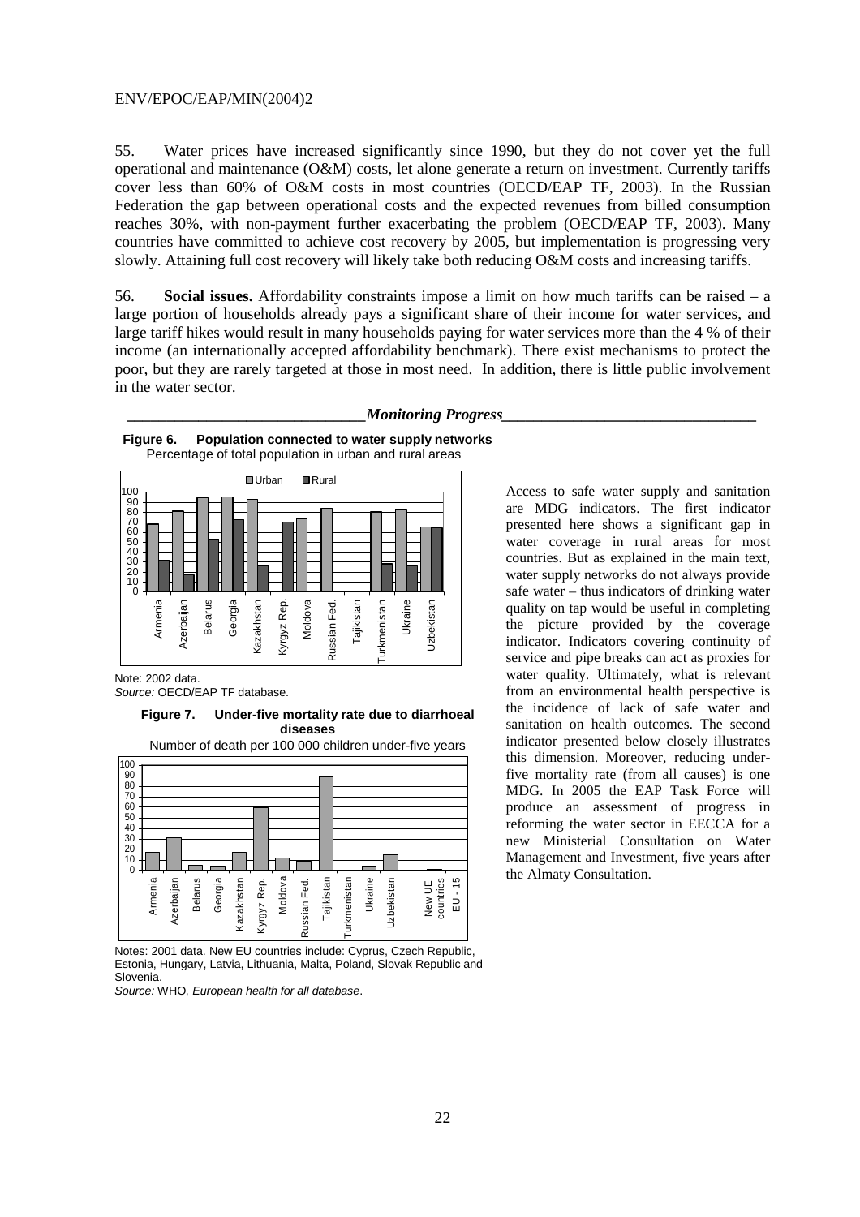55. Water prices have increased significantly since 1990, but they do not cover yet the full operational and maintenance (O&M) costs, let alone generate a return on investment. Currently tariffs cover less than 60% of O&M costs in most countries (OECD/EAP TF, 2003). In the Russian Federation the gap between operational costs and the expected revenues from billed consumption reaches 30%, with non-payment further exacerbating the problem (OECD/EAP TF, 2003). Many countries have committed to achieve cost recovery by 2005, but implementation is progressing very slowly. Attaining full cost recovery will likely take both reducing O&M costs and increasing tariffs.

56. **Social issues.** Affordability constraints impose a limit on how much tariffs can be raised – a large portion of households already pays a significant share of their income for water services, and large tariff hikes would result in many households paying for water services more than the 4 % of their income (an internationally accepted affordability benchmark). There exist mechanisms to protect the poor, but they are rarely targeted at those in most need. In addition, there is little public involvement in the water sector.

### *Monitoring Progress*

**Figure 6. Population connected to water supply networks**
Percentage of total population in urban and rural areas

Note: 2002 data.
*Source:* OECD/EAP TF database.

**Figure 7. Under-five mortality rate due to diarrhoeal diseases**
Number of death per 100 000 children under-five years

Notes: 2001 data. New EU countries include: Cyprus, Czech Republic, Estonia, Hungary, Latvia, Lithuania, Malta, Poland, Slovak Republic and Slovenia.
*Source:* WHO, *European health for all database*.

Access to safe water supply and sanitation are MDG indicators. The first indicator presented here shows a significant gap in water coverage in rural areas for most countries. But as explained in the main text, water supply networks do not always provide safe water – thus indicators of drinking water quality on tap would be useful in completing the picture provided by the coverage indicator. Indicators covering continuity of service and pipe breaks can act as proxies for water quality. Ultimately, what is relevant from an environmental health perspective is the incidence of lack of safe water and sanitation on health outcomes. The second indicator presented below closely illustrates this dimension. Moreover, reducing under-five mortality rate (from all causes) is one MDG. In 2005 the EAP Task Force will produce an assessment of progress in reforming the water sector in EECCA for a new Ministerial Consultation on Water Management and Investment, five years after the Almaty Consultation.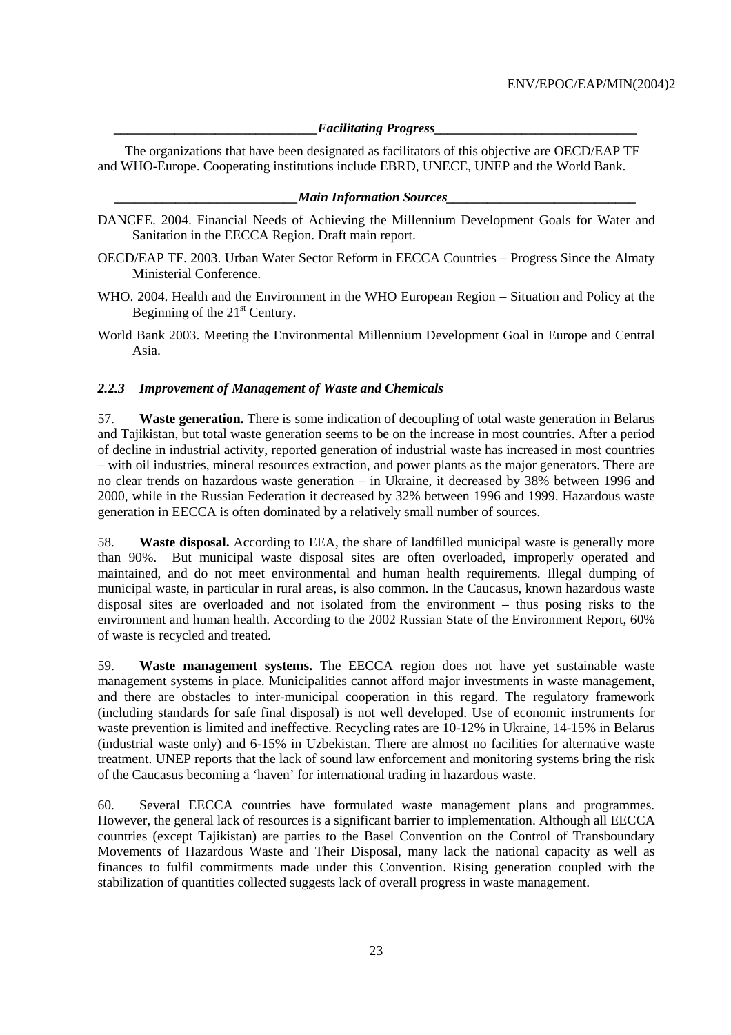*Facilitating Progress*

The organizations that have been designated as facilitators of this objective are OECD/EAP TF and WHO-Europe. Cooperating institutions include EBRD, UNECE, UNEP and the World Bank.

*Main Information Sources*

DANCEE. 2004. Financial Needs of Achieving the Millennium Development Goals for Water and Sanitation in the EECCA Region. Draft main report.

OECD/EAP TF. 2003. Urban Water Sector Reform in EECCA Countries – Progress Since the Almaty Ministerial Conference.

WHO. 2004. Health and the Environment in the WHO European Region – Situation and Policy at the Beginning of the 21st Century.

World Bank 2003. Meeting the Environmental Millennium Development Goal in Europe and Central Asia.

#### *2.2.3 Improvement of Management of Waste and Chemicals*

57. **Waste generation.** There is some indication of decoupling of total waste generation in Belarus and Tajikistan, but total waste generation seems to be on the increase in most countries. After a period of decline in industrial activity, reported generation of industrial waste has increased in most countries – with oil industries, mineral resources extraction, and power plants as the major generators. There are no clear trends on hazardous waste generation – in Ukraine, it decreased by 38% between 1996 and 2000, while in the Russian Federation it decreased by 32% between 1996 and 1999. Hazardous waste generation in EECCA is often dominated by a relatively small number of sources.

58. **Waste disposal.** According to EEA, the share of landfilled municipal waste is generally more than 90%. But municipal waste disposal sites are often overloaded, improperly operated and maintained, and do not meet environmental and human health requirements. Illegal dumping of municipal waste, in particular in rural areas, is also common. In the Caucasus, known hazardous waste disposal sites are overloaded and not isolated from the environment – thus posing risks to the environment and human health. According to the 2002 Russian State of the Environment Report, 60% of waste is recycled and treated.

59. **Waste management systems.** The EECCA region does not have yet sustainable waste management systems in place. Municipalities cannot afford major investments in waste management, and there are obstacles to inter-municipal cooperation in this regard. The regulatory framework (including standards for safe final disposal) is not well developed. Use of economic instruments for waste prevention is limited and ineffective. Recycling rates are 10-12% in Ukraine, 14-15% in Belarus (industrial waste only) and 6-15% in Uzbekistan. There are almost no facilities for alternative waste treatment. UNEP reports that the lack of sound law enforcement and monitoring systems bring the risk of the Caucasus becoming a 'haven' for international trading in hazardous waste.

60. Several EECCA countries have formulated waste management plans and programmes. However, the general lack of resources is a significant barrier to implementation. Although all EECCA countries (except Tajikistan) are parties to the Basel Convention on the Control of Transboundary Movements of Hazardous Waste and Their Disposal, many lack the national capacity as well as finances to fulfil commitments made under this Convention. Rising generation coupled with the stabilization of quantities collected suggests lack of overall progress in waste management.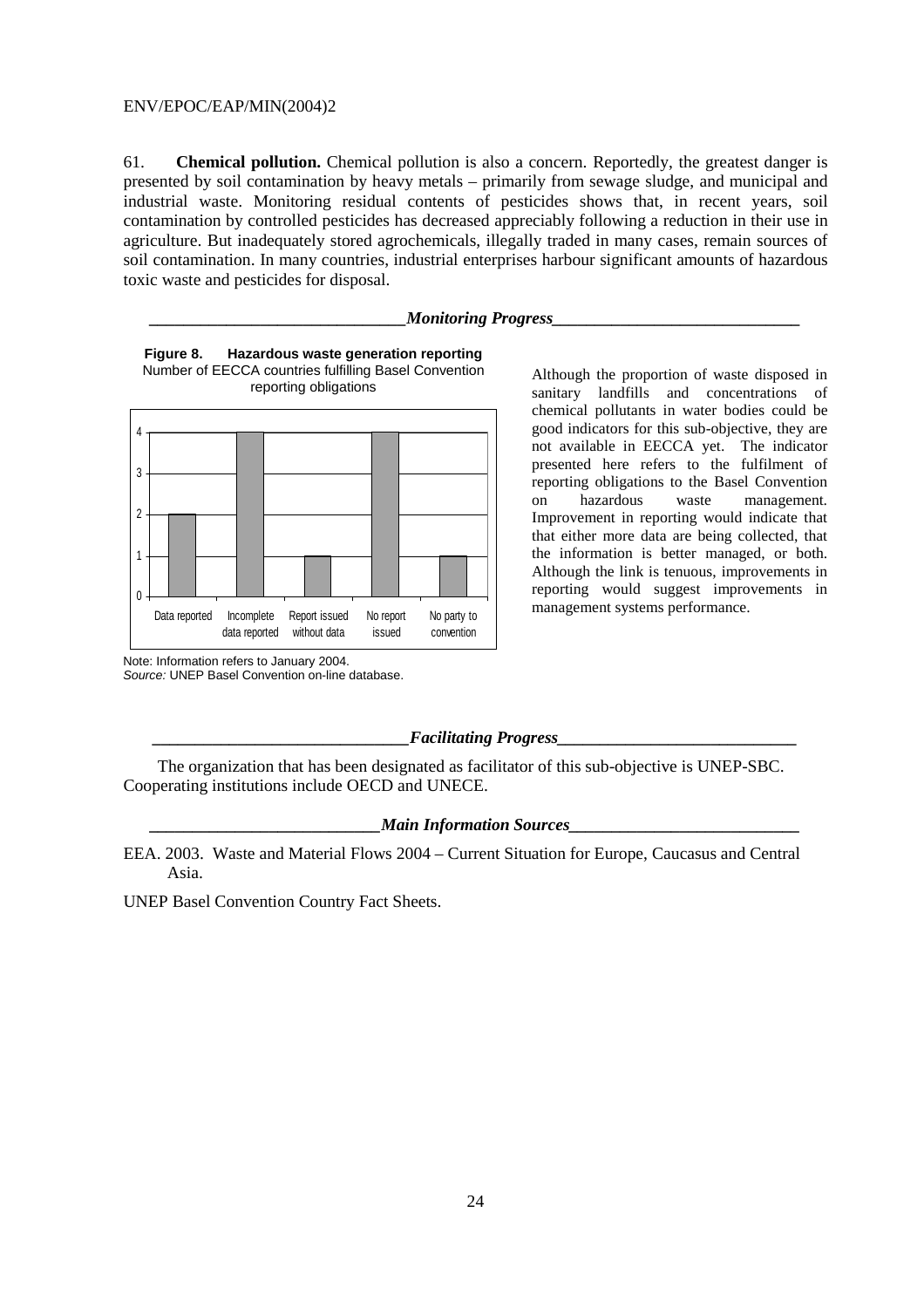61. **Chemical pollution.** Chemical pollution is also a concern. Reportedly, the greatest danger is presented by soil contamination by heavy metals – primarily from sewage sludge, and municipal and industrial waste. Monitoring residual contents of pesticides shows that, in recent years, soil contamination by controlled pesticides has decreased appreciably following a reduction in their use in agriculture. But inadequately stored agrochemicals, illegally traded in many cases, remain sources of soil contamination. In many countries, industrial enterprises harbour significant amounts of hazardous toxic waste and pesticides for disposal.

### *Monitoring Progress*

**Figure 8. Hazardous waste generation reporting**
Number of EECCA countries fulfilling Basel Convention reporting obligations

| Category | Number of countries |
|---|---|
| Data reported | 2 |
| Incomplete data reported | 4 |
| Report issued without data | 1 |
| No report issued | 4 |
| No party to convention | 1 |

Note: Information refers to January 2004.
*Source:* UNEP Basel Convention on-line database.

Although the proportion of waste disposed in sanitary landfills and concentrations of chemical pollutants in water bodies could be good indicators for this sub-objective, they are not available in EECCA yet. The indicator presented here refers to the fulfilment of reporting obligations to the Basel Convention on hazardous waste management. Improvement in reporting would indicate that that either more data are being collected, that the information is better managed, or both. Although the link is tenuous, improvements in reporting would suggest improvements in management systems performance.

### *Facilitating Progress*

The organization that has been designated as facilitator of this sub-objective is UNEP-SBC. Cooperating institutions include OECD and UNECE.

### *Main Information Sources*

EEA. 2003. Waste and Material Flows 2004 – Current Situation for Europe, Caucasus and Central Asia.

UNEP Basel Convention Country Fact Sheets.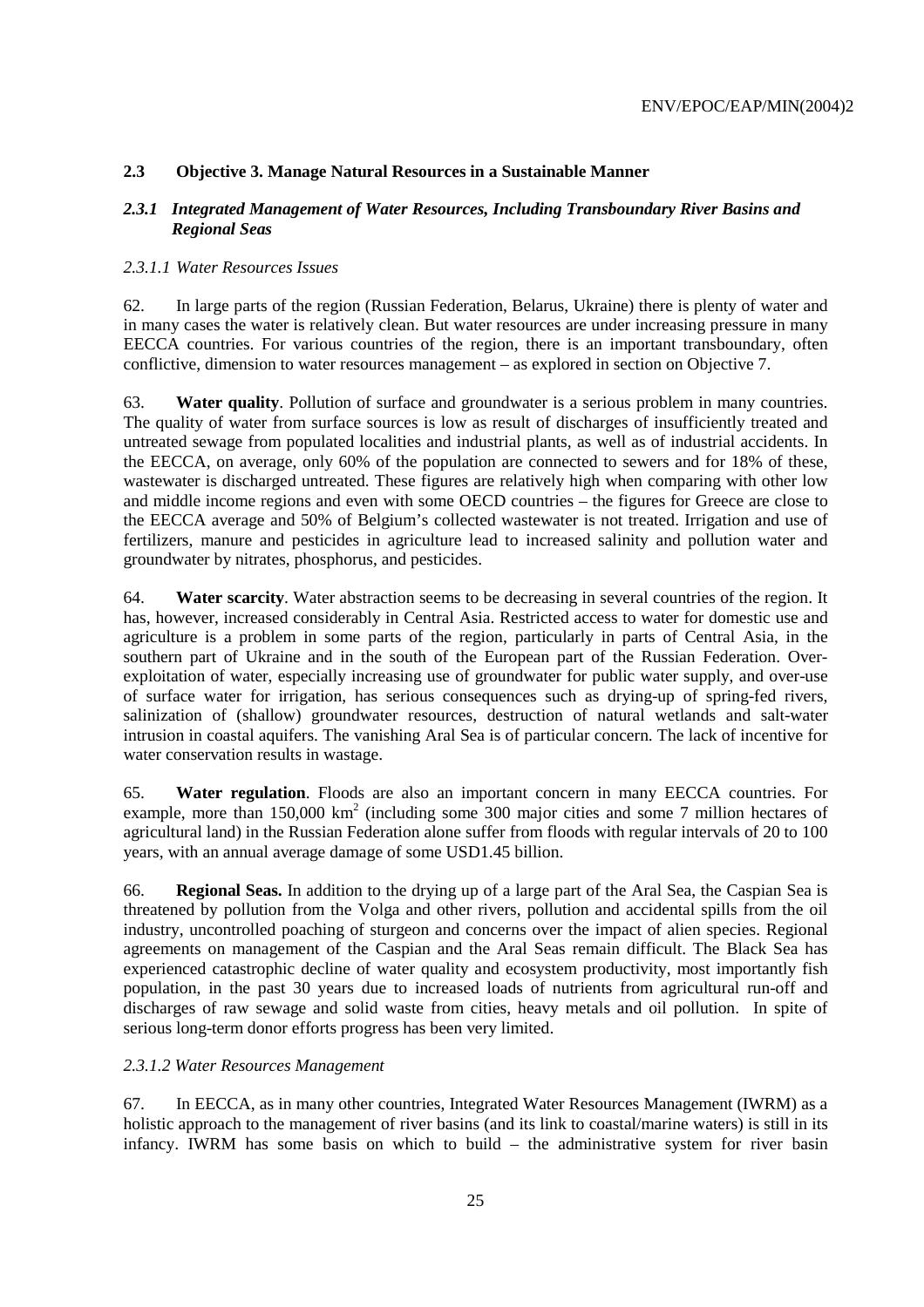## 2.3 Objective 3. Manage Natural Resources in a Sustainable Manner

### *2.3.1 Integrated Management of Water Resources, Including Transboundary River Basins and Regional Seas*

#### *2.3.1.1 Water Resources Issues*

62. In large parts of the region (Russian Federation, Belarus, Ukraine) there is plenty of water and in many cases the water is relatively clean. But water resources are under increasing pressure in many EECCA countries. For various countries of the region, there is an important transboundary, often conflictive, dimension to water resources management – as explored in section on Objective 7.

63. **Water quality**. Pollution of surface and groundwater is a serious problem in many countries. The quality of water from surface sources is low as result of discharges of insufficiently treated and untreated sewage from populated localities and industrial plants, as well as of industrial accidents. In the EECCA, on average, only 60% of the population are connected to sewers and for 18% of these, wastewater is discharged untreated. These figures are relatively high when comparing with other low and middle income regions and even with some OECD countries – the figures for Greece are close to the EECCA average and 50% of Belgium's collected wastewater is not treated. Irrigation and use of fertilizers, manure and pesticides in agriculture lead to increased salinity and pollution water and groundwater by nitrates, phosphorus, and pesticides.

64. **Water scarcity**. Water abstraction seems to be decreasing in several countries of the region. It has, however, increased considerably in Central Asia. Restricted access to water for domestic use and agriculture is a problem in some parts of the region, particularly in parts of Central Asia, in the southern part of Ukraine and in the south of the European part of the Russian Federation. Over-exploitation of water, especially increasing use of groundwater for public water supply, and over-use of surface water for irrigation, has serious consequences such as drying-up of spring-fed rivers, salinization of (shallow) groundwater resources, destruction of natural wetlands and salt-water intrusion in coastal aquifers. The vanishing Aral Sea is of particular concern. The lack of incentive for water conservation results in wastage.

65. **Water regulation**. Floods are also an important concern in many EECCA countries. For example, more than 150,000 km$^2$ (including some 300 major cities and some 7 million hectares of agricultural land) in the Russian Federation alone suffer from floods with regular intervals of 20 to 100 years, with an annual average damage of some USD1.45 billion.

66. **Regional Seas.** In addition to the drying up of a large part of the Aral Sea, the Caspian Sea is threatened by pollution from the Volga and other rivers, pollution and accidental spills from the oil industry, uncontrolled poaching of sturgeon and concerns over the impact of alien species. Regional agreements on management of the Caspian and the Aral Seas remain difficult. The Black Sea has experienced catastrophic decline of water quality and ecosystem productivity, most importantly fish population, in the past 30 years due to increased loads of nutrients from agricultural run-off and discharges of raw sewage and solid waste from cities, heavy metals and oil pollution. In spite of serious long-term donor efforts progress has been very limited.

#### *2.3.1.2 Water Resources Management*

67. In EECCA, as in many other countries, Integrated Water Resources Management (IWRM) as a holistic approach to the management of river basins (and its link to coastal/marine waters) is still in its infancy. IWRM has some basis on which to build – the administrative system for river basin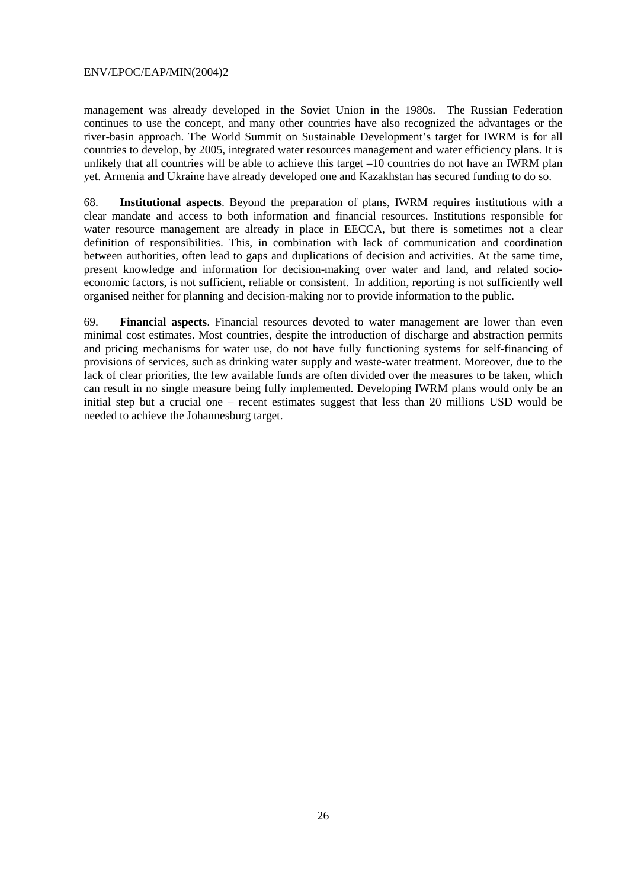management was already developed in the Soviet Union in the 1980s. The Russian Federation continues to use the concept, and many other countries have also recognized the advantages or the river-basin approach. The World Summit on Sustainable Development's target for IWRM is for all countries to develop, by 2005, integrated water resources management and water efficiency plans. It is unlikely that all countries will be able to achieve this target –10 countries do not have an IWRM plan yet. Armenia and Ukraine have already developed one and Kazakhstan has secured funding to do so.

68. **Institutional aspects**. Beyond the preparation of plans, IWRM requires institutions with a clear mandate and access to both information and financial resources. Institutions responsible for water resource management are already in place in EECCA, but there is sometimes not a clear definition of responsibilities. This, in combination with lack of communication and coordination between authorities, often lead to gaps and duplications of decision and activities. At the same time, present knowledge and information for decision-making over water and land, and related socio-economic factors, is not sufficient, reliable or consistent. In addition, reporting is not sufficiently well organised neither for planning and decision-making nor to provide information to the public.

69. **Financial aspects**. Financial resources devoted to water management are lower than even minimal cost estimates. Most countries, despite the introduction of discharge and abstraction permits and pricing mechanisms for water use, do not have fully functioning systems for self-financing of provisions of services, such as drinking water supply and waste-water treatment. Moreover, due to the lack of clear priorities, the few available funds are often divided over the measures to be taken, which can result in no single measure being fully implemented. Developing IWRM plans would only be an initial step but a crucial one – recent estimates suggest that less than 20 millions USD would be needed to achieve the Johannesburg target.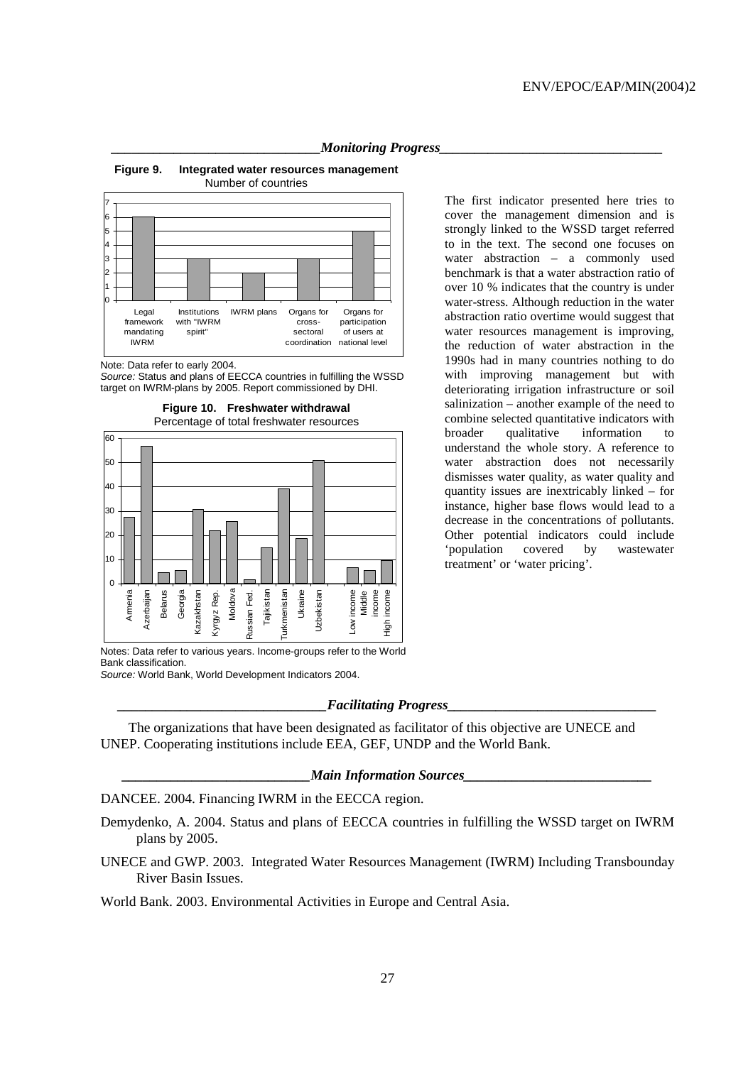### *Monitoring Progress*

**Figure 9. Integrated water resources management**
Number of countries

Note: Data refer to early 2004.
*Source:* Status and plans of EECCA countries in fulfilling the WSSD target on IWRM-plans by 2005. Report commissioned by DHI.

**Figure 10. Freshwater withdrawal**
Percentage of total freshwater resources

Notes: Data refer to various years. Income-groups refer to the World Bank classification.
*Source:* World Bank, World Development Indicators 2004.

The first indicator presented here tries to cover the management dimension and is strongly linked to the WSSD target referred to in the text. The second one focuses on water abstraction – a commonly used benchmark is that a water abstraction ratio of over 10 % indicates that the country is under water-stress. Although reduction in the water abstraction ratio overtime would suggest that water resources management is improving, the reduction of water abstraction in the 1990s had in many countries nothing to do with improving management but with deteriorating irrigation infrastructure or soil salinization – another example of the need to combine selected quantitative indicators with broader qualitative information to understand the whole story. A reference to water abstraction does not necessarily dismisses water quality, as water quality and quantity issues are inextricably linked – for instance, higher base flows would lead to a decrease in the concentrations of pollutants. Other potential indicators could include 'population covered by wastewater treatment' or 'water pricing'.

### *Facilitating Progress*

The organizations that have been designated as facilitator of this objective are UNECE and UNEP. Cooperating institutions include EEA, GEF, UNDP and the World Bank.

### *Main Information Sources*

DANCEE. 2004. Financing IWRM in the EECCA region.

Demydenko, A. 2004. Status and plans of EECCA countries in fulfilling the WSSD target on IWRM plans by 2005.

UNECE and GWP. 2003. Integrated Water Resources Management (IWRM) Including Transbounday River Basin Issues.

World Bank. 2003. Environmental Activities in Europe and Central Asia.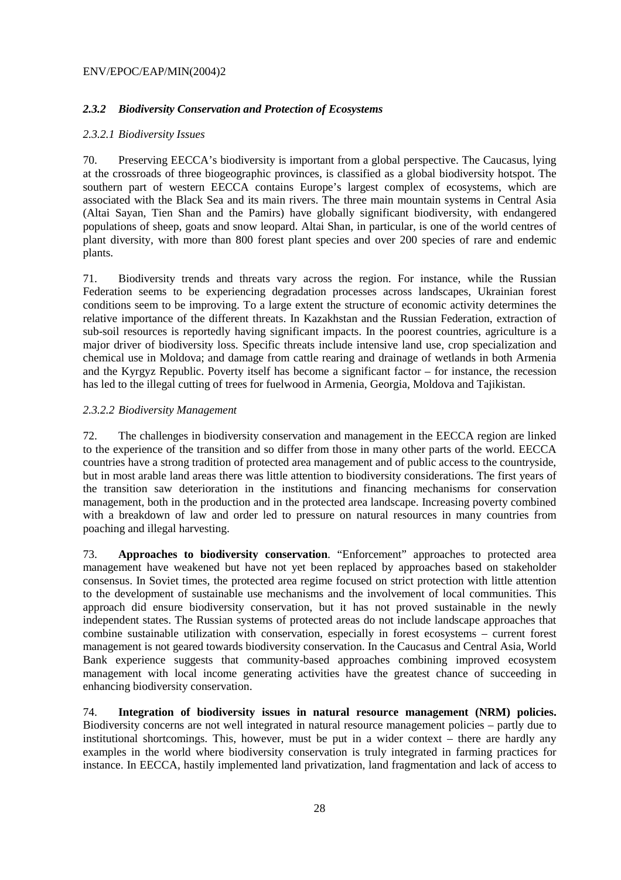### *2.3.2 Biodiversity Conservation and Protection of Ecosystems*

#### *2.3.2.1 Biodiversity Issues*

70. Preserving EECCA's biodiversity is important from a global perspective. The Caucasus, lying at the crossroads of three biogeographic provinces, is classified as a global biodiversity hotspot. The southern part of western EECCA contains Europe's largest complex of ecosystems, which are associated with the Black Sea and its main rivers. The three main mountain systems in Central Asia (Altai Sayan, Tien Shan and the Pamirs) have globally significant biodiversity, with endangered populations of sheep, goats and snow leopard. Altai Shan, in particular, is one of the world centres of plant diversity, with more than 800 forest plant species and over 200 species of rare and endemic plants.

71. Biodiversity trends and threats vary across the region. For instance, while the Russian Federation seems to be experiencing degradation processes across landscapes, Ukrainian forest conditions seem to be improving. To a large extent the structure of economic activity determines the relative importance of the different threats. In Kazakhstan and the Russian Federation, extraction of sub-soil resources is reportedly having significant impacts. In the poorest countries, agriculture is a major driver of biodiversity loss. Specific threats include intensive land use, crop specialization and chemical use in Moldova; and damage from cattle rearing and drainage of wetlands in both Armenia and the Kyrgyz Republic. Poverty itself has become a significant factor – for instance, the recession has led to the illegal cutting of trees for fuelwood in Armenia, Georgia, Moldova and Tajikistan.

#### *2.3.2.2 Biodiversity Management*

72. The challenges in biodiversity conservation and management in the EECCA region are linked to the experience of the transition and so differ from those in many other parts of the world. EECCA countries have a strong tradition of protected area management and of public access to the countryside, but in most arable land areas there was little attention to biodiversity considerations. The first years of the transition saw deterioration in the institutions and financing mechanisms for conservation management, both in the production and in the protected area landscape. Increasing poverty combined with a breakdown of law and order led to pressure on natural resources in many countries from poaching and illegal harvesting.

73. **Approaches to biodiversity conservation**. "Enforcement" approaches to protected area management have weakened but have not yet been replaced by approaches based on stakeholder consensus. In Soviet times, the protected area regime focused on strict protection with little attention to the development of sustainable use mechanisms and the involvement of local communities. This approach did ensure biodiversity conservation, but it has not proved sustainable in the newly independent states. The Russian systems of protected areas do not include landscape approaches that combine sustainable utilization with conservation, especially in forest ecosystems – current forest management is not geared towards biodiversity conservation. In the Caucasus and Central Asia, World Bank experience suggests that community-based approaches combining improved ecosystem management with local income generating activities have the greatest chance of succeeding in enhancing biodiversity conservation.

74. **Integration of biodiversity issues in natural resource management (NRM) policies.** Biodiversity concerns are not well integrated in natural resource management policies – partly due to institutional shortcomings. This, however, must be put in a wider context – there are hardly any examples in the world where biodiversity conservation is truly integrated in farming practices for instance. In EECCA, hastily implemented land privatization, land fragmentation and lack of access to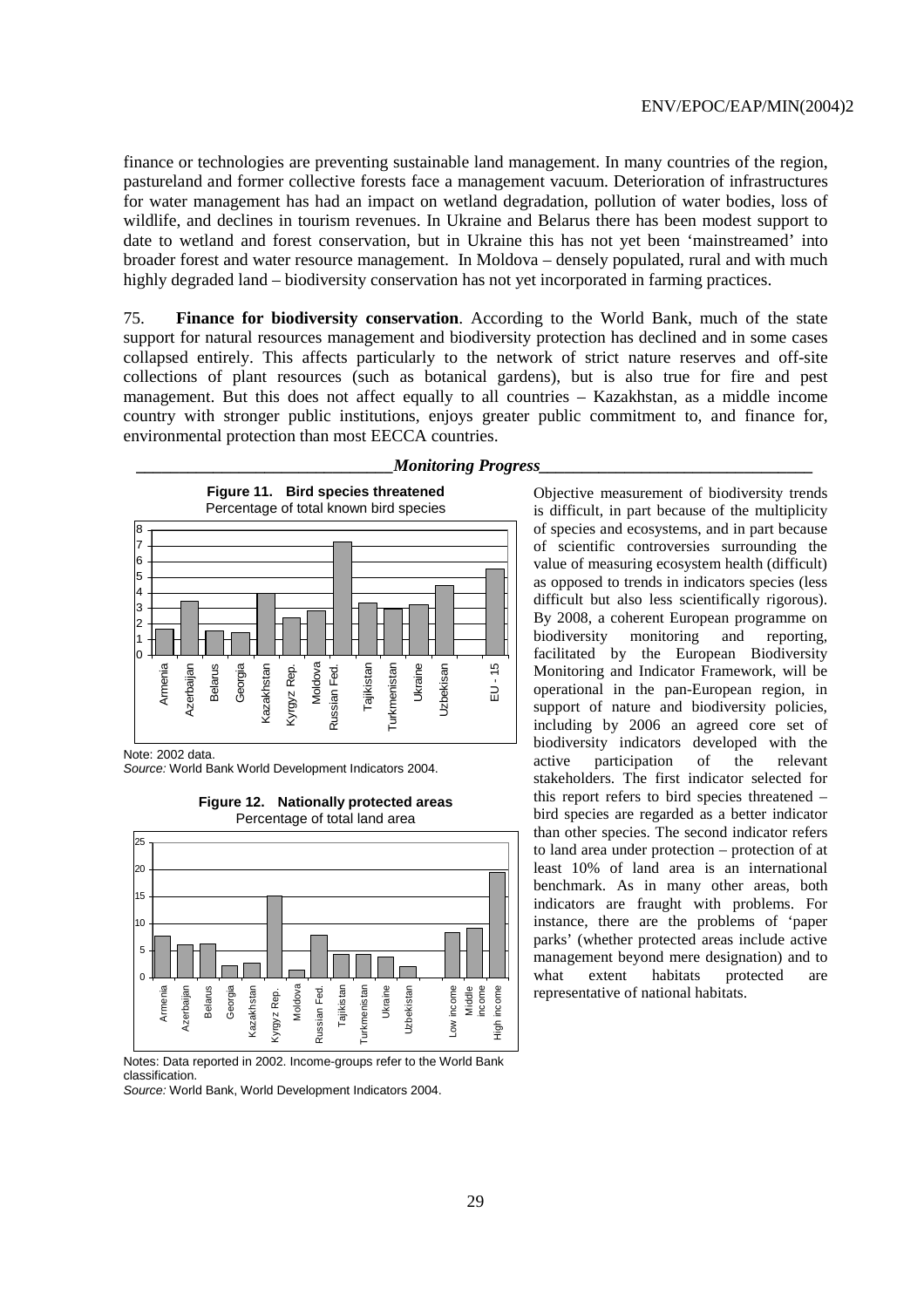finance or technologies are preventing sustainable land management. In many countries of the region, pastureland and former collective forests face a management vacuum. Deterioration of infrastructures for water management has had an impact on wetland degradation, pollution of water bodies, loss of wildlife, and declines in tourism revenues. In Ukraine and Belarus there has been modest support to date to wetland and forest conservation, but in Ukraine this has not yet been 'mainstreamed' into broader forest and water resource management. In Moldova – densely populated, rural and with much highly degraded land – biodiversity conservation has not yet incorporated in farming practices.

75. **Finance for biodiversity conservation**. According to the World Bank, much of the state support for natural resources management and biodiversity protection has declined and in some cases collapsed entirely. This affects particularly to the network of strict nature reserves and off-site collections of plant resources (such as botanical gardens), but is also true for fire and pest management. But this does not affect equally to all countries – Kazakhstan, as a middle income country with stronger public institutions, enjoys greater public commitment to, and finance for, environmental protection than most EECCA countries.

### *Monitoring Progress*

**Figure 11. Bird species threatened**
Percentage of total known bird species

Note: 2002 data.
*Source:* World Bank World Development Indicators 2004.

**Figure 12. Nationally protected areas**
Percentage of total land area

Notes: Data reported in 2002. Income-groups refer to the World Bank classification.
*Source:* World Bank, World Development Indicators 2004.

Objective measurement of biodiversity trends is difficult, in part because of the multiplicity of species and ecosystems, and in part because of scientific controversies surrounding the value of measuring ecosystem health (difficult) as opposed to trends in indicators species (less difficult but also less scientifically rigorous). By 2008, a coherent European programme on biodiversity monitoring and reporting, facilitated by the European Biodiversity Monitoring and Indicator Framework, will be operational in the pan-European region, in support of nature and biodiversity policies, including by 2006 an agreed core set of biodiversity indicators developed with the active participation of the relevant stakeholders. The first indicator selected for this report refers to bird species threatened – bird species are regarded as a better indicator than other species. The second indicator refers to land area under protection – protection of at least 10% of land area is an international benchmark. As in many other areas, both indicators are fraught with problems. For instance, there are the problems of 'paper parks' (whether protected areas include active management beyond mere designation) and to what extent habitats protected are representative of national habitats.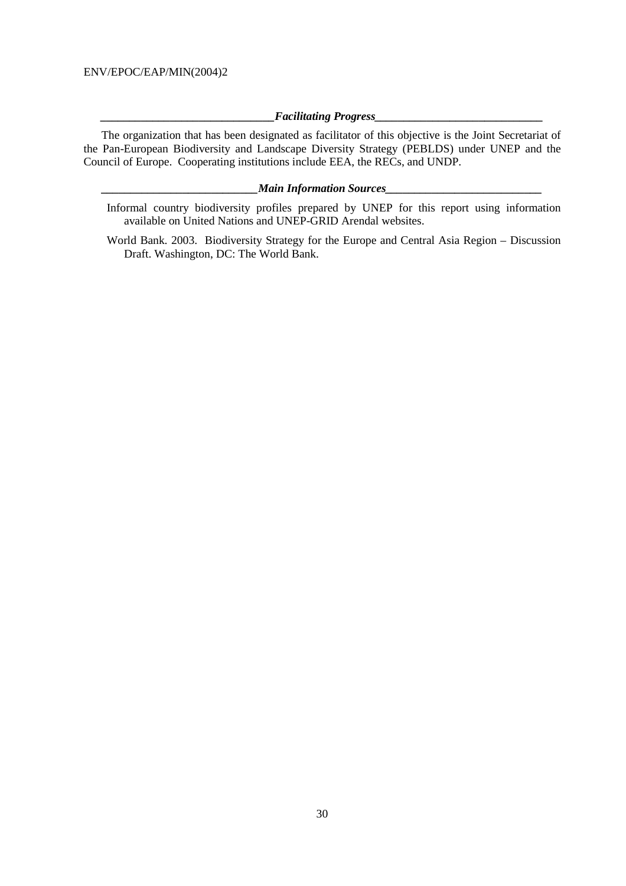### *Facilitating Progress*

The organization that has been designated as facilitator of this objective is the Joint Secretariat of the Pan-European Biodiversity and Landscape Diversity Strategy (PEBLDS) under UNEP and the Council of Europe. Cooperating institutions include EEA, the RECs, and UNDP.

### *Main Information Sources*

Informal country biodiversity profiles prepared by UNEP for this report using information available on United Nations and UNEP-GRID Arendal websites.

World Bank. 2003. Biodiversity Strategy for the Europe and Central Asia Region – Discussion Draft. Washington, DC: The World Bank.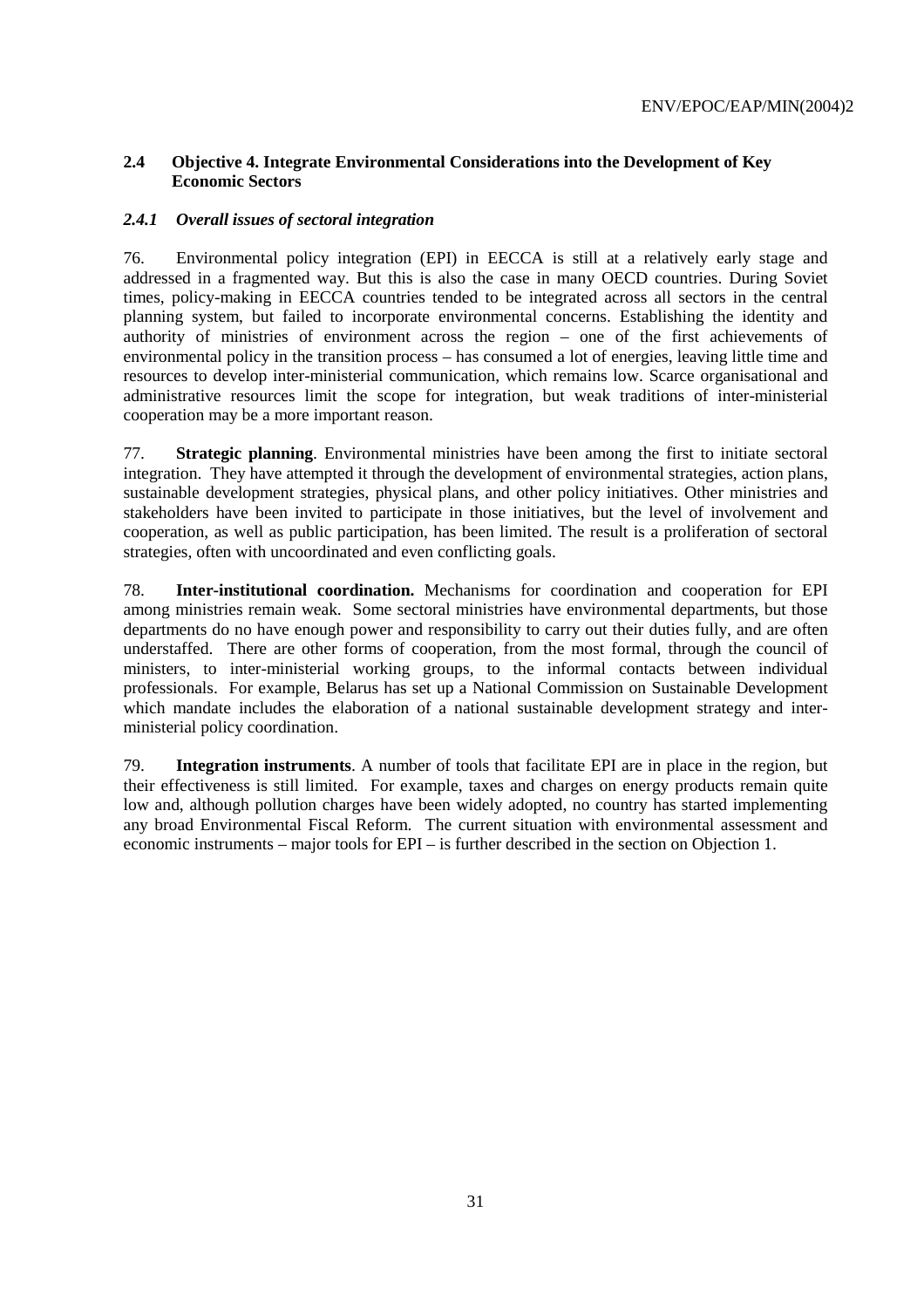## 2.4 Objective 4. Integrate Environmental Considerations into the Development of Key Economic Sectors

### *2.4.1 Overall issues of sectoral integration*

76. Environmental policy integration (EPI) in EECCA is still at a relatively early stage and addressed in a fragmented way. But this is also the case in many OECD countries. During Soviet times, policy-making in EECCA countries tended to be integrated across all sectors in the central planning system, but failed to incorporate environmental concerns. Establishing the identity and authority of ministries of environment across the region – one of the first achievements of environmental policy in the transition process – has consumed a lot of energies, leaving little time and resources to develop inter-ministerial communication, which remains low. Scarce organisational and administrative resources limit the scope for integration, but weak traditions of inter-ministerial cooperation may be a more important reason.

77. **Strategic planning**. Environmental ministries have been among the first to initiate sectoral integration. They have attempted it through the development of environmental strategies, action plans, sustainable development strategies, physical plans, and other policy initiatives. Other ministries and stakeholders have been invited to participate in those initiatives, but the level of involvement and cooperation, as well as public participation, has been limited. The result is a proliferation of sectoral strategies, often with uncoordinated and even conflicting goals.

78. **Inter-institutional coordination.** Mechanisms for coordination and cooperation for EPI among ministries remain weak. Some sectoral ministries have environmental departments, but those departments do no have enough power and responsibility to carry out their duties fully, and are often understaffed. There are other forms of cooperation, from the most formal, through the council of ministers, to inter-ministerial working groups, to the informal contacts between individual professionals. For example, Belarus has set up a National Commission on Sustainable Development which mandate includes the elaboration of a national sustainable development strategy and inter-ministerial policy coordination.

79. **Integration instruments**. A number of tools that facilitate EPI are in place in the region, but their effectiveness is still limited. For example, taxes and charges on energy products remain quite low and, although pollution charges have been widely adopted, no country has started implementing any broad Environmental Fiscal Reform. The current situation with environmental assessment and economic instruments – major tools for EPI – is further described in the section on Objection 1.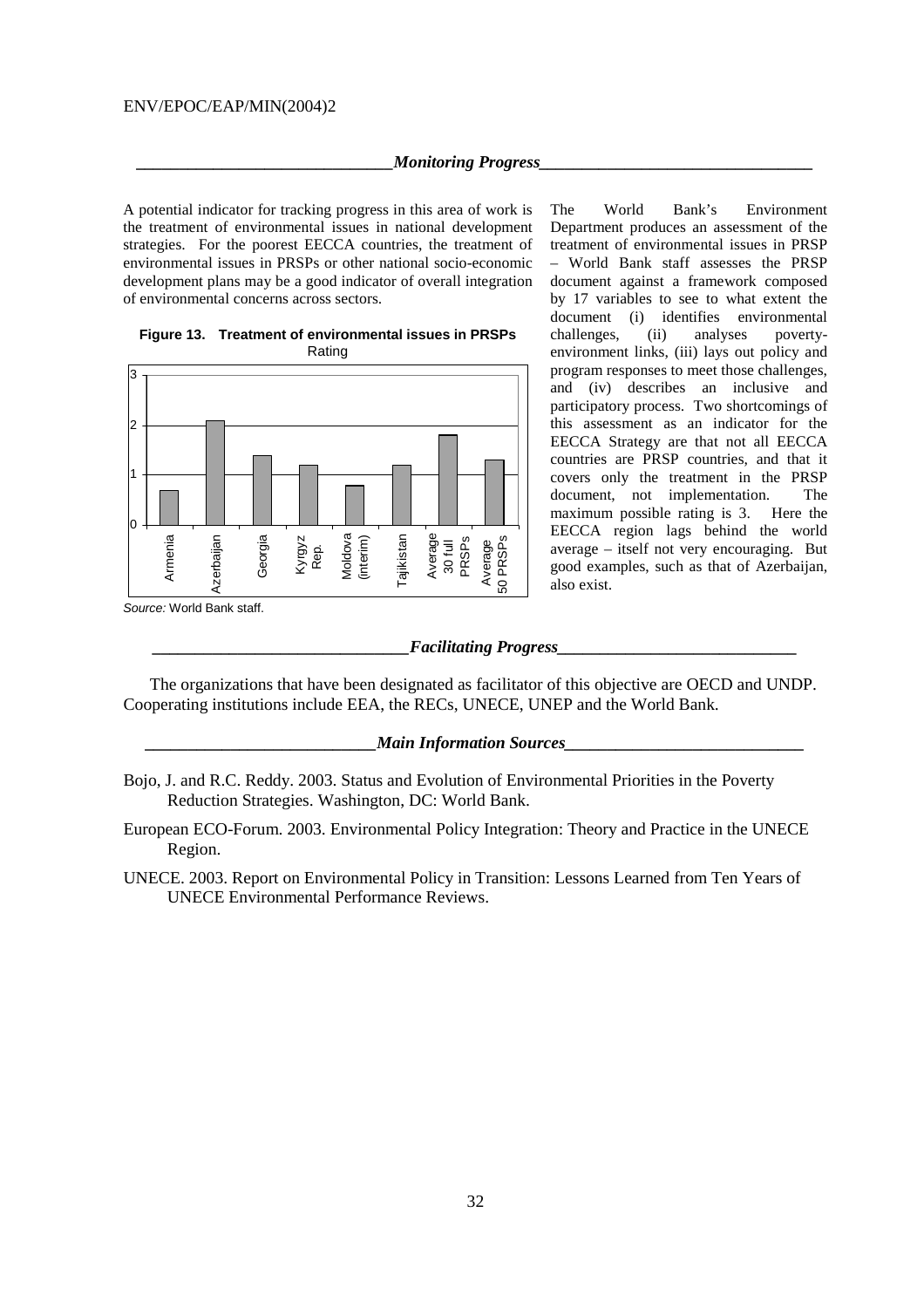## *Monitoring Progress*

A potential indicator for tracking progress in this area of work is the treatment of environmental issues in national development strategies. For the poorest EECCA countries, the treatment of environmental issues in PRSPs or other national socio-economic development plans may be a good indicator of overall integration of environmental concerns across sectors.

**Figure 13. Treatment of environmental issues in PRSPs**

Rating

| Country | Rating (approx.) |
|---|---|
| Armenia | 0.7 |
| Azerbaijan | 2.1 |
| Georgia | 1.4 |
| Kyrgyz Rep. | 1.2 |
| Moldova (interim) | 0.8 |
| Tajikistan | 1.2 |
| Average 30 full PRSPs | 1.8 |
| Average 50 PRSPs | 1.3 |

*Source:* World Bank staff.

The World Bank's Environment Department produces an assessment of the treatment of environmental issues in PRSP – World Bank staff assesses the PRSP document against a framework composed by 17 variables to see to what extent the document (i) identifies environmental challenges, (ii) analyses poverty-environment links, (iii) lays out policy and program responses to meet those challenges, and (iv) describes an inclusive and participatory process. Two shortcomings of this assessment as an indicator for the EECCA Strategy are that not all EECCA countries are PRSP countries, and that it covers only the treatment in the PRSP document, not implementation. The maximum possible rating is 3. Here the EECCA region lags behind the world average – itself not very encouraging. But good examples, such as that of Azerbaijan, also exist.

## *Facilitating Progress*

The organizations that have been designated as facilitator of this objective are OECD and UNDP. Cooperating institutions include EEA, the RECs, UNECE, UNEP and the World Bank.

## *Main Information Sources*

Bojo, J. and R.C. Reddy. 2003. Status and Evolution of Environmental Priorities in the Poverty Reduction Strategies. Washington, DC: World Bank.

European ECO-Forum. 2003. Environmental Policy Integration: Theory and Practice in the UNECE Region.

UNECE. 2003. Report on Environmental Policy in Transition: Lessons Learned from Ten Years of UNECE Environmental Performance Reviews.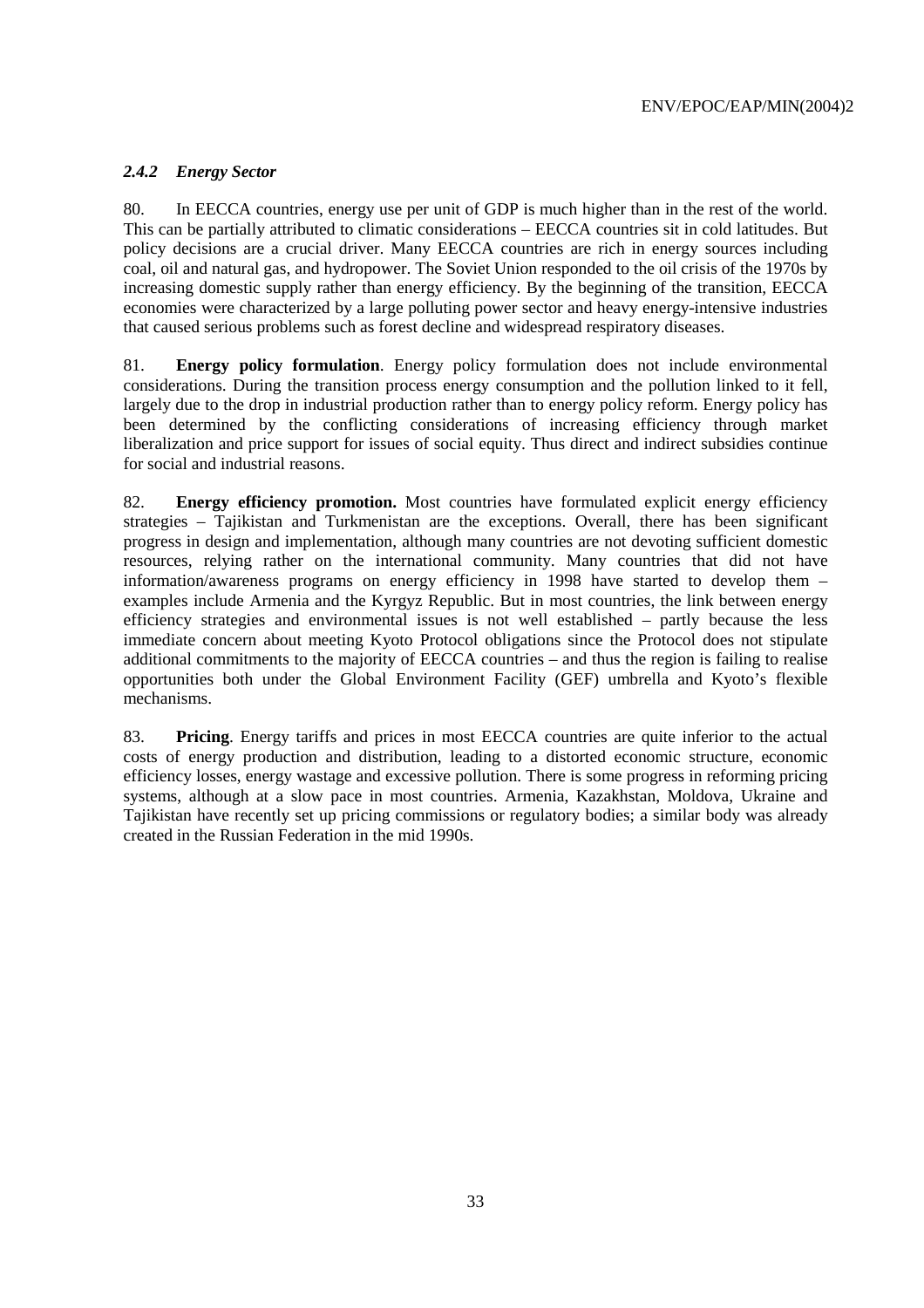### *2.4.2 Energy Sector*

80. In EECCA countries, energy use per unit of GDP is much higher than in the rest of the world. This can be partially attributed to climatic considerations – EECCA countries sit in cold latitudes. But policy decisions are a crucial driver. Many EECCA countries are rich in energy sources including coal, oil and natural gas, and hydropower. The Soviet Union responded to the oil crisis of the 1970s by increasing domestic supply rather than energy efficiency. By the beginning of the transition, EECCA economies were characterized by a large polluting power sector and heavy energy-intensive industries that caused serious problems such as forest decline and widespread respiratory diseases.

81. **Energy policy formulation**. Energy policy formulation does not include environmental considerations. During the transition process energy consumption and the pollution linked to it fell, largely due to the drop in industrial production rather than to energy policy reform. Energy policy has been determined by the conflicting considerations of increasing efficiency through market liberalization and price support for issues of social equity. Thus direct and indirect subsidies continue for social and industrial reasons.

82. **Energy efficiency promotion.** Most countries have formulated explicit energy efficiency strategies – Tajikistan and Turkmenistan are the exceptions. Overall, there has been significant progress in design and implementation, although many countries are not devoting sufficient domestic resources, relying rather on the international community. Many countries that did not have information/awareness programs on energy efficiency in 1998 have started to develop them – examples include Armenia and the Kyrgyz Republic. But in most countries, the link between energy efficiency strategies and environmental issues is not well established – partly because the less immediate concern about meeting Kyoto Protocol obligations since the Protocol does not stipulate additional commitments to the majority of EECCA countries – and thus the region is failing to realise opportunities both under the Global Environment Facility (GEF) umbrella and Kyoto's flexible mechanisms.

83. **Pricing**. Energy tariffs and prices in most EECCA countries are quite inferior to the actual costs of energy production and distribution, leading to a distorted economic structure, economic efficiency losses, energy wastage and excessive pollution. There is some progress in reforming pricing systems, although at a slow pace in most countries. Armenia, Kazakhstan, Moldova, Ukraine and Tajikistan have recently set up pricing commissions or regulatory bodies; a similar body was already created in the Russian Federation in the mid 1990s.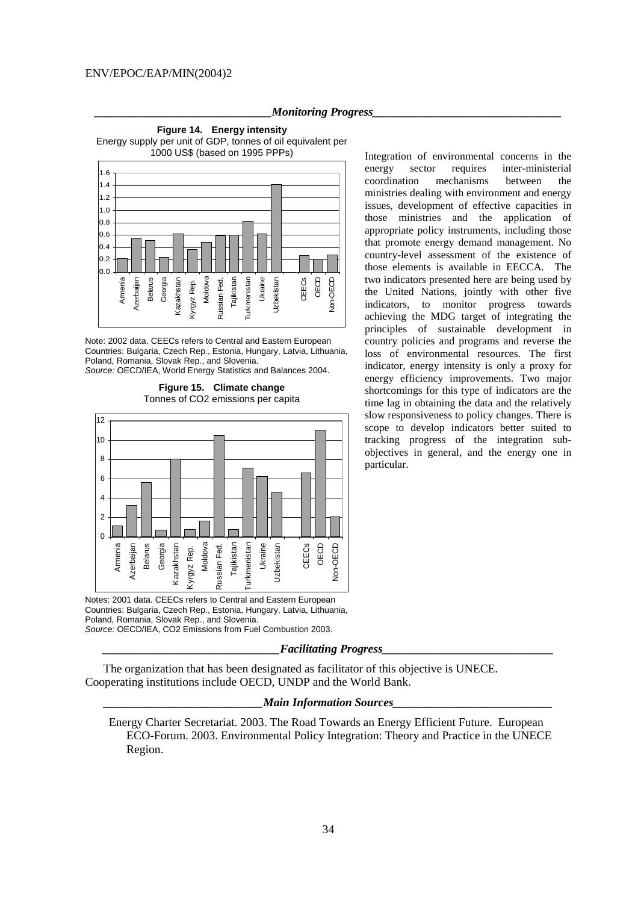## Monitoring Progress

**Figure 14. Energy intensity**
Energy supply per unit of GDP, tonnes of oil equivalent per 1000 US$ (based on 1995 PPPs)

Note: 2002 data. CEECs refers to Central and Eastern European Countries: Bulgaria, Czech Rep., Estonia, Hungary, Latvia, Lithuania, Poland, Romania, Slovak Rep., and Slovenia.
*Source:* OECD/IEA, World Energy Statistics and Balances 2004.

**Figure 15. Climate change**
Tonnes of CO2 emissions per capita

Notes: 2001 data. CEECs refers to Central and Eastern European Countries: Bulgaria, Czech Rep., Estonia, Hungary, Latvia, Lithuania, Poland, Romania, Slovak Rep., and Slovenia.
*Source:* OECD/IEA, CO2 Emissions from Fuel Combustion 2003.

Integration of environmental concerns in the energy sector requires inter-ministerial coordination mechanisms between the ministries dealing with environment and energy issues, development of effective capacities in those ministries and the application of appropriate policy instruments, including those that promote energy demand management. No country-level assessment of the existence of those elements is available in EECCA. The two indicators presented here are being used by the United Nations, jointly with other five indicators, to monitor progress towards achieving the MDG target of integrating the principles of sustainable development in country policies and programs and reverse the loss of environmental resources. The first indicator, energy intensity is only a proxy for energy efficiency improvements. Two major shortcomings for this type of indicators are the time lag in obtaining the data and the relatively slow responsiveness to policy changes. There is scope to develop indicators better suited to tracking progress of the integration sub-objectives in general, and the energy one in particular.

## Facilitating Progress

The organization that has been designated as facilitator of this objective is UNECE. Cooperating institutions include OECD, UNDP and the World Bank.

## Main Information Sources

Energy Charter Secretariat. 2003. The Road Towards an Energy Efficient Future. European ECO-Forum. 2003. Environmental Policy Integration: Theory and Practice in the UNECE Region.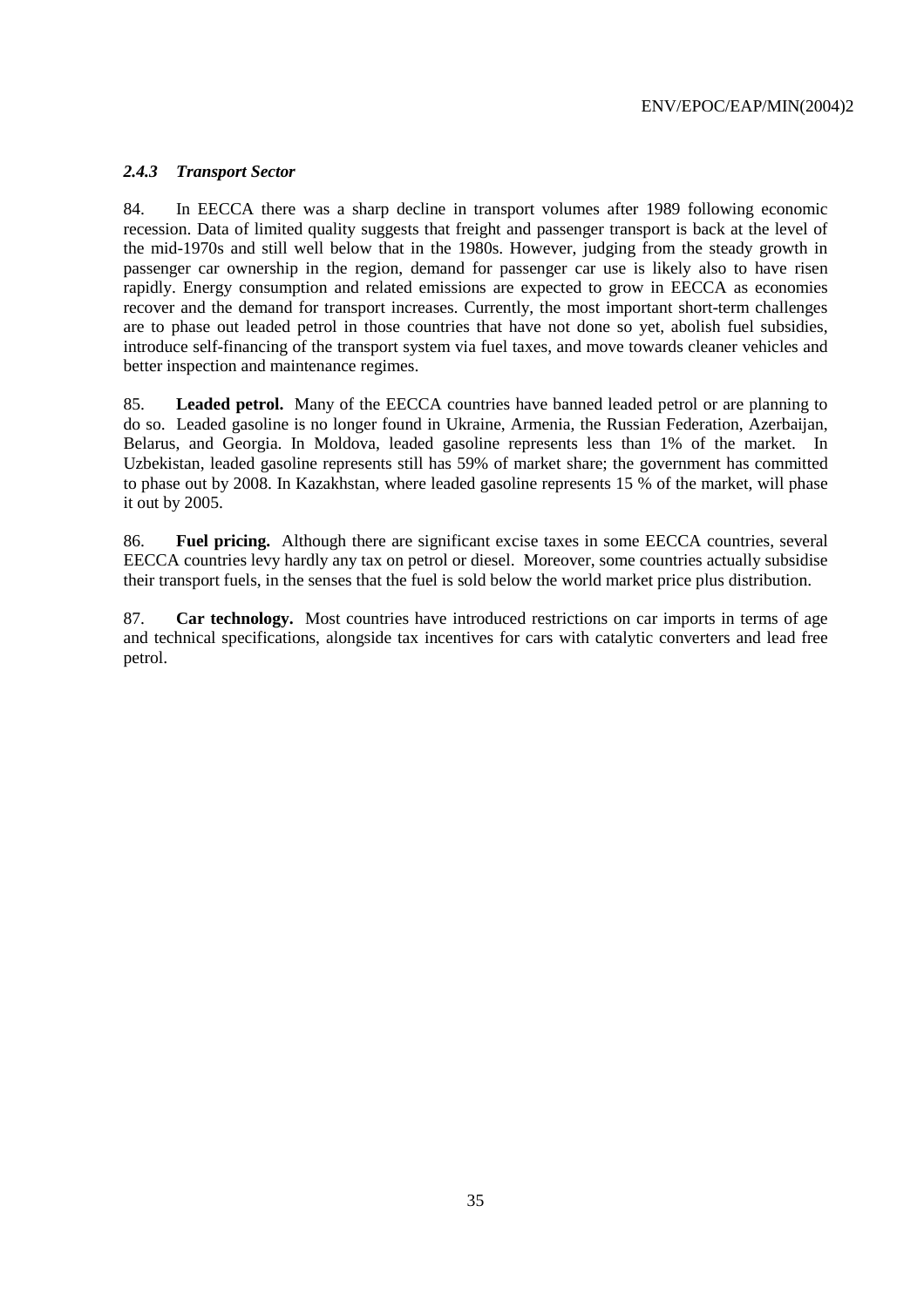### *2.4.3 Transport Sector*

84. In EECCA there was a sharp decline in transport volumes after 1989 following economic recession. Data of limited quality suggests that freight and passenger transport is back at the level of the mid-1970s and still well below that in the 1980s. However, judging from the steady growth in passenger car ownership in the region, demand for passenger car use is likely also to have risen rapidly. Energy consumption and related emissions are expected to grow in EECCA as economies recover and the demand for transport increases. Currently, the most important short-term challenges are to phase out leaded petrol in those countries that have not done so yet, abolish fuel subsidies, introduce self-financing of the transport system via fuel taxes, and move towards cleaner vehicles and better inspection and maintenance regimes.

85. **Leaded petrol.** Many of the EECCA countries have banned leaded petrol or are planning to do so. Leaded gasoline is no longer found in Ukraine, Armenia, the Russian Federation, Azerbaijan, Belarus, and Georgia. In Moldova, leaded gasoline represents less than 1% of the market. In Uzbekistan, leaded gasoline represents still has 59% of market share; the government has committed to phase out by 2008. In Kazakhstan, where leaded gasoline represents 15 % of the market, will phase it out by 2005.

86. **Fuel pricing.** Although there are significant excise taxes in some EECCA countries, several EECCA countries levy hardly any tax on petrol or diesel. Moreover, some countries actually subsidise their transport fuels, in the senses that the fuel is sold below the world market price plus distribution.

87. **Car technology.** Most countries have introduced restrictions on car imports in terms of age and technical specifications, alongside tax incentives for cars with catalytic converters and lead free petrol.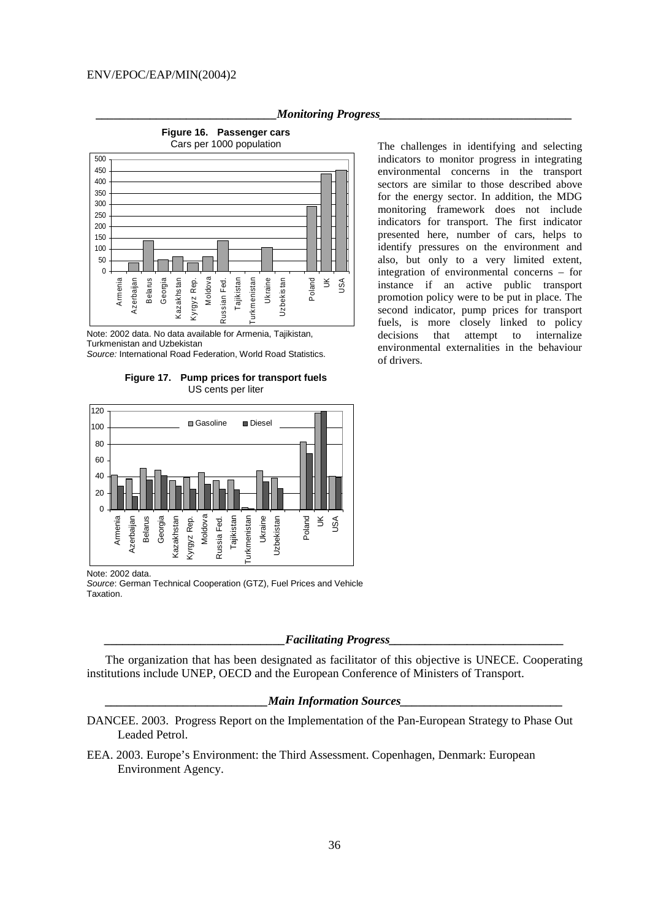## *Monitoring Progress*

**Figure 16. Passenger cars**
Cars per 1000 population

Note: 2002 data. No data available for Armenia, Tajikistan, Turkmenistan and Uzbekistan
*Source:* International Road Federation, World Road Statistics.

**Figure 17. Pump prices for transport fuels**
US cents per liter

Note: 2002 data.
*Source*: German Technical Cooperation (GTZ), Fuel Prices and Vehicle Taxation.

The challenges in identifying and selecting indicators to monitor progress in integrating environmental concerns in the transport sectors are similar to those described above for the energy sector. In addition, the MDG monitoring framework does not include indicators for transport. The first indicator presented here, number of cars, helps to identify pressures on the environment and also, but only to a very limited extent, integration of environmental concerns – for instance if an active public transport promotion policy were to be put in place. The second indicator, pump prices for transport fuels, is more closely linked to policy decisions that attempt to internalize environmental externalities in the behaviour of drivers.

## *Facilitating Progress*

The organization that has been designated as facilitator of this objective is UNECE. Cooperating institutions include UNEP, OECD and the European Conference of Ministers of Transport.

## *Main Information Sources*

DANCEE. 2003. Progress Report on the Implementation of the Pan-European Strategy to Phase Out Leaded Petrol.

EEA. 2003. Europe's Environment: the Third Assessment. Copenhagen, Denmark: European Environment Agency.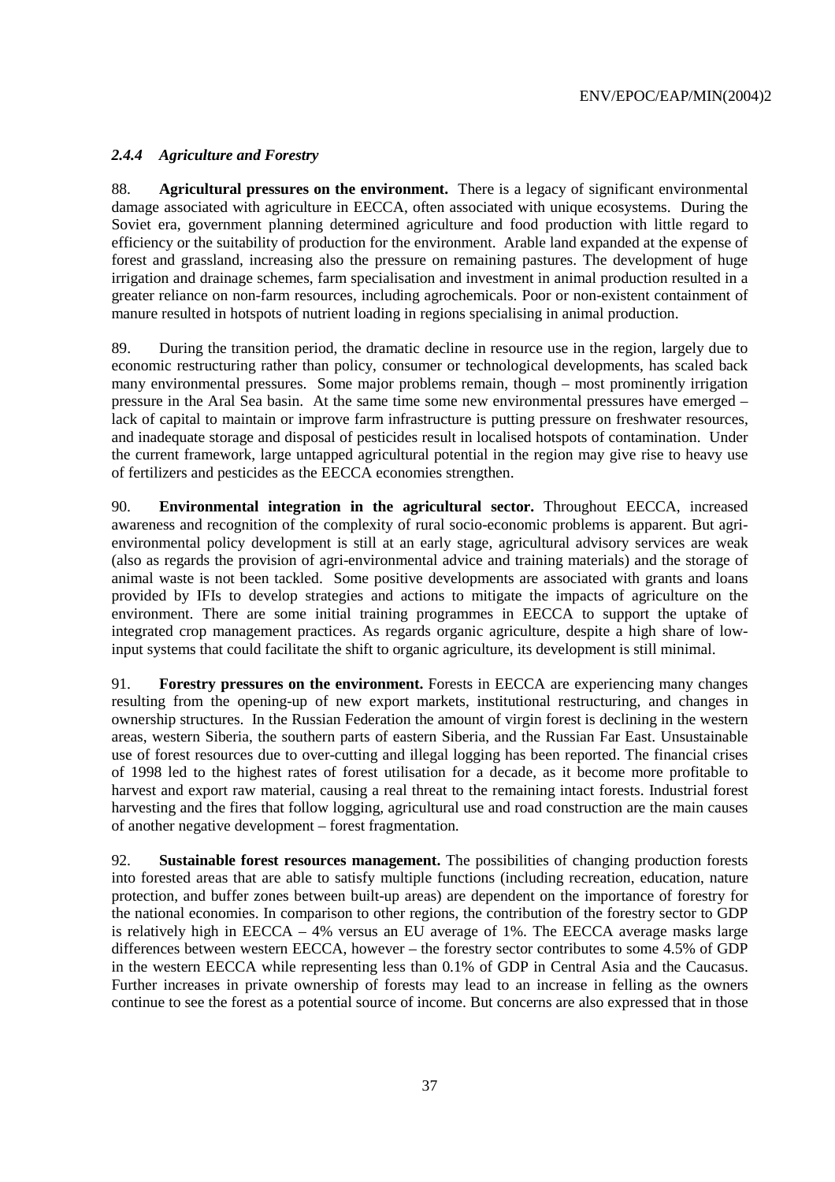### *2.4.4 Agriculture and Forestry*

88. **Agricultural pressures on the environment.** There is a legacy of significant environmental damage associated with agriculture in EECCA, often associated with unique ecosystems. During the Soviet era, government planning determined agriculture and food production with little regard to efficiency or the suitability of production for the environment. Arable land expanded at the expense of forest and grassland, increasing also the pressure on remaining pastures. The development of huge irrigation and drainage schemes, farm specialisation and investment in animal production resulted in a greater reliance on non-farm resources, including agrochemicals. Poor or non-existent containment of manure resulted in hotspots of nutrient loading in regions specialising in animal production.

89. During the transition period, the dramatic decline in resource use in the region, largely due to economic restructuring rather than policy, consumer or technological developments, has scaled back many environmental pressures. Some major problems remain, though – most prominently irrigation pressure in the Aral Sea basin. At the same time some new environmental pressures have emerged – lack of capital to maintain or improve farm infrastructure is putting pressure on freshwater resources, and inadequate storage and disposal of pesticides result in localised hotspots of contamination. Under the current framework, large untapped agricultural potential in the region may give rise to heavy use of fertilizers and pesticides as the EECCA economies strengthen.

90. **Environmental integration in the agricultural sector.** Throughout EECCA, increased awareness and recognition of the complexity of rural socio-economic problems is apparent. But agri-environmental policy development is still at an early stage, agricultural advisory services are weak (also as regards the provision of agri-environmental advice and training materials) and the storage of animal waste is not been tackled. Some positive developments are associated with grants and loans provided by IFIs to develop strategies and actions to mitigate the impacts of agriculture on the environment. There are some initial training programmes in EECCA to support the uptake of integrated crop management practices. As regards organic agriculture, despite a high share of low-input systems that could facilitate the shift to organic agriculture, its development is still minimal.

91. **Forestry pressures on the environment.** Forests in EECCA are experiencing many changes resulting from the opening-up of new export markets, institutional restructuring, and changes in ownership structures. In the Russian Federation the amount of virgin forest is declining in the western areas, western Siberia, the southern parts of eastern Siberia, and the Russian Far East. Unsustainable use of forest resources due to over-cutting and illegal logging has been reported. The financial crises of 1998 led to the highest rates of forest utilisation for a decade, as it become more profitable to harvest and export raw material, causing a real threat to the remaining intact forests. Industrial forest harvesting and the fires that follow logging, agricultural use and road construction are the main causes of another negative development – forest fragmentation.

92. **Sustainable forest resources management.** The possibilities of changing production forests into forested areas that are able to satisfy multiple functions (including recreation, education, nature protection, and buffer zones between built-up areas) are dependent on the importance of forestry for the national economies. In comparison to other regions, the contribution of the forestry sector to GDP is relatively high in EECCA – 4% versus an EU average of 1%. The EECCA average masks large differences between western EECCA, however – the forestry sector contributes to some 4.5% of GDP in the western EECCA while representing less than 0.1% of GDP in Central Asia and the Caucasus. Further increases in private ownership of forests may lead to an increase in felling as the owners continue to see the forest as a potential source of income. But concerns are also expressed that in those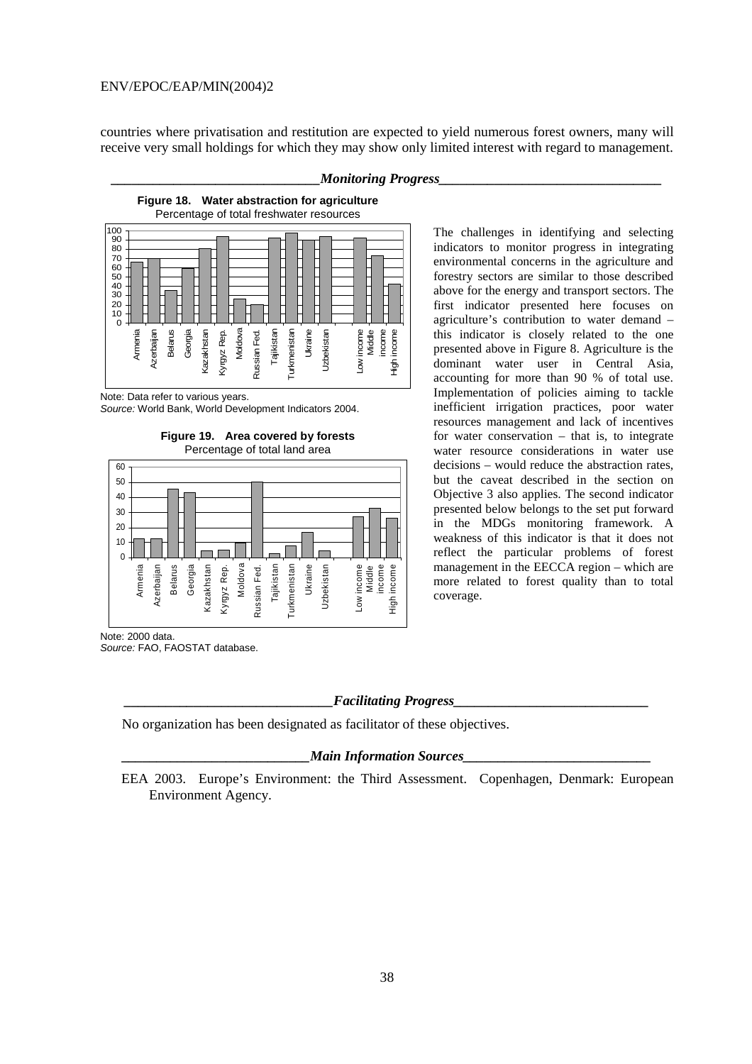countries where privatisation and restitution are expected to yield numerous forest owners, many will receive very small holdings for which they may show only limited interest with regard to management.

### *Monitoring Progress*

**Figure 18. Water abstraction for agriculture**
Percentage of total freshwater resources

Note: Data refer to various years.
*Source:* World Bank, World Development Indicators 2004.

**Figure 19. Area covered by forests**
Percentage of total land area

Note: 2000 data.
*Source:* FAO, FAOSTAT database.

The challenges in identifying and selecting indicators to monitor progress in integrating environmental concerns in the agriculture and forestry sectors are similar to those described above for the energy and transport sectors. The first indicator presented here focuses on agriculture's contribution to water demand – this indicator is closely related to the one presented above in Figure 8. Agriculture is the dominant water user in Central Asia, accounting for more than 90 % of total use. Implementation of policies aiming to tackle inefficient irrigation practices, poor water resources management and lack of incentives for water conservation – that is, to integrate water resource considerations in water use decisions – would reduce the abstraction rates, but the caveat described in the section on Objective 3 also applies. The second indicator presented below belongs to the set put forward in the MDGs monitoring framework. A weakness of this indicator is that it does not reflect the particular problems of forest management in the EECCA region – which are more related to forest quality than to total coverage.

### *Facilitating Progress*

No organization has been designated as facilitator of these objectives.

### *Main Information Sources*

EEA 2003. Europe's Environment: the Third Assessment. Copenhagen, Denmark: European Environment Agency.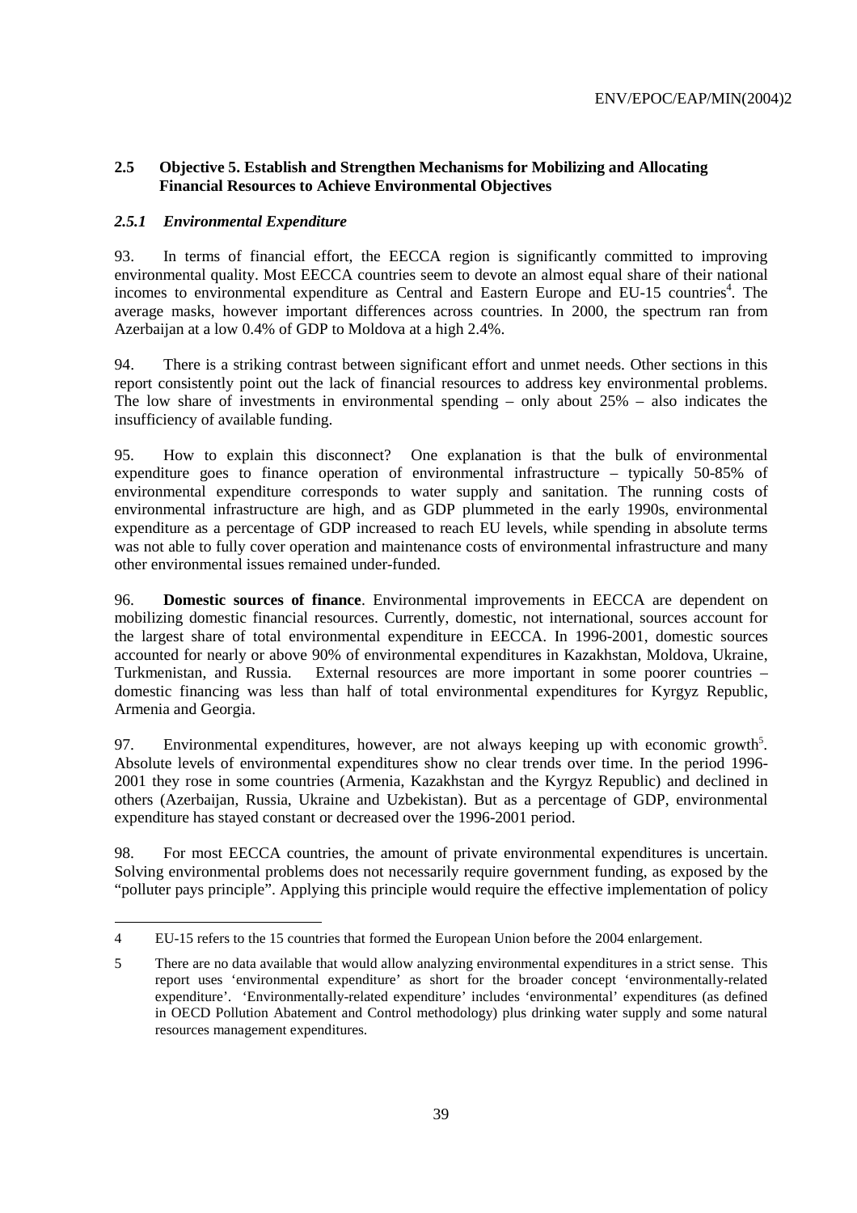## 2.5 Objective 5. Establish and Strengthen Mechanisms for Mobilizing and Allocating Financial Resources to Achieve Environmental Objectives

### *2.5.1 Environmental Expenditure*

93. In terms of financial effort, the EECCA region is significantly committed to improving environmental quality. Most EECCA countries seem to devote an almost equal share of their national incomes to environmental expenditure as Central and Eastern Europe and EU-15 countries[4]. The average masks, however important differences across countries. In 2000, the spectrum ran from Azerbaijan at a low 0.4% of GDP to Moldova at a high 2.4%.

94. There is a striking contrast between significant effort and unmet needs. Other sections in this report consistently point out the lack of financial resources to address key environmental problems. The low share of investments in environmental spending – only about 25% – also indicates the insufficiency of available funding.

95. How to explain this disconnect? One explanation is that the bulk of environmental expenditure goes to finance operation of environmental infrastructure – typically 50-85% of environmental expenditure corresponds to water supply and sanitation. The running costs of environmental infrastructure are high, and as GDP plummeted in the early 1990s, environmental expenditure as a percentage of GDP increased to reach EU levels, while spending in absolute terms was not able to fully cover operation and maintenance costs of environmental infrastructure and many other environmental issues remained under-funded.

96. **Domestic sources of finance**. Environmental improvements in EECCA are dependent on mobilizing domestic financial resources. Currently, domestic, not international, sources account for the largest share of total environmental expenditure in EECCA. In 1996-2001, domestic sources accounted for nearly or above 90% of environmental expenditures in Kazakhstan, Moldova, Ukraine, Turkmenistan, and Russia. External resources are more important in some poorer countries – domestic financing was less than half of total environmental expenditures for Kyrgyz Republic, Armenia and Georgia.

97. Environmental expenditures, however, are not always keeping up with economic growth[5]. Absolute levels of environmental expenditures show no clear trends over time. In the period 1996-2001 they rose in some countries (Armenia, Kazakhstan and the Kyrgyz Republic) and declined in others (Azerbaijan, Russia, Ukraine and Uzbekistan). But as a percentage of GDP, environmental expenditure has stayed constant or decreased over the 1996-2001 period.

98. For most EECCA countries, the amount of private environmental expenditures is uncertain. Solving environmental problems does not necessarily require government funding, as exposed by the "polluter pays principle". Applying this principle would require the effective implementation of policy

---

4 EU-15 refers to the 15 countries that formed the European Union before the 2004 enlargement.

5 There are no data available that would allow analyzing environmental expenditures in a strict sense. This report uses 'environmental expenditure' as short for the broader concept 'environmentally-related expenditure'. 'Environmentally-related expenditure' includes 'environmental' expenditures (as defined in OECD Pollution Abatement and Control methodology) plus drinking water supply and some natural resources management expenditures.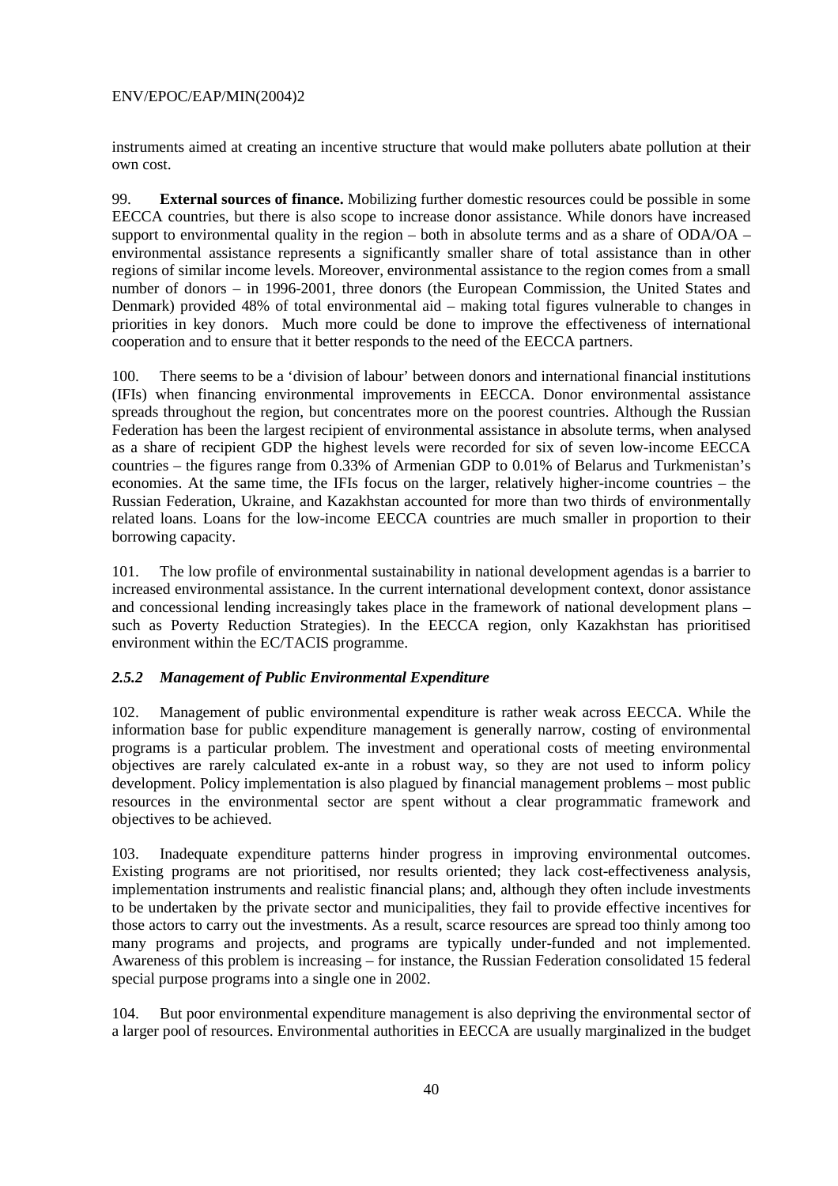instruments aimed at creating an incentive structure that would make polluters abate pollution at their own cost.

99. **External sources of finance.** Mobilizing further domestic resources could be possible in some EECCA countries, but there is also scope to increase donor assistance. While donors have increased support to environmental quality in the region – both in absolute terms and as a share of ODA/OA – environmental assistance represents a significantly smaller share of total assistance than in other regions of similar income levels. Moreover, environmental assistance to the region comes from a small number of donors – in 1996-2001, three donors (the European Commission, the United States and Denmark) provided 48% of total environmental aid – making total figures vulnerable to changes in priorities in key donors. Much more could be done to improve the effectiveness of international cooperation and to ensure that it better responds to the need of the EECCA partners.

100. There seems to be a 'division of labour' between donors and international financial institutions (IFIs) when financing environmental improvements in EECCA. Donor environmental assistance spreads throughout the region, but concentrates more on the poorest countries. Although the Russian Federation has been the largest recipient of environmental assistance in absolute terms, when analysed as a share of recipient GDP the highest levels were recorded for six of seven low-income EECCA countries – the figures range from 0.33% of Armenian GDP to 0.01% of Belarus and Turkmenistan's economies. At the same time, the IFIs focus on the larger, relatively higher-income countries – the Russian Federation, Ukraine, and Kazakhstan accounted for more than two thirds of environmentally related loans. Loans for the low-income EECCA countries are much smaller in proportion to their borrowing capacity.

101. The low profile of environmental sustainability in national development agendas is a barrier to increased environmental assistance. In the current international development context, donor assistance and concessional lending increasingly takes place in the framework of national development plans – such as Poverty Reduction Strategies). In the EECCA region, only Kazakhstan has prioritised environment within the EC/TACIS programme.

### *2.5.2 Management of Public Environmental Expenditure*

102. Management of public environmental expenditure is rather weak across EECCA. While the information base for public expenditure management is generally narrow, costing of environmental programs is a particular problem. The investment and operational costs of meeting environmental objectives are rarely calculated ex-ante in a robust way, so they are not used to inform policy development. Policy implementation is also plagued by financial management problems – most public resources in the environmental sector are spent without a clear programmatic framework and objectives to be achieved.

103. Inadequate expenditure patterns hinder progress in improving environmental outcomes. Existing programs are not prioritised, nor results oriented; they lack cost-effectiveness analysis, implementation instruments and realistic financial plans; and, although they often include investments to be undertaken by the private sector and municipalities, they fail to provide effective incentives for those actors to carry out the investments. As a result, scarce resources are spread too thinly among too many programs and projects, and programs are typically under-funded and not implemented. Awareness of this problem is increasing – for instance, the Russian Federation consolidated 15 federal special purpose programs into a single one in 2002.

104. But poor environmental expenditure management is also depriving the environmental sector of a larger pool of resources. Environmental authorities in EECCA are usually marginalized in the budget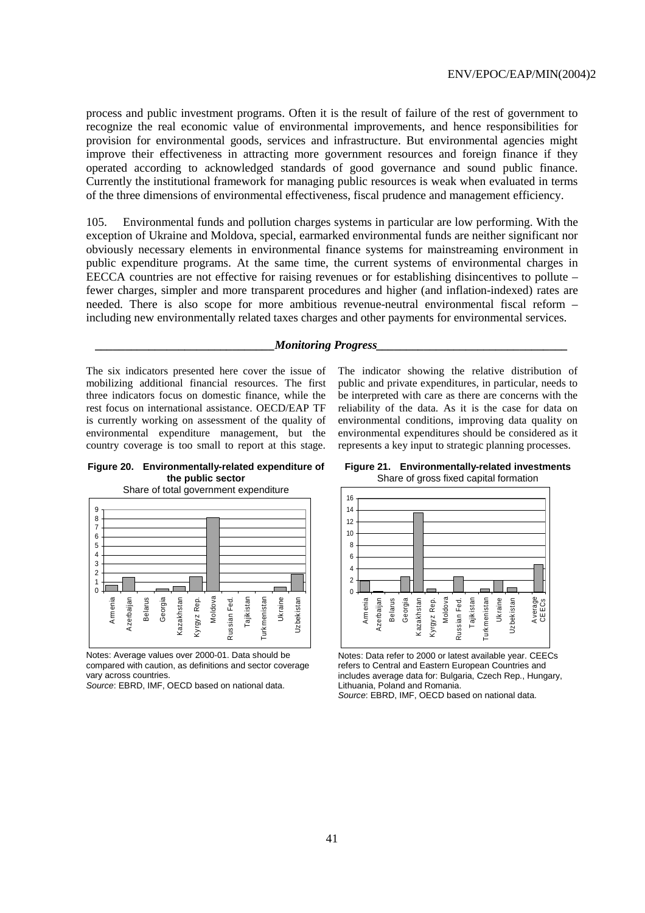process and public investment programs. Often it is the result of failure of the rest of government to recognize the real economic value of environmental improvements, and hence responsibilities for provision for environmental goods, services and infrastructure. But environmental agencies might improve their effectiveness in attracting more government resources and foreign finance if they operated according to acknowledged standards of good governance and sound public finance. Currently the institutional framework for managing public resources is weak when evaluated in terms of the three dimensions of environmental effectiveness, fiscal prudence and management efficiency.

105. Environmental funds and pollution charges systems in particular are low performing. With the exception of Ukraine and Moldova, special, earmarked environmental funds are neither significant nor obviously necessary elements in environmental finance systems for mainstreaming environment in public expenditure programs. At the same time, the current systems of environmental charges in EECCA countries are not effective for raising revenues or for establishing disincentives to pollute – fewer charges, simpler and more transparent procedures and higher (and inflation-indexed) rates are needed. There is also scope for more ambitious revenue-neutral environmental fiscal reform – including new environmentally related taxes charges and other payments for environmental services.

### *Monitoring Progress*

The six indicators presented here cover the issue of mobilizing additional financial resources. The first three indicators focus on domestic finance, while the rest focus on international assistance. OECD/EAP TF is currently working on assessment of the quality of environmental expenditure management, but the country coverage is too small to report at this stage.

The indicator showing the relative distribution of public and private expenditures, in particular, needs to be interpreted with care as there are concerns with the reliability of the data. As it is the case for data on environmental conditions, improving data quality on environmental expenditures should be considered as it represents a key input to strategic planning processes.

**Figure 20. Environmentally-related expenditure of the public sector**
Share of total government expenditure

Notes: Average values over 2000-01. Data should be compared with caution, as definitions and sector coverage vary across countries.
*Source*: EBRD, IMF, OECD based on national data.

**Figure 21. Environmentally-related investments**
Share of gross fixed capital formation

Notes: Data refer to 2000 or latest available year. CEECs refers to Central and Eastern European Countries and includes average data for: Bulgaria, Czech Rep., Hungary, Lithuania, Poland and Romania.
*Source*: EBRD, IMF, OECD based on national data.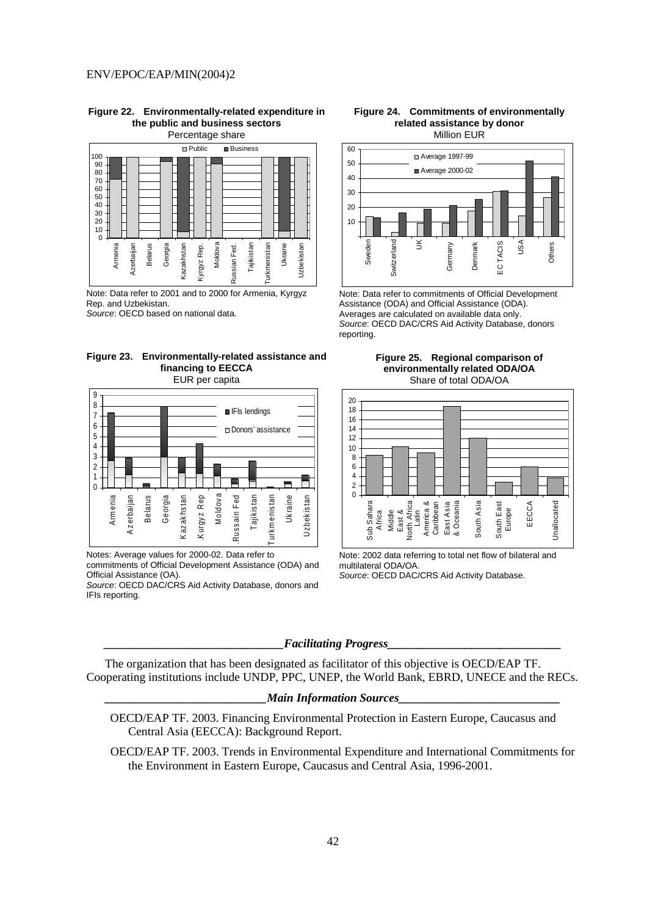**Figure 22. Environmentally-related expenditure in the public and business sectors**
Percentage share

Note: Data refer to 2001 and to 2000 for Armenia, Kyrgyz Rep. and Uzbekistan.
*Source*: OECD based on national data.

**Figure 24. Commitments of environmentally related assistance by donor**
Million EUR

Note: Data refer to commitments of Official Development Assistance (ODA) and Official Assistance (ODA). Averages are calculated on available data only.
*Source*: OECD DAC/CRS Aid Activity Database, donors reporting.

**Figure 23. Environmentally-related assistance and financing to EECCA**
EUR per capita

Notes: Average values for 2000-02. Data refer to commitments of Official Development Assistance (ODA) and Official Assistance (OA).
*Source*: OECD DAC/CRS Aid Activity Database, donors and IFIs reporting.

**Figure 25. Regional comparison of environmentally related ODA/OA**
Share of total ODA/OA

Note: 2002 data referring to total net flow of bilateral and multilateral ODA/OA.
*Source*: OECD DAC/CRS Aid Activity Database.

### *Facilitating Progress*

The organization that has been designated as facilitator of this objective is OECD/EAP TF. Cooperating institutions include UNDP, PPC, UNEP, the World Bank, EBRD, UNECE and the RECs.

### *Main Information Sources*

OECD/EAP TF. 2003. Financing Environmental Protection in Eastern Europe, Caucasus and Central Asia (EECCA): Background Report.

OECD/EAP TF. 2003. Trends in Environmental Expenditure and International Commitments for the Environment in Eastern Europe, Caucasus and Central Asia, 1996-2001.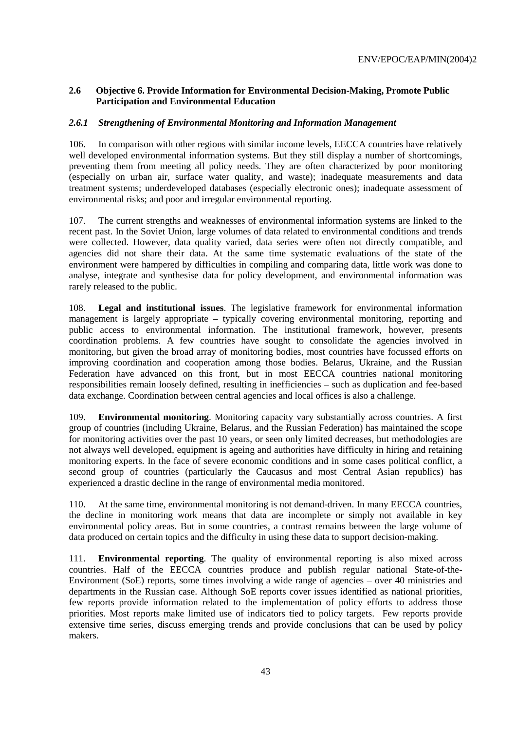### 2.6 Objective 6. Provide Information for Environmental Decision-Making, Promote Public Participation and Environmental Education

#### *2.6.1 Strengthening of Environmental Monitoring and Information Management*

106. In comparison with other regions with similar income levels, EECCA countries have relatively well developed environmental information systems. But they still display a number of shortcomings, preventing them from meeting all policy needs. They are often characterized by poor monitoring (especially on urban air, surface water quality, and waste); inadequate measurements and data treatment systems; underdeveloped databases (especially electronic ones); inadequate assessment of environmental risks; and poor and irregular environmental reporting.

107. The current strengths and weaknesses of environmental information systems are linked to the recent past. In the Soviet Union, large volumes of data related to environmental conditions and trends were collected. However, data quality varied, data series were often not directly compatible, and agencies did not share their data. At the same time systematic evaluations of the state of the environment were hampered by difficulties in compiling and comparing data, little work was done to analyse, integrate and synthesise data for policy development, and environmental information was rarely released to the public.

108. **Legal and institutional issues**. The legislative framework for environmental information management is largely appropriate – typically covering environmental monitoring, reporting and public access to environmental information. The institutional framework, however, presents coordination problems. A few countries have sought to consolidate the agencies involved in monitoring, but given the broad array of monitoring bodies, most countries have focussed efforts on improving coordination and cooperation among those bodies. Belarus, Ukraine, and the Russian Federation have advanced on this front, but in most EECCA countries national monitoring responsibilities remain loosely defined, resulting in inefficiencies – such as duplication and fee-based data exchange. Coordination between central agencies and local offices is also a challenge.

109. **Environmental monitoring**. Monitoring capacity vary substantially across countries. A first group of countries (including Ukraine, Belarus, and the Russian Federation) has maintained the scope for monitoring activities over the past 10 years, or seen only limited decreases, but methodologies are not always well developed, equipment is ageing and authorities have difficulty in hiring and retaining monitoring experts. In the face of severe economic conditions and in some cases political conflict, a second group of countries (particularly the Caucasus and most Central Asian republics) has experienced a drastic decline in the range of environmental media monitored.

110. At the same time, environmental monitoring is not demand-driven. In many EECCA countries, the decline in monitoring work means that data are incomplete or simply not available in key environmental policy areas. But in some countries, a contrast remains between the large volume of data produced on certain topics and the difficulty in using these data to support decision-making.

111. **Environmental reporting**. The quality of environmental reporting is also mixed across countries. Half of the EECCA countries produce and publish regular national State-of-the-Environment (SoE) reports, some times involving a wide range of agencies – over 40 ministries and departments in the Russian case. Although SoE reports cover issues identified as national priorities, few reports provide information related to the implementation of policy efforts to address those priorities. Most reports make limited use of indicators tied to policy targets. Few reports provide extensive time series, discuss emerging trends and provide conclusions that can be used by policy makers.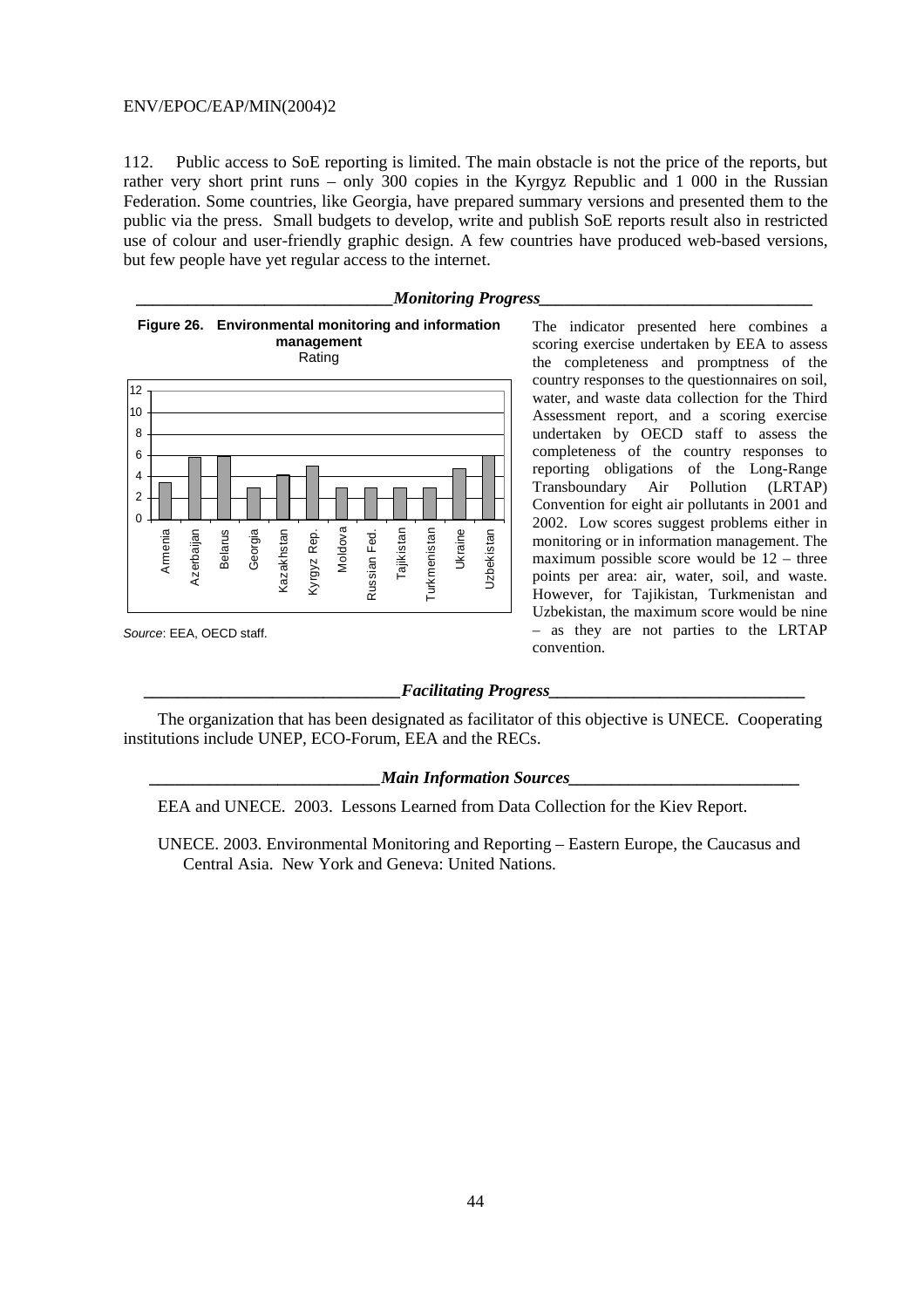112. Public access to SoE reporting is limited. The main obstacle is not the price of the reports, but rather very short print runs – only 300 copies in the Kyrgyz Republic and 1 000 in the Russian Federation. Some countries, like Georgia, have prepared summary versions and presented them to the public via the press. Small budgets to develop, write and publish SoE reports result also in restricted use of colour and user-friendly graphic design. A few countries have produced web-based versions, but few people have yet regular access to the internet.

### *Monitoring Progress*

**Figure 26. Environmental monitoring and information management**
Rating

*Source*: EEA, OECD staff.

The indicator presented here combines a scoring exercise undertaken by EEA to assess the completeness and promptness of the country responses to the questionnaires on soil, water, and waste data collection for the Third Assessment report, and a scoring exercise undertaken by OECD staff to assess the completeness of the country responses to reporting obligations of the Long-Range Transboundary Air Pollution (LRTAP) Convention for eight air pollutants in 2001 and 2002. Low scores suggest problems either in monitoring or in information management. The maximum possible score would be 12 – three points per area: air, water, soil, and waste. However, for Tajikistan, Turkmenistan and Uzbekistan, the maximum score would be nine – as they are not parties to the LRTAP convention.

### *Facilitating Progress*

The organization that has been designated as facilitator of this objective is UNECE. Cooperating institutions include UNEP, ECO-Forum, EEA and the RECs.

### *Main Information Sources*

EEA and UNECE. 2003. Lessons Learned from Data Collection for the Kiev Report.

UNECE. 2003. Environmental Monitoring and Reporting – Eastern Europe, the Caucasus and Central Asia. New York and Geneva: United Nations.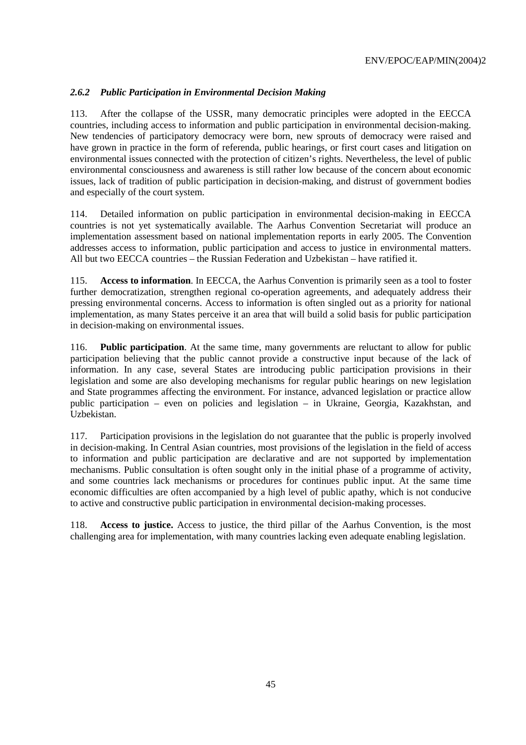### *2.6.2 Public Participation in Environmental Decision Making*

113. After the collapse of the USSR, many democratic principles were adopted in the EECCA countries, including access to information and public participation in environmental decision-making. New tendencies of participatory democracy were born, new sprouts of democracy were raised and have grown in practice in the form of referenda, public hearings, or first court cases and litigation on environmental issues connected with the protection of citizen's rights. Nevertheless, the level of public environmental consciousness and awareness is still rather low because of the concern about economic issues, lack of tradition of public participation in decision-making, and distrust of government bodies and especially of the court system.

114. Detailed information on public participation in environmental decision-making in EECCA countries is not yet systematically available. The Aarhus Convention Secretariat will produce an implementation assessment based on national implementation reports in early 2005. The Convention addresses access to information, public participation and access to justice in environmental matters. All but two EECCA countries – the Russian Federation and Uzbekistan – have ratified it.

115. **Access to information**. In EECCA, the Aarhus Convention is primarily seen as a tool to foster further democratization, strengthen regional co-operation agreements, and adequately address their pressing environmental concerns. Access to information is often singled out as a priority for national implementation, as many States perceive it an area that will build a solid basis for public participation in decision-making on environmental issues.

116. **Public participation**. At the same time, many governments are reluctant to allow for public participation believing that the public cannot provide a constructive input because of the lack of information. In any case, several States are introducing public participation provisions in their legislation and some are also developing mechanisms for regular public hearings on new legislation and State programmes affecting the environment. For instance, advanced legislation or practice allow public participation – even on policies and legislation – in Ukraine, Georgia, Kazakhstan, and Uzbekistan.

117. Participation provisions in the legislation do not guarantee that the public is properly involved in decision-making. In Central Asian countries, most provisions of the legislation in the field of access to information and public participation are declarative and are not supported by implementation mechanisms. Public consultation is often sought only in the initial phase of a programme of activity, and some countries lack mechanisms or procedures for continues public input. At the same time economic difficulties are often accompanied by a high level of public apathy, which is not conducive to active and constructive public participation in environmental decision-making processes.

118. **Access to justice.** Access to justice, the third pillar of the Aarhus Convention, is the most challenging area for implementation, with many countries lacking even adequate enabling legislation.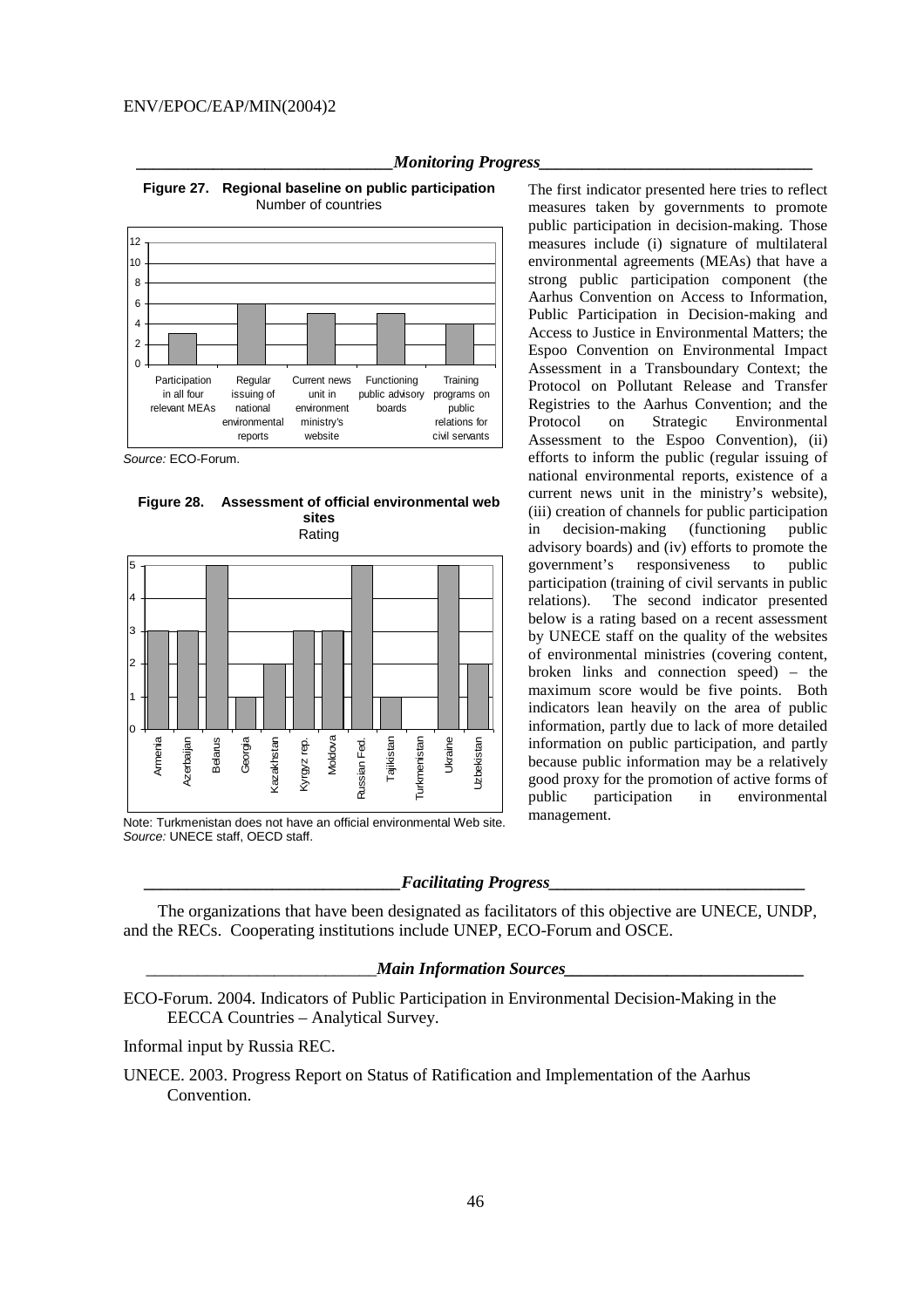## *Monitoring Progress*

**Figure 27. Regional baseline on public participation**
Number of countries

| Indicator | Number of countries |
|---|---|
| Participation in all four relevant MEAs | 3 |
| Regular issuing of national environmental reports | 6 |
| Current news unit in environment ministry's website | 5 |
| Functioning public advisory boards | 5 |
| Training programs on public relations for civil servants | 4 |

*Source:* ECO-Forum.

**Figure 28. Assessment of official environmental web sites**
Rating

| Country | Rating |
|---|---|
| Armenia | 3 |
| Azerbaijan | 3 |
| Belarus | 5 |
| Georgia | 1 |
| Kazakhstan | 2 |
| Kyrgyz rep. | 3 |
| Moldova | 3 |
| Russian Fed. | 5 |
| Tajikistan | 1 |
| Turkmenistan | 0 |
| Ukraine | 5 |
| Uzbekistan | 2 |

Note: Turkmenistan does not have an official environmental Web site.
*Source:* UNECE staff, OECD staff.

The first indicator presented here tries to reflect measures taken by governments to promote public participation in decision-making. Those measures include (i) signature of multilateral environmental agreements (MEAs) that have a strong public participation component (the Aarhus Convention on Access to Information, Public Participation in Decision-making and Access to Justice in Environmental Matters; the Espoo Convention on Environmental Impact Assessment in a Transboundary Context; the Protocol on Pollutant Release and Transfer Registries to the Aarhus Convention; and the Protocol on Strategic Environmental Assessment to the Espoo Convention), (ii) efforts to inform the public (regular issuing of national environmental reports, existence of a current news unit in the ministry's website), (iii) creation of channels for public participation in decision-making (functioning public advisory boards) and (iv) efforts to promote the government's responsiveness to public participation (training of civil servants in public relations). The second indicator presented below is a rating based on a recent assessment by UNECE staff on the quality of the websites of environmental ministries (covering content, broken links and connection speed) – the maximum score would be five points. Both indicators lean heavily on the area of public information, partly due to lack of more detailed information on public participation, and partly because public information may be a relatively good proxy for the promotion of active forms of public participation in environmental management.

## *Facilitating Progress*

The organizations that have been designated as facilitators of this objective are UNECE, UNDP, and the RECs. Cooperating institutions include UNEP, ECO-Forum and OSCE.

## *Main Information Sources*

ECO-Forum. 2004. Indicators of Public Participation in Environmental Decision-Making in the EECCA Countries – Analytical Survey.

Informal input by Russia REC.

UNECE. 2003. Progress Report on Status of Ratification and Implementation of the Aarhus Convention.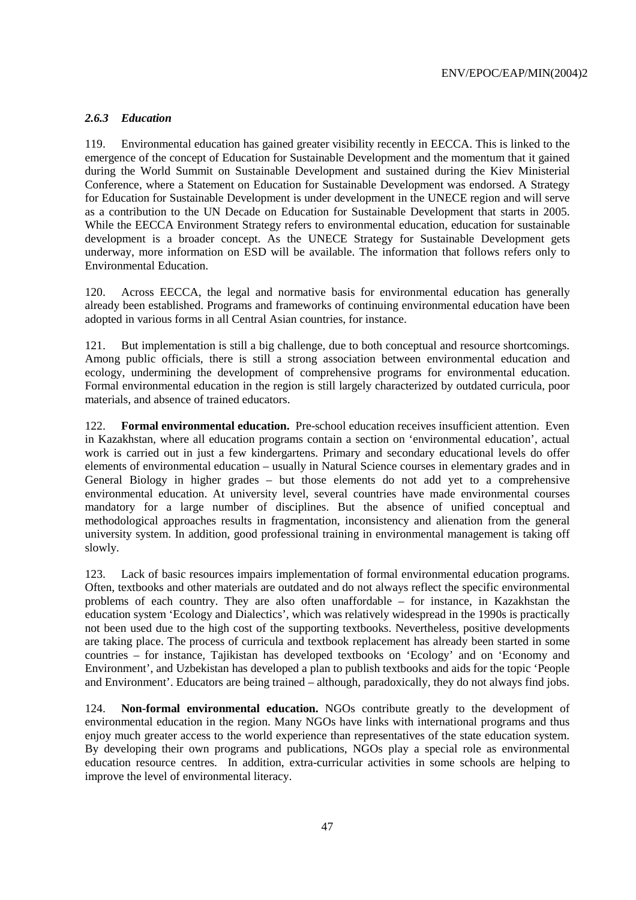### *2.6.3 Education*

119. Environmental education has gained greater visibility recently in EECCA. This is linked to the emergence of the concept of Education for Sustainable Development and the momentum that it gained during the World Summit on Sustainable Development and sustained during the Kiev Ministerial Conference, where a Statement on Education for Sustainable Development was endorsed. A Strategy for Education for Sustainable Development is under development in the UNECE region and will serve as a contribution to the UN Decade on Education for Sustainable Development that starts in 2005. While the EECCA Environment Strategy refers to environmental education, education for sustainable development is a broader concept. As the UNECE Strategy for Sustainable Development gets underway, more information on ESD will be available. The information that follows refers only to Environmental Education.

120. Across EECCA, the legal and normative basis for environmental education has generally already been established. Programs and frameworks of continuing environmental education have been adopted in various forms in all Central Asian countries, for instance.

121. But implementation is still a big challenge, due to both conceptual and resource shortcomings. Among public officials, there is still a strong association between environmental education and ecology, undermining the development of comprehensive programs for environmental education. Formal environmental education in the region is still largely characterized by outdated curricula, poor materials, and absence of trained educators.

122. **Formal environmental education.** Pre-school education receives insufficient attention. Even in Kazakhstan, where all education programs contain a section on 'environmental education', actual work is carried out in just a few kindergartens. Primary and secondary educational levels do offer elements of environmental education – usually in Natural Science courses in elementary grades and in General Biology in higher grades – but those elements do not add yet to a comprehensive environmental education. At university level, several countries have made environmental courses mandatory for a large number of disciplines. But the absence of unified conceptual and methodological approaches results in fragmentation, inconsistency and alienation from the general university system. In addition, good professional training in environmental management is taking off slowly.

123. Lack of basic resources impairs implementation of formal environmental education programs. Often, textbooks and other materials are outdated and do not always reflect the specific environmental problems of each country. They are also often unaffordable – for instance, in Kazakhstan the education system 'Ecology and Dialectics', which was relatively widespread in the 1990s is practically not been used due to the high cost of the supporting textbooks. Nevertheless, positive developments are taking place. The process of curricula and textbook replacement has already been started in some countries – for instance, Tajikistan has developed textbooks on 'Ecology' and on 'Economy and Environment', and Uzbekistan has developed a plan to publish textbooks and aids for the topic 'People and Environment'. Educators are being trained – although, paradoxically, they do not always find jobs.

124. **Non-formal environmental education.** NGOs contribute greatly to the development of environmental education in the region. Many NGOs have links with international programs and thus enjoy much greater access to the world experience than representatives of the state education system. By developing their own programs and publications, NGOs play a special role as environmental education resource centres. In addition, extra-curricular activities in some schools are helping to improve the level of environmental literacy.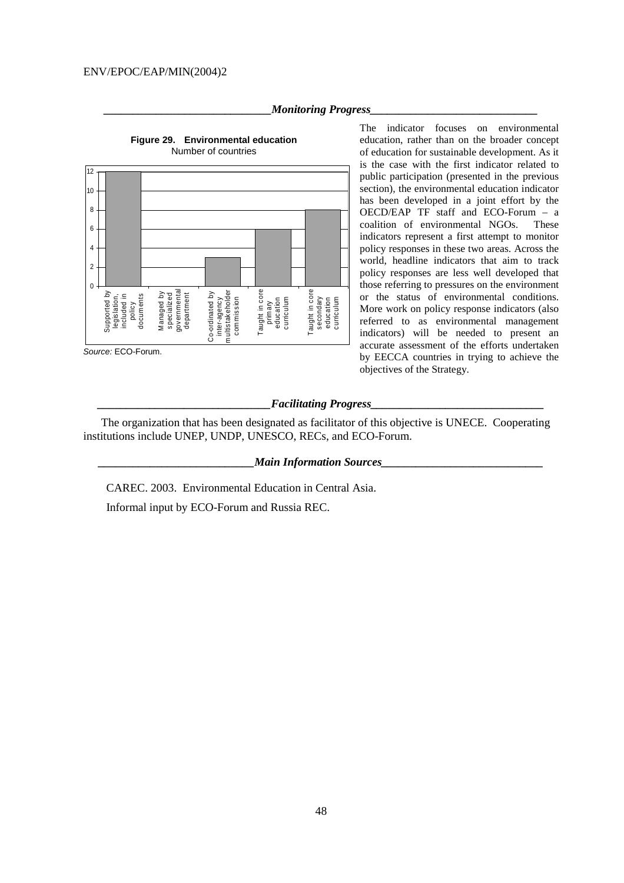## *Monitoring Progress*

**Figure 29. Environmental education**

Number of countries

| Category | Number of countries |
|---|---|
| Supported by legislation, included in policy documents | 12 |
| Managed by specialized governmental department | 0 |
| Co-ordinated by inter-agency multistakeholder commission | 3 |
| Taught in core primary education curriculum | 6 |
| Taught in core secondary education curriculum | 8 |

*Source:* ECO-Forum.

The indicator focuses on environmental education, rather than on the broader concept of education for sustainable development. As it is the case with the first indicator related to public participation (presented in the previous section), the environmental education indicator has been developed in a joint effort by the OECD/EAP TF staff and ECO-Forum – a coalition of environmental NGOs. These indicators represent a first attempt to monitor policy responses in these two areas. Across the world, headline indicators that aim to track policy responses are less well developed that those referring to pressures on the environment or the status of environmental conditions. More work on policy response indicators (also referred to as environmental management indicators) will be needed to present an accurate assessment of the efforts undertaken by EECCA countries in trying to achieve the objectives of the Strategy.

## *Facilitating Progress*

The organization that has been designated as facilitator of this objective is UNECE. Cooperating institutions include UNEP, UNDP, UNESCO, RECs, and ECO-Forum.

## *Main Information Sources*

CAREC. 2003. Environmental Education in Central Asia.

Informal input by ECO-Forum and Russia REC.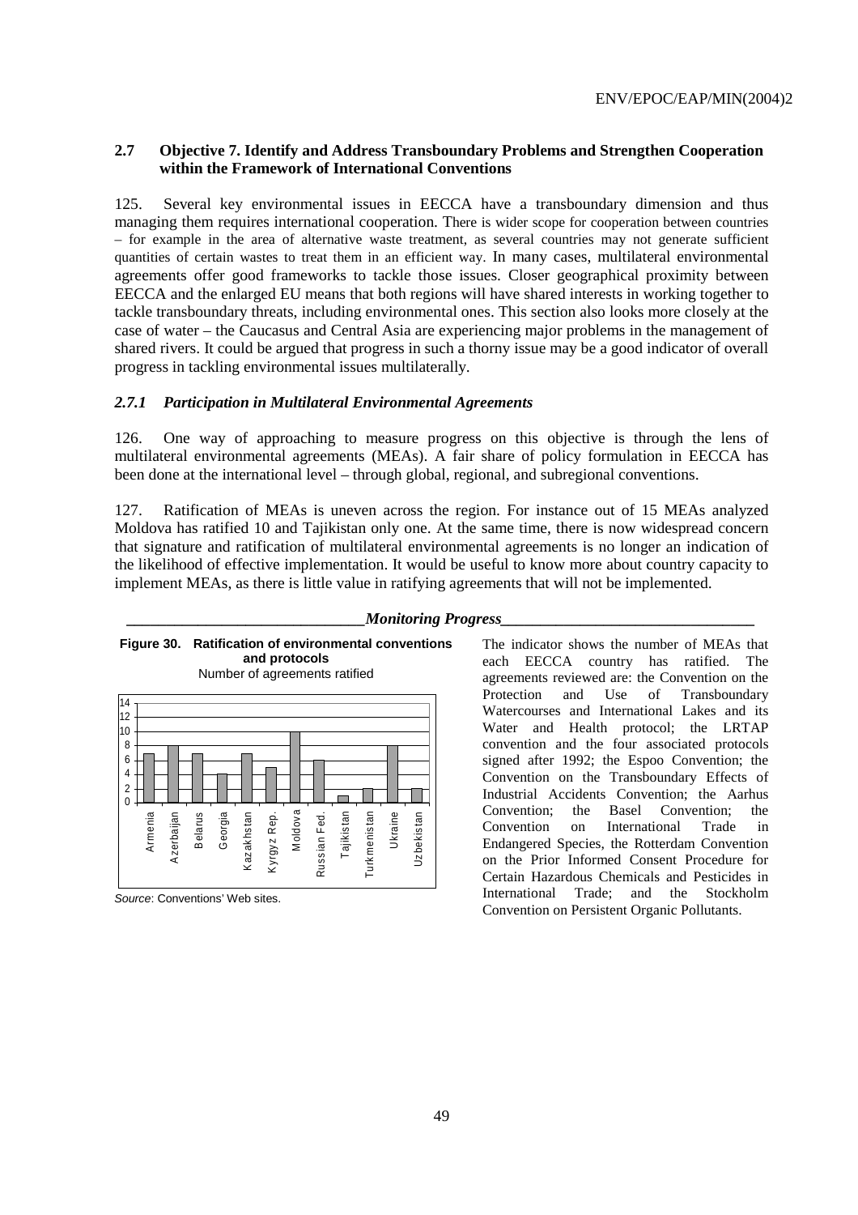## 2.7 Objective 7. Identify and Address Transboundary Problems and Strengthen Cooperation within the Framework of International Conventions

125. Several key environmental issues in EECCA have a transboundary dimension and thus managing them requires international cooperation. There is wider scope for cooperation between countries – for example in the area of alternative waste treatment, as several countries may not generate sufficient quantities of certain wastes to treat them in an efficient way. In many cases, multilateral environmental agreements offer good frameworks to tackle those issues. Closer geographical proximity between EECCA and the enlarged EU means that both regions will have shared interests in working together to tackle transboundary threats, including environmental ones. This section also looks more closely at the case of water – the Caucasus and Central Asia are experiencing major problems in the management of shared rivers. It could be argued that progress in such a thorny issue may be a good indicator of overall progress in tackling environmental issues multilaterally.

### *2.7.1 Participation in Multilateral Environmental Agreements*

126. One way of approaching to measure progress on this objective is through the lens of multilateral environmental agreements (MEAs). A fair share of policy formulation in EECCA has been done at the international level – through global, regional, and subregional conventions.

127. Ratification of MEAs is uneven across the region. For instance out of 15 MEAs analyzed Moldova has ratified 10 and Tajikistan only one. At the same time, there is now widespread concern that signature and ratification of multilateral environmental agreements is no longer an indication of the likelihood of effective implementation. It would be useful to know more about country capacity to implement MEAs, as there is little value in ratifying agreements that will not be implemented.

***Monitoring Progress***

**Figure 30. Ratification of environmental conventions and protocols**

Number of agreements ratified

| Country | Number of agreements ratified |
|---|---|
| Armenia | 7 |
| Azerbaijan | 8 |
| Belarus | 7 |
| Georgia | 4 |
| Kazakhstan | 7 |
| Kyrgyz Rep. | 5 |
| Moldova | 10 |
| Russian Fed. | 6 |
| Tajikistan | 1 |
| Turkmenistan | 2 |
| Ukraine | 8 |
| Uzbekistan | 2 |

*Source*: Conventions' Web sites.

The indicator shows the number of MEAs that each EECCA country has ratified. The agreements reviewed are: the Convention on the Protection and Use of Transboundary Watercourses and International Lakes and its Water and Health protocol; the LRTAP convention and the four associated protocols signed after 1992; the Espoo Convention; the Convention on the Transboundary Effects of Industrial Accidents Convention; the Aarhus Convention; the Basel Convention; the Convention on International Trade in Endangered Species, the Rotterdam Convention on the Prior Informed Consent Procedure for Certain Hazardous Chemicals and Pesticides in International Trade; and the Stockholm Convention on Persistent Organic Pollutants.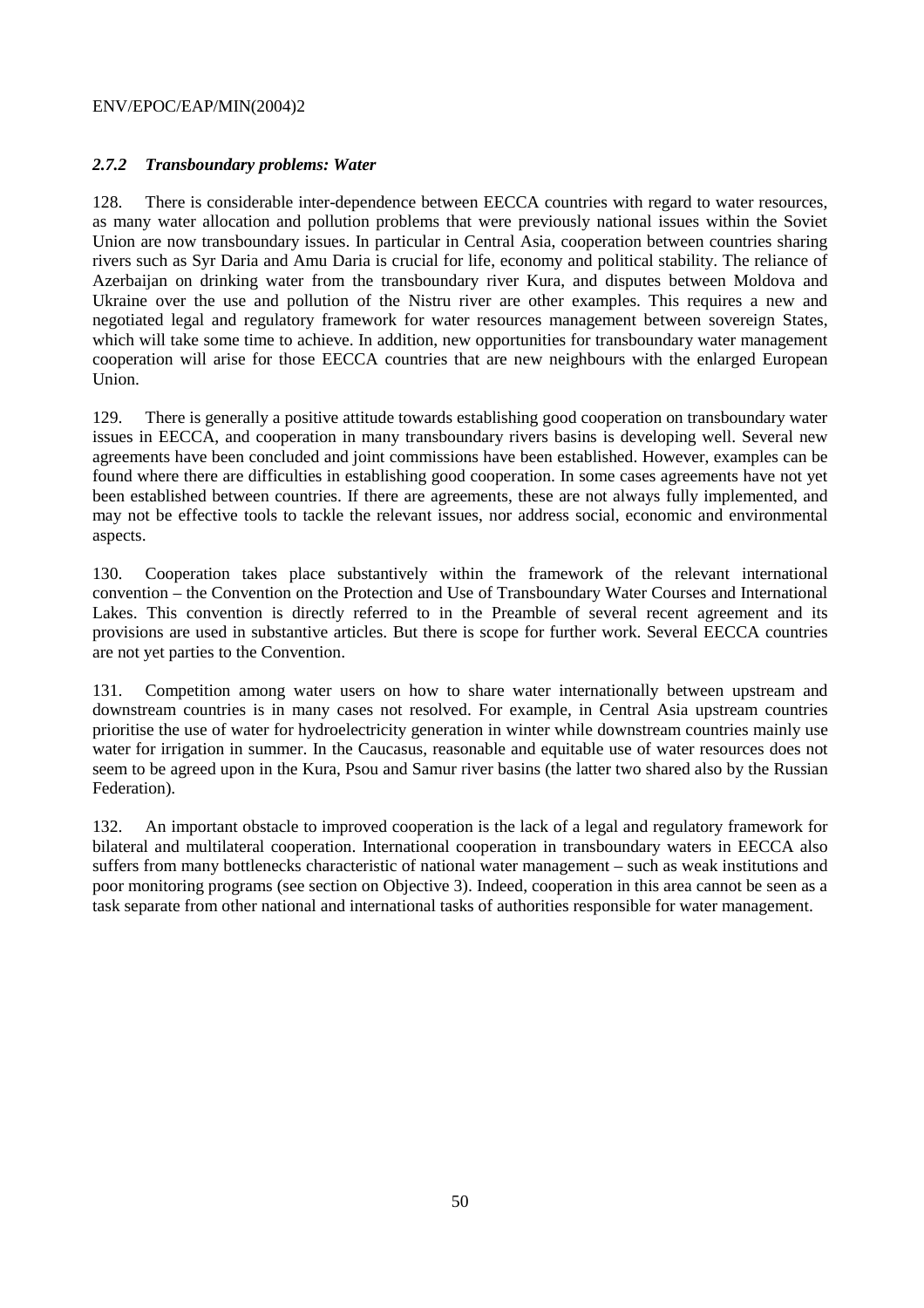### *2.7.2 Transboundary problems: Water*

128. There is considerable inter-dependence between EECCA countries with regard to water resources, as many water allocation and pollution problems that were previously national issues within the Soviet Union are now transboundary issues. In particular in Central Asia, cooperation between countries sharing rivers such as Syr Daria and Amu Daria is crucial for life, economy and political stability. The reliance of Azerbaijan on drinking water from the transboundary river Kura, and disputes between Moldova and Ukraine over the use and pollution of the Nistru river are other examples. This requires a new and negotiated legal and regulatory framework for water resources management between sovereign States, which will take some time to achieve. In addition, new opportunities for transboundary water management cooperation will arise for those EECCA countries that are new neighbours with the enlarged European Union.

129. There is generally a positive attitude towards establishing good cooperation on transboundary water issues in EECCA, and cooperation in many transboundary rivers basins is developing well. Several new agreements have been concluded and joint commissions have been established. However, examples can be found where there are difficulties in establishing good cooperation. In some cases agreements have not yet been established between countries. If there are agreements, these are not always fully implemented, and may not be effective tools to tackle the relevant issues, nor address social, economic and environmental aspects.

130. Cooperation takes place substantively within the framework of the relevant international convention – the Convention on the Protection and Use of Transboundary Water Courses and International Lakes. This convention is directly referred to in the Preamble of several recent agreement and its provisions are used in substantive articles. But there is scope for further work. Several EECCA countries are not yet parties to the Convention.

131. Competition among water users on how to share water internationally between upstream and downstream countries is in many cases not resolved. For example, in Central Asia upstream countries prioritise the use of water for hydroelectricity generation in winter while downstream countries mainly use water for irrigation in summer. In the Caucasus, reasonable and equitable use of water resources does not seem to be agreed upon in the Kura, Psou and Samur river basins (the latter two shared also by the Russian Federation).

132. An important obstacle to improved cooperation is the lack of a legal and regulatory framework for bilateral and multilateral cooperation. International cooperation in transboundary waters in EECCA also suffers from many bottlenecks characteristic of national water management – such as weak institutions and poor monitoring programs (see section on Objective 3). Indeed, cooperation in this area cannot be seen as a task separate from other national and international tasks of authorities responsible for water management.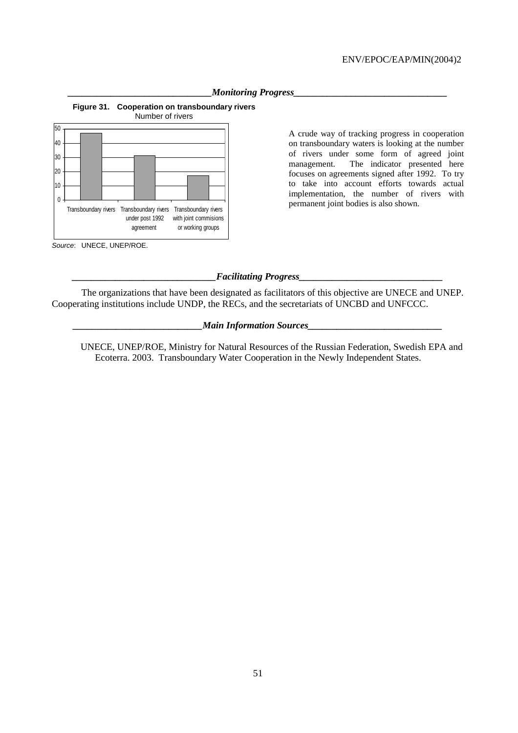## *Monitoring Progress*

**Figure 31. Cooperation on transboundary rivers**

Number of rivers

50
40
30
20
10
0

Transboundary rivers
Transboundary rivers under post 1992 agreement
Transboundary rivers with joint commisions or working groups

*Source*: UNECE, UNEP/ROE.

A crude way of tracking progress in cooperation on transboundary waters is looking at the number of rivers under some form of agreed joint management. The indicator presented here focuses on agreements signed after 1992. To try to take into account efforts towards actual implementation, the number of rivers with permanent joint bodies is also shown.

## *Facilitating Progress*

The organizations that have been designated as facilitators of this objective are UNECE and UNEP. Cooperating institutions include UNDP, the RECs, and the secretariats of UNCBD and UNFCCC.

## *Main Information Sources*

UNECE, UNEP/ROE, Ministry for Natural Resources of the Russian Federation, Swedish EPA and Ecoterra. 2003. Transboundary Water Cooperation in the Newly Independent States.